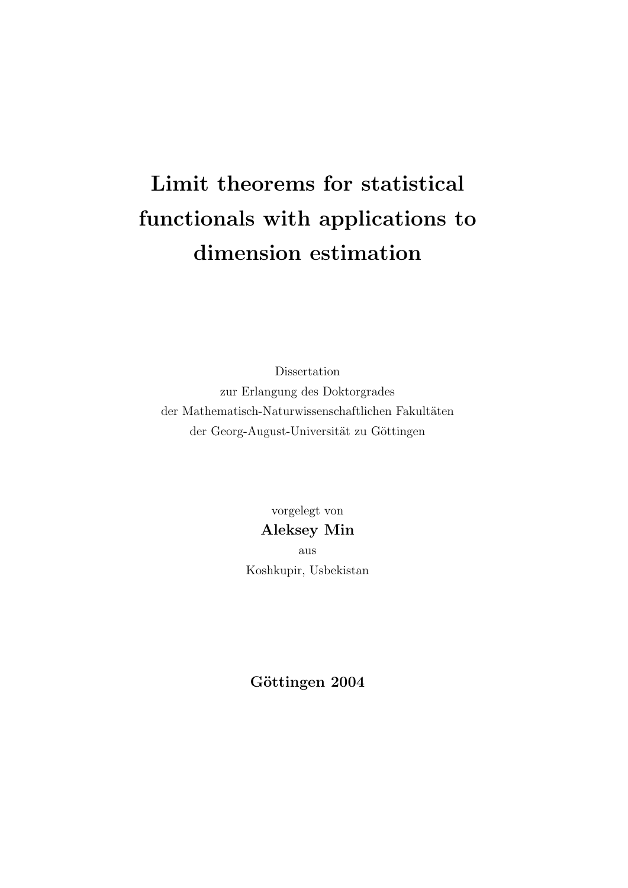# Limit theorems for statistical functionals with applications to dimension estimation

Dissertation
zur Erlangung des Doktorgrades
der Mathematisch-Naturwissenschaftlichen Fakultäten
der Georg-August-Universität zu Göttingen

vorgelegt von
**Aleksey Min**
aus
Koshkupir, Usbekistan

**Göttingen 2004**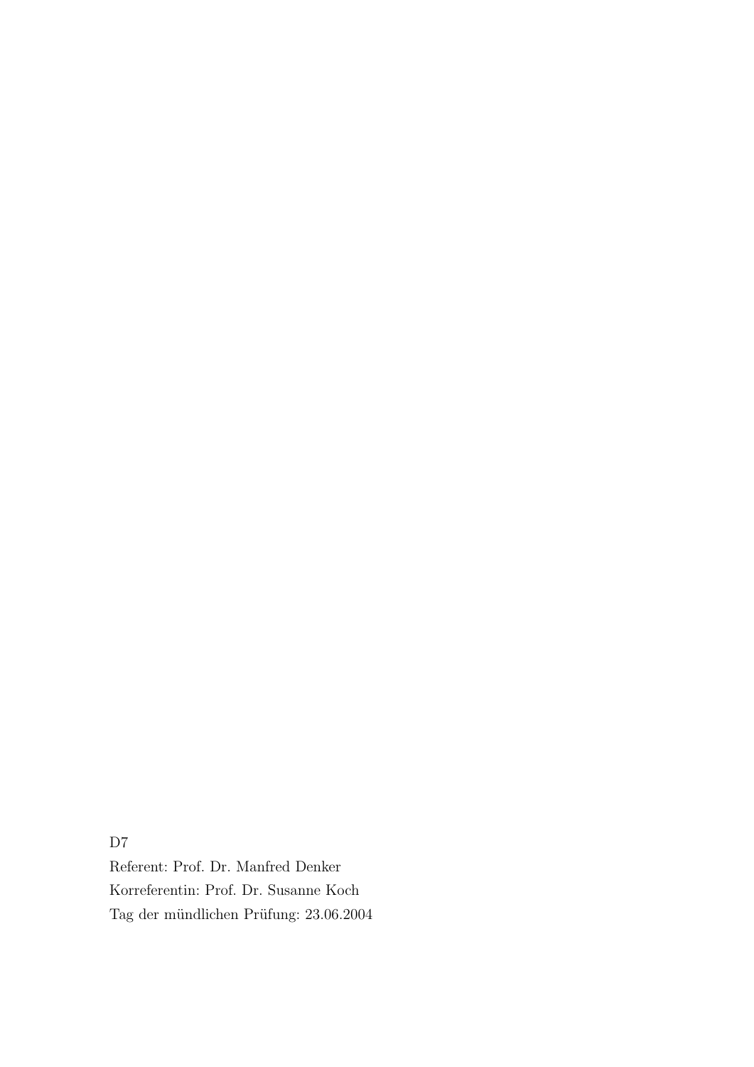D7

Referent: Prof. Dr. Manfred Denker

Korreferentin: Prof. Dr. Susanne Koch

Tag der mündlichen Prüfung: 23.06.2004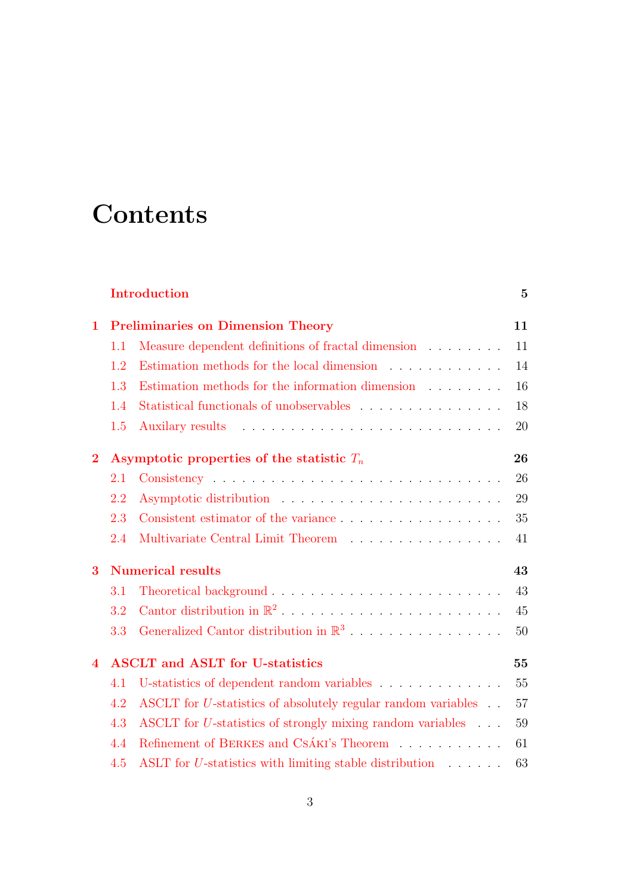# Contents

**Introduction** **5**

**1 Preliminaries on Dimension Theory** **11**

- 1.1 Measure dependent definitions of fractal dimension . . . . . . . . 11
- 1.2 Estimation methods for the local dimension . . . . . . . . . . . . 14
- 1.3 Estimation methods for the information dimension . . . . . . . . 16
- 1.4 Statistical functionals of unobservables . . . . . . . . . . . . . . . . 18
- 1.5 Auxilary results . . . . . . . . . . . . . . . . . . . . . . . . . . . . 20

**2 Asymptotic properties of the statistic $T_n$** **26**

- 2.1 Consistency . . . . . . . . . . . . . . . . . . . . . . . . . . . . . . 26
- 2.2 Asymptotic distribution . . . . . . . . . . . . . . . . . . . . . . . 29
- 2.3 Consistent estimator of the variance . . . . . . . . . . . . . . . . . 35
- 2.4 Multivariate Central Limit Theorem . . . . . . . . . . . . . . . . 41

**3 Numerical results** **43**

- 3.1 Theoretical background . . . . . . . . . . . . . . . . . . . . . . . . 43
- 3.2 Cantor distribution in $\mathbb{R}^2$ . . . . . . . . . . . . . . . . . . . . . . 45
- 3.3 Generalized Cantor distribution in $\mathbb{R}^3$ . . . . . . . . . . . . . . . . 50

**4 ASCLT and ASLT for U-statistics** **55**

- 4.1 U-statistics of dependent random variables . . . . . . . . . . . . . 55
- 4.2 ASCLT for $U$-statistics of absolutely regular random variables . . 57
- 4.3 ASCLT for $U$-statistics of strongly mixing random variables . . . 59
- 4.4 Refinement of Berkes and Csáki's Theorem . . . . . . . . . . . . 61
- 4.5 ASLT for $U$-statistics with limiting stable distribution . . . . . . 63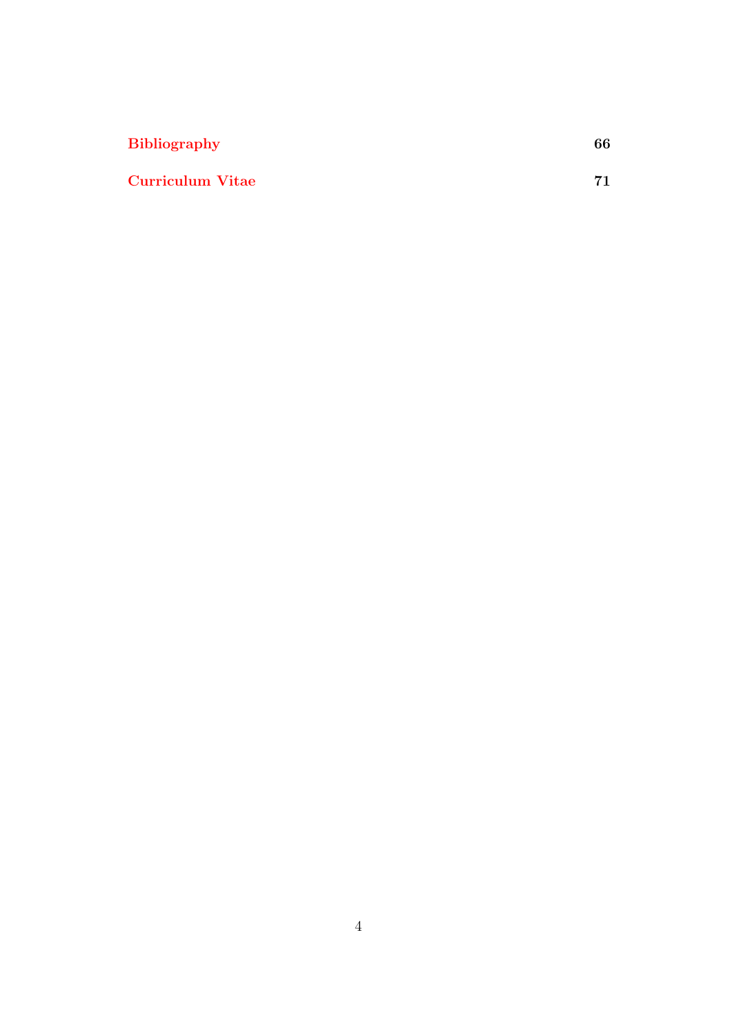**Bibliography** **66**

**Curriculum Vitae** **71**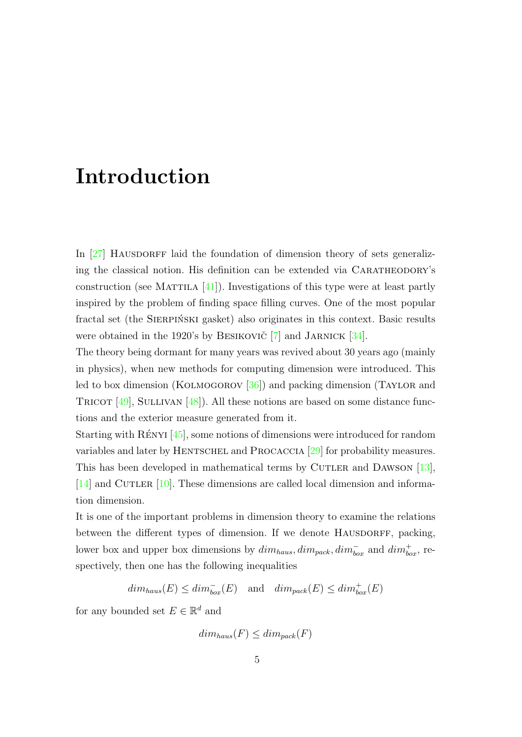# Introduction

In [27] HAUSDORFF laid the foundation of dimension theory of sets generalizing the classical notion. His definition can be extended via CARATHEODORY's construction (see MATTILA [41]). Investigations of this type were at least partly inspired by the problem of finding space filling curves. One of the most popular fractal set (the SIERPIŃSKI gasket) also originates in this context. Basic results were obtained in the 1920's by BESIKOVIČ [7] and JARNICK [34].

The theory being dormant for many years was revived about 30 years ago (mainly in physics), when new methods for computing dimension were introduced. This led to box dimension (KOLMOGOROV [36]) and packing dimension (TAYLOR and TRICOT [49], SULLIVAN [48]). All these notions are based on some distance functions and the exterior measure generated from it.

Starting with RÉNYI [45], some notions of dimensions were introduced for random variables and later by HENTSCHEL and PROCACCIA [29] for probability measures. This has been developed in mathematical terms by CUTLER and DAWSON [13], [14] and CUTLER [10]. These dimensions are called local dimension and information dimension.

It is one of the important problems in dimension theory to examine the relations between the different types of dimension. If we denote HAUSDORFF, packing, lower box and upper box dimensions by $dim_{haus}, dim_{pack}, dim_{box}^{-}$ and $dim_{box}^{+}$, respectively, then one has the following inequalities

$$dim_{haus}(E) \leq dim_{box}^{-}(E) \quad \text{and} \quad dim_{pack}(E) \leq dim_{box}^{+}(E)$$

for any bounded set $E \in \mathbb{R}^d$ and

$$dim_{haus}(F) \leq dim_{pack}(F)$$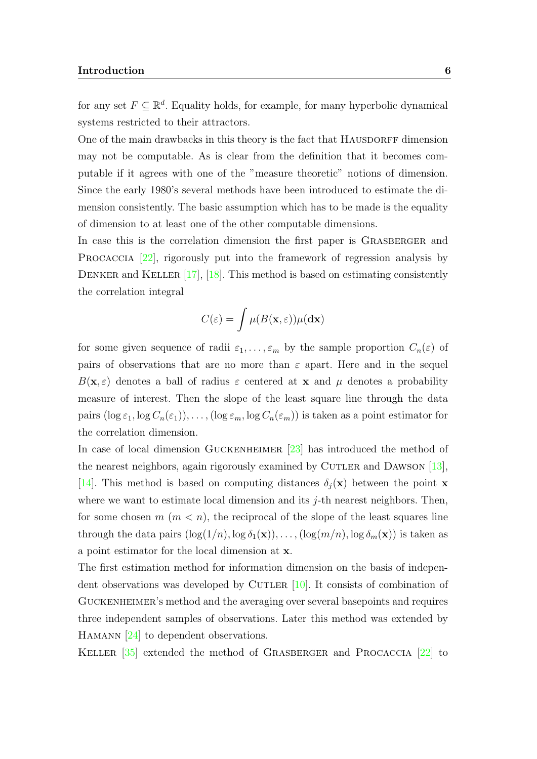for any set $F \subseteq \mathbb{R}^d$. Equality holds, for example, for many hyperbolic dynamical systems restricted to their attractors.

One of the main drawbacks in this theory is the fact that Hausdorff dimension may not be computable. As is clear from the definition that it becomes computable if it agrees with one of the "measure theoretic" notions of dimension. Since the early 1980's several methods have been introduced to estimate the dimension consistently. The basic assumption which has to be made is the equality of dimension to at least one of the other computable dimensions.

In case this is the correlation dimension the first paper is Grasberger and Procaccia [22], rigorously put into the framework of regression analysis by Denker and Keller [17], [18]. This method is based on estimating consistently the correlation integral

$$C(\varepsilon) = \int \mu(B(\mathbf{x}, \varepsilon))\mu(\mathbf{dx})$$

for some given sequence of radii $\varepsilon_1, \ldots, \varepsilon_m$ by the sample proportion $C_n(\varepsilon)$ of pairs of observations that are no more than $\varepsilon$ apart. Here and in the sequel $B(\mathbf{x}, \varepsilon)$ denotes a ball of radius $\varepsilon$ centered at $\mathbf{x}$ and $\mu$ denotes a probability measure of interest. Then the slope of the least square line through the data pairs $(\log \varepsilon_1, \log C_n(\varepsilon_1)), \ldots, (\log \varepsilon_m, \log C_n(\varepsilon_m))$ is taken as a point estimator for the correlation dimension.

In case of local dimension Guckenheimer [23] has introduced the method of the nearest neighbors, again rigorously examined by Cutler and Dawson [13], [14]. This method is based on computing distances $\delta_j(\mathbf{x})$ between the point $\mathbf{x}$ where we want to estimate local dimension and its $j$-th nearest neighbors. Then, for some chosen $m$ $(m < n)$, the reciprocal of the slope of the least squares line through the data pairs $(\log(1/n), \log \delta_1(\mathbf{x})), \ldots, (\log(m/n), \log \delta_m(\mathbf{x}))$ is taken as a point estimator for the local dimension at $\mathbf{x}$.

The first estimation method for information dimension on the basis of independent observations was developed by Cutler [10]. It consists of combination of Guckenheimer's method and the averaging over several basepoints and requires three independent samples of observations. Later this method was extended by Hamann [24] to dependent observations.

Keller [35] extended the method of Grasberger and Procaccia [22] to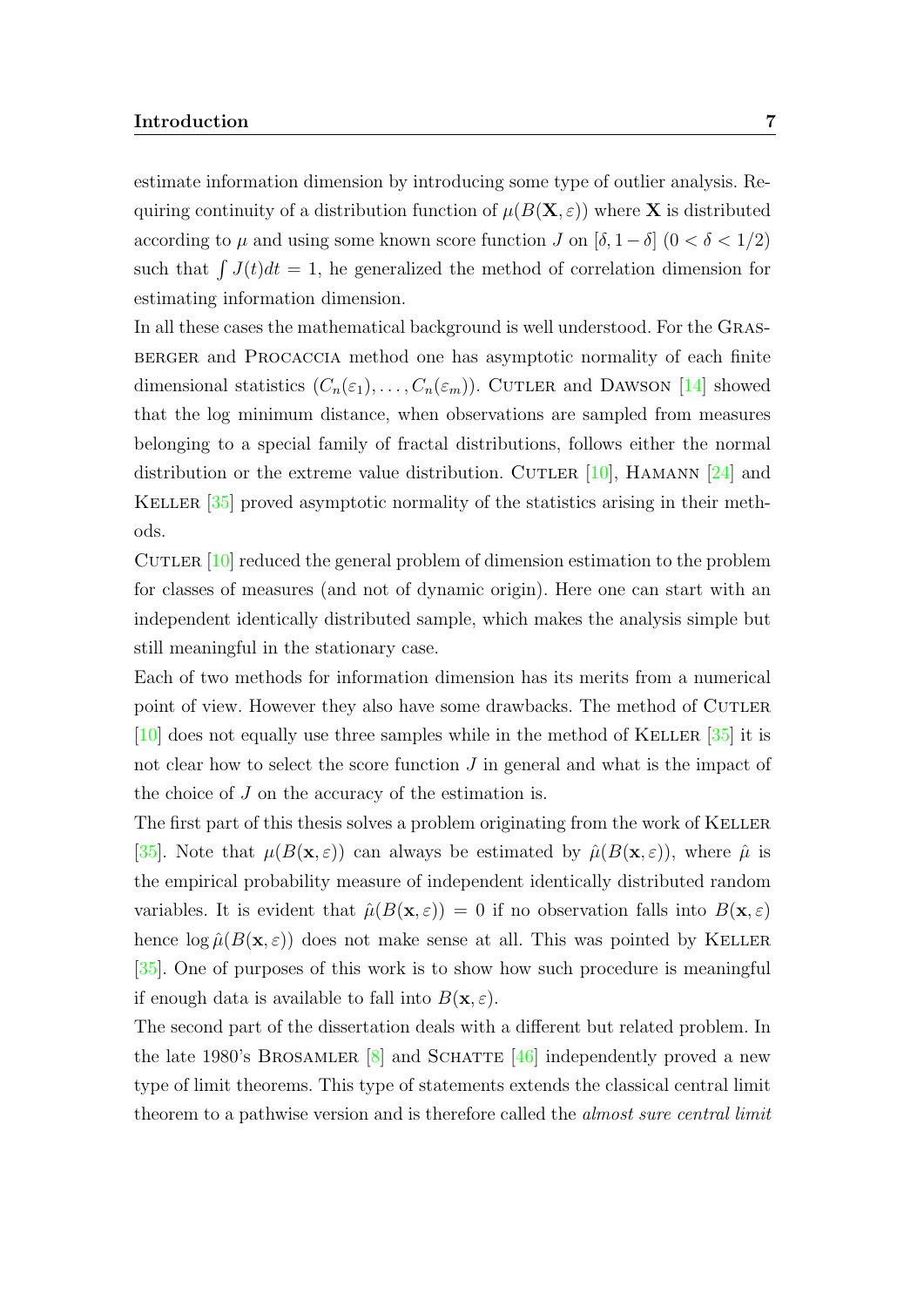estimate information dimension by introducing some type of outlier analysis. Requiring continuity of a distribution function of $\mu(B(\mathbf{X}, \varepsilon))$ where $\mathbf{X}$ is distributed according to $\mu$ and using some known score function $J$ on $[\delta, 1-\delta]$ $(0 < \delta < 1/2)$ such that $\int J(t)dt = 1$, he generalized the method of correlation dimension for estimating information dimension.

In all these cases the mathematical background is well understood. For the Grassberger and Procaccia method one has asymptotic normality of each finite dimensional statistics $(C_n(\varepsilon_1), \ldots, C_n(\varepsilon_m))$. Cutler and Dawson [14] showed that the log minimum distance, when observations are sampled from measures belonging to a special family of fractal distributions, follows either the normal distribution or the extreme value distribution. Cutler [10], Hamann [24] and Keller [35] proved asymptotic normality of the statistics arising in their methods.

Cutler [10] reduced the general problem of dimension estimation to the problem for classes of measures (and not of dynamic origin). Here one can start with an independent identically distributed sample, which makes the analysis simple but still meaningful in the stationary case.

Each of two methods for information dimension has its merits from a numerical point of view. However they also have some drawbacks. The method of Cutler [10] does not equally use three samples while in the method of Keller [35] it is not clear how to select the score function $J$ in general and what is the impact of the choice of $J$ on the accuracy of the estimation is.

The first part of this thesis solves a problem originating from the work of Keller [35]. Note that $\mu(B(\mathbf{x}, \varepsilon))$ can always be estimated by $\hat{\mu}(B(\mathbf{x}, \varepsilon))$, where $\hat{\mu}$ is the empirical probability measure of independent identically distributed random variables. It is evident that $\hat{\mu}(B(\mathbf{x}, \varepsilon)) = 0$ if no observation falls into $B(\mathbf{x}, \varepsilon)$ hence $\log \hat{\mu}(B(\mathbf{x}, \varepsilon))$ does not make sense at all. This was pointed by Keller [35]. One of purposes of this work is to show how such procedure is meaningful if enough data is available to fall into $B(\mathbf{x}, \varepsilon)$.

The second part of the dissertation deals with a different but related problem. In the late 1980's Brosamler [8] and Schatte [46] independently proved a new type of limit theorems. This type of statements extends the classical central limit theorem to a pathwise version and is therefore called the *almost sure central limit*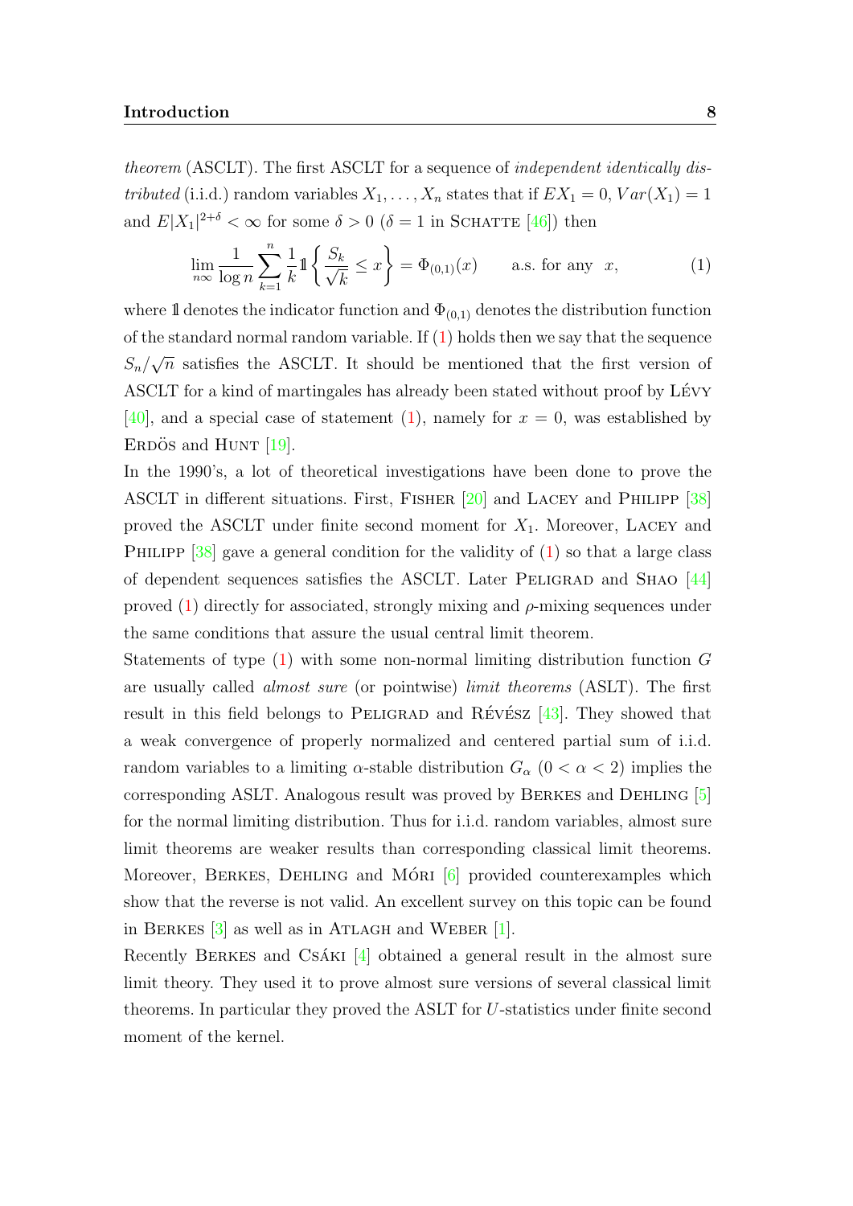*theorem* (ASCLT). The first ASCLT for a sequence of *independent identically distributed* (i.i.d.) random variables $X_1, \ldots, X_n$ states that if $EX_1 = 0$, $Var(X_1) = 1$ and $E|X_1|^{2+\delta} < \infty$ for some $\delta > 0$ ($\delta = 1$ in Schatte [46]) then

$$\lim_{n\infty} \frac{1}{\log n} \sum_{k=1}^{n} \frac{1}{k} \mathbb{1}\left\{ \frac{S_k}{\sqrt{k}} \leq x \right\} = \Phi_{(0,1)}(x) \qquad \text{a.s. for any } \; x, \tag{1}$$

where $\mathbb{1}$ denotes the indicator function and $\Phi_{(0,1)}$ denotes the distribution function of the standard normal random variable. If (1) holds then we say that the sequence $S_n/\sqrt{n}$ satisfies the ASCLT. It should be mentioned that the first version of ASCLT for a kind of martingales has already been stated without proof by Lévy [40], and a special case of statement (1), namely for $x = 0$, was established by Erdös and Hunt [19].

In the 1990's, a lot of theoretical investigations have been done to prove the ASCLT in different situations. First, Fisher [20] and Lacey and Philipp [38] proved the ASCLT under finite second moment for $X_1$. Moreover, Lacey and Philipp [38] gave a general condition for the validity of (1) so that a large class of dependent sequences satisfies the ASCLT. Later Peligrad and Shao [44] proved (1) directly for associated, strongly mixing and $\rho$-mixing sequences under the same conditions that assure the usual central limit theorem.

Statements of type (1) with some non-normal limiting distribution function $G$ are usually called *almost sure* (or pointwise) *limit theorems* (ASLT). The first result in this field belongs to Peligrad and Révész [43]. They showed that a weak convergence of properly normalized and centered partial sum of i.i.d. random variables to a limiting $\alpha$-stable distribution $G_\alpha$ ($0 < \alpha < 2$) implies the corresponding ASLT. Analogous result was proved by Berkes and Dehling [5] for the normal limiting distribution. Thus for i.i.d. random variables, almost sure limit theorems are weaker results than corresponding classical limit theorems. Moreover, Berkes, Dehling and Móri [6] provided counterexamples which show that the reverse is not valid. An excellent survey on this topic can be found in Berkes [3] as well as in Atlagh and Weber [1].

Recently Berkes and Csáki [4] obtained a general result in the almost sure limit theory. They used it to prove almost sure versions of several classical limit theorems. In particular they proved the ASLT for $U$-statistics under finite second moment of the kernel.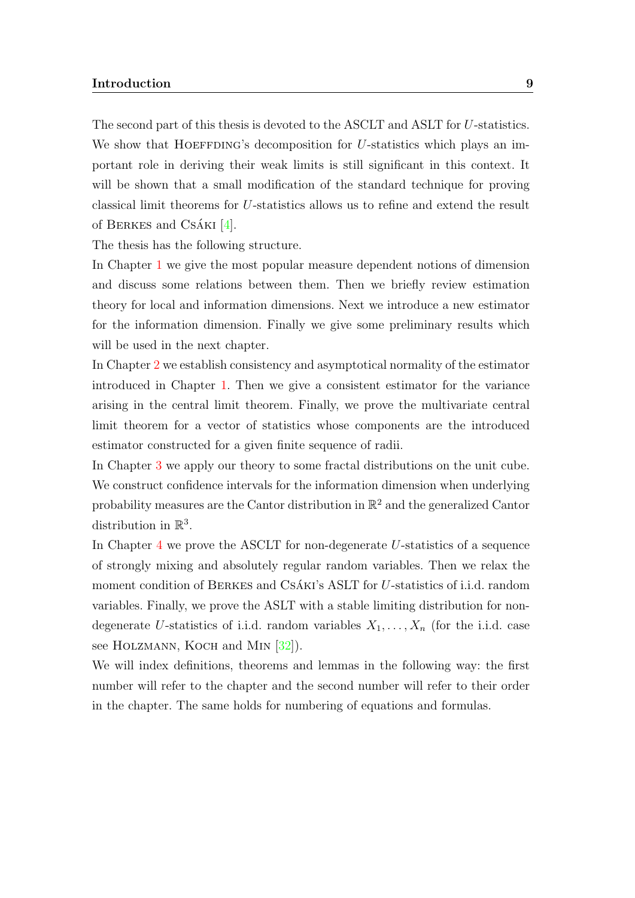The second part of this thesis is devoted to the ASCLT and ASLT for $U$-statistics. We show that Hoeffding's decomposition for $U$-statistics which plays an important role in deriving their weak limits is still significant in this context. It will be shown that a small modification of the standard technique for proving classical limit theorems for $U$-statistics allows us to refine and extend the result of Berkes and Csáki [4].

The thesis has the following structure.

In Chapter 1 we give the most popular measure dependent notions of dimension and discuss some relations between them. Then we briefly review estimation theory for local and information dimensions. Next we introduce a new estimator for the information dimension. Finally we give some preliminary results which will be used in the next chapter.

In Chapter 2 we establish consistency and asymptotical normality of the estimator introduced in Chapter 1. Then we give a consistent estimator for the variance arising in the central limit theorem. Finally, we prove the multivariate central limit theorem for a vector of statistics whose components are the introduced estimator constructed for a given finite sequence of radii.

In Chapter 3 we apply our theory to some fractal distributions on the unit cube. We construct confidence intervals for the information dimension when underlying probability measures are the Cantor distribution in $\mathbb{R}^2$ and the generalized Cantor distribution in $\mathbb{R}^3$.

In Chapter 4 we prove the ASCLT for non-degenerate $U$-statistics of a sequence of strongly mixing and absolutely regular random variables. Then we relax the moment condition of Berkes and Csáki's ASLT for $U$-statistics of i.i.d. random variables. Finally, we prove the ASLT with a stable limiting distribution for non-degenerate $U$-statistics of i.i.d. random variables $X_1, \ldots, X_n$ (for the i.i.d. case see Holzmann, Koch and Min [32]).

We will index definitions, theorems and lemmas in the following way: the first number will refer to the chapter and the second number will refer to their order in the chapter. The same holds for numbering of equations and formulas.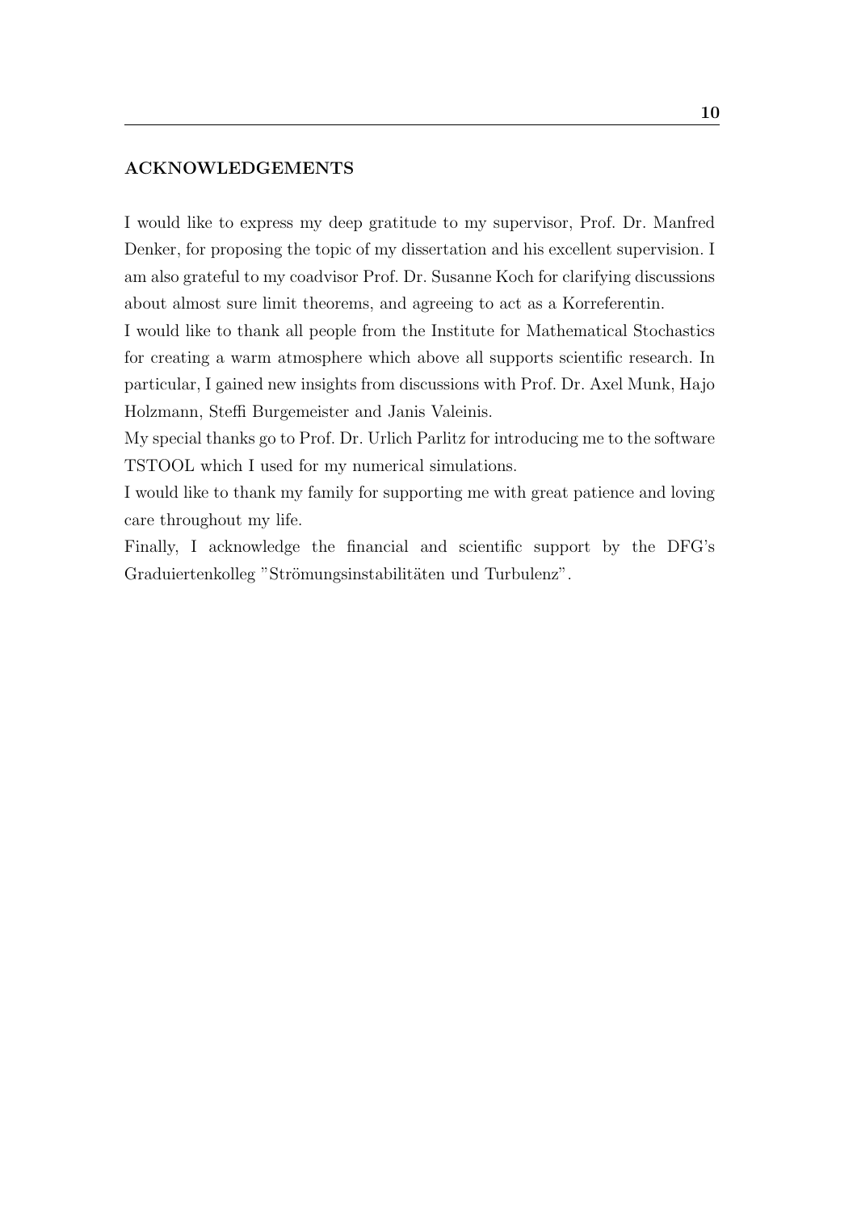## ACKNOWLEDGEMENTS

I would like to express my deep gratitude to my supervisor, Prof. Dr. Manfred Denker, for proposing the topic of my dissertation and his excellent supervision. I am also grateful to my coadvisor Prof. Dr. Susanne Koch for clarifying discussions about almost sure limit theorems, and agreeing to act as a Korreferentin.

I would like to thank all people from the Institute for Mathematical Stochastics for creating a warm atmosphere which above all supports scientific research. In particular, I gained new insights from discussions with Prof. Dr. Axel Munk, Hajo Holzmann, Steffi Burgemeister and Janis Valeinis.

My special thanks go to Prof. Dr. Urlich Parlitz for introducing me to the software TSTOOL which I used for my numerical simulations.

I would like to thank my family for supporting me with great patience and loving care throughout my life.

Finally, I acknowledge the financial and scientific support by the DFG's Graduiertenkolleg "Strömungsinstabilitäten und Turbulenz".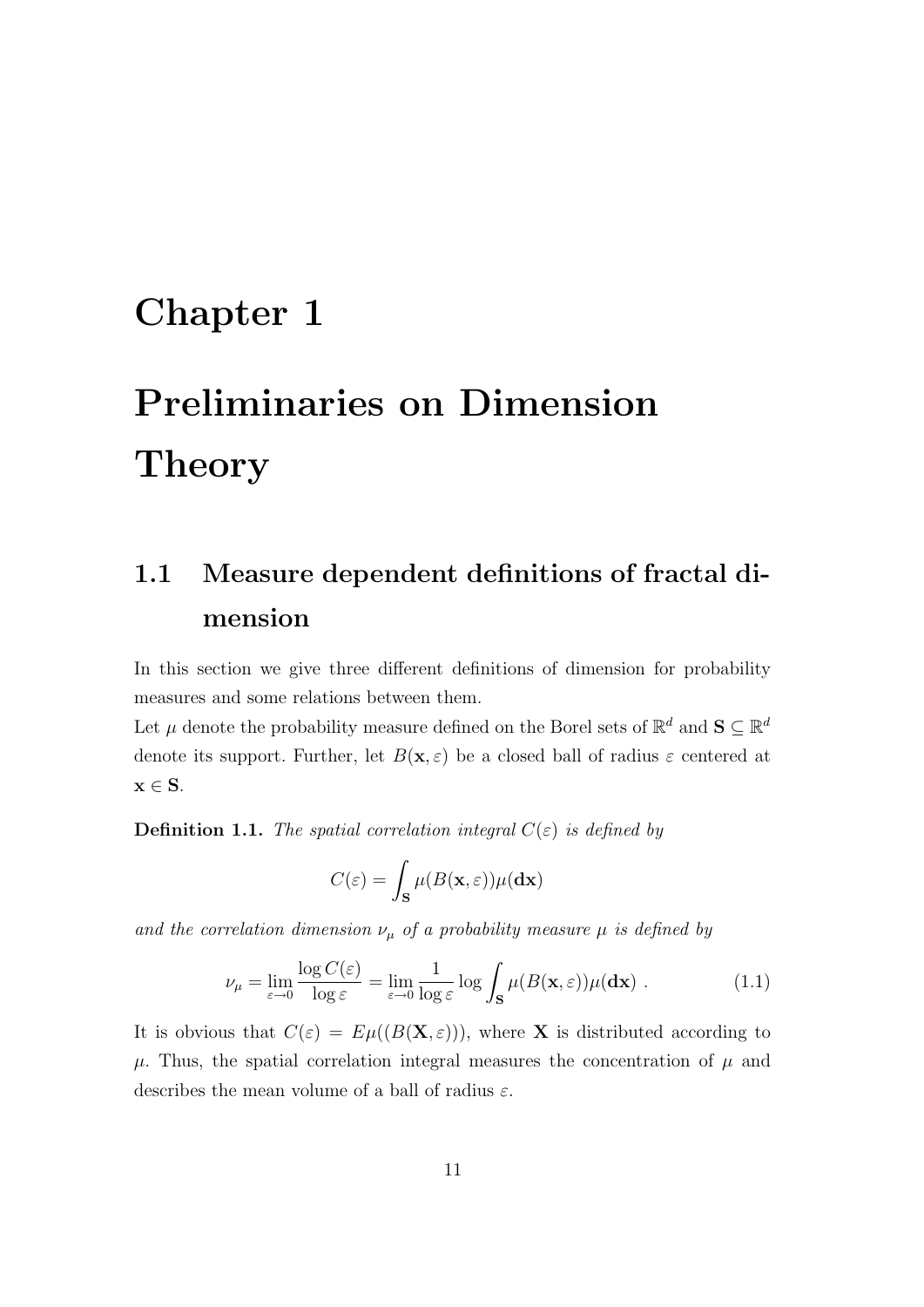# Chapter 1

# Preliminaries on Dimension Theory

## 1.1 Measure dependent definitions of fractal dimension

In this section we give three different definitions of dimension for probability measures and some relations between them.

Let $\mu$ denote the probability measure defined on the Borel sets of $\mathbb{R}^d$ and $\mathbf{S} \subseteq \mathbb{R}^d$ denote its support. Further, let $B(\mathbf{x}, \varepsilon)$ be a closed ball of radius $\varepsilon$ centered at $\mathbf{x} \in \mathbf{S}$.

**Definition 1.1.** *The spatial correlation integral $C(\varepsilon)$ is defined by*

$$C(\varepsilon) = \int_{\mathbf{S}} \mu(B(\mathbf{x}, \varepsilon))\mu(\mathbf{dx})$$

*and the correlation dimension $\nu_\mu$ of a probability measure $\mu$ is defined by*

$$\nu_\mu = \lim_{\varepsilon \to 0} \frac{\log C(\varepsilon)}{\log \varepsilon} = \lim_{\varepsilon \to 0} \frac{1}{\log \varepsilon} \log \int_{\mathbf{S}} \mu(B(\mathbf{x}, \varepsilon))\mu(\mathbf{dx}) \ . \tag{1.1}$$

It is obvious that $C(\varepsilon) = E\mu((B(\mathbf{X}, \varepsilon)))$, where $\mathbf{X}$ is distributed according to $\mu$. Thus, the spatial correlation integral measures the concentration of $\mu$ and describes the mean volume of a ball of radius $\varepsilon$.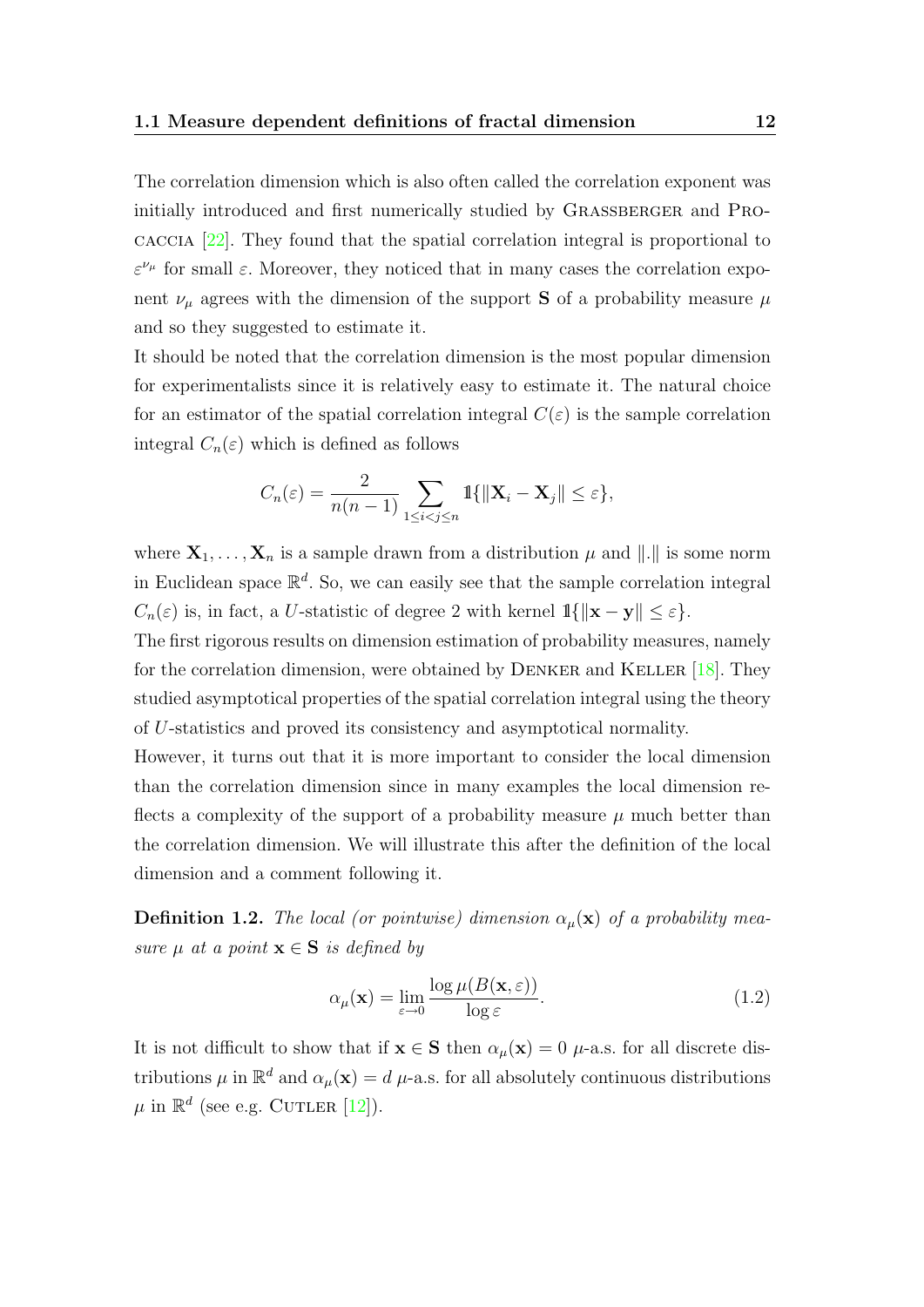The correlation dimension which is also often called the correlation exponent was initially introduced and first numerically studied by Grassberger and Procaccia [22]. They found that the spatial correlation integral is proportional to $\varepsilon^{\nu_\mu}$ for small $\varepsilon$. Moreover, they noticed that in many cases the correlation exponent $\nu_\mu$ agrees with the dimension of the support $\mathbf{S}$ of a probability measure $\mu$ and so they suggested to estimate it.

It should be noted that the correlation dimension is the most popular dimension for experimentalists since it is relatively easy to estimate it. The natural choice for an estimator of the spatial correlation integral $C(\varepsilon)$ is the sample correlation integral $C_n(\varepsilon)$ which is defined as follows

$$C_n(\varepsilon) = \frac{2}{n(n-1)} \sum_{1 \leq i < j \leq n} \mathbb{1}\{\|\mathbf{X}_i - \mathbf{X}_j\| \leq \varepsilon\},$$

where $\mathbf{X}_1, \ldots, \mathbf{X}_n$ is a sample drawn from a distribution $\mu$ and $\|.\|$ is some norm in Euclidean space $\mathbb{R}^d$. So, we can easily see that the sample correlation integral $C_n(\varepsilon)$ is, in fact, a $U$-statistic of degree 2 with kernel $\mathbb{1}\{\|\mathbf{x} - \mathbf{y}\| \leq \varepsilon\}$.

The first rigorous results on dimension estimation of probability measures, namely for the correlation dimension, were obtained by Denker and Keller [18]. They studied asymptotical properties of the spatial correlation integral using the theory of $U$-statistics and proved its consistency and asymptotical normality.

However, it turns out that it is more important to consider the local dimension than the correlation dimension since in many examples the local dimension reflects a complexity of the support of a probability measure $\mu$ much better than the correlation dimension. We will illustrate this after the definition of the local dimension and a comment following it.

**Definition 1.2.** *The local (or pointwise) dimension $\alpha_\mu(\mathbf{x})$ of a probability measure $\mu$ at a point $\mathbf{x} \in \mathbf{S}$ is defined by*

$$\alpha_\mu(\mathbf{x}) = \lim_{\varepsilon \to 0} \frac{\log \mu(B(\mathbf{x}, \varepsilon))}{\log \varepsilon}. \tag{1.2}$$

It is not difficult to show that if $\mathbf{x} \in \mathbf{S}$ then $\alpha_\mu(\mathbf{x}) = 0$ $\mu$-a.s. for all discrete distributions $\mu$ in $\mathbb{R}^d$ and $\alpha_\mu(\mathbf{x}) = d$ $\mu$-a.s. for all absolutely continuous distributions $\mu$ in $\mathbb{R}^d$ (see e.g. Cutler [12]).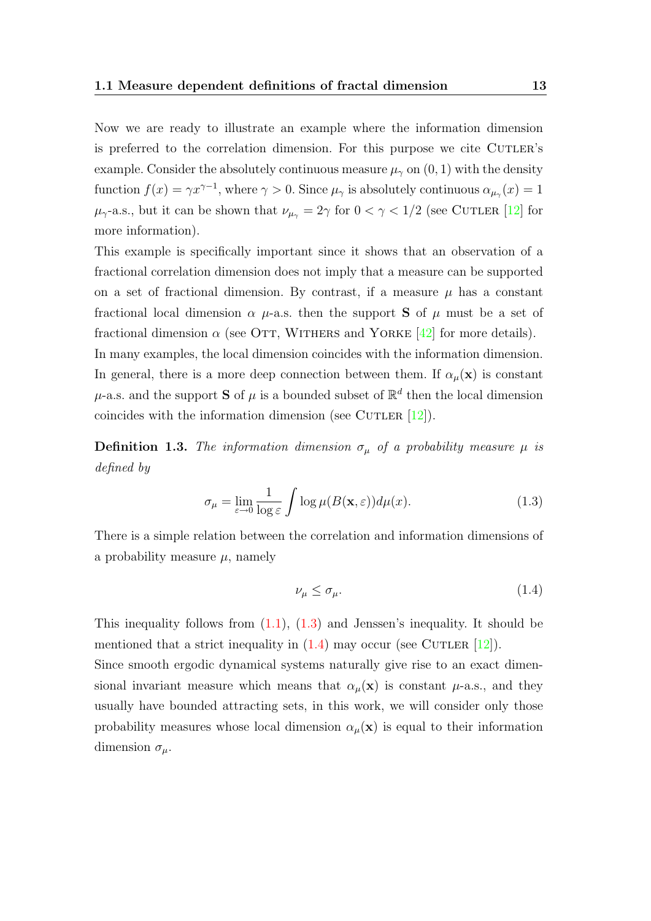Now we are ready to illustrate an example where the information dimension is preferred to the correlation dimension. For this purpose we cite Cutler's example. Consider the absolutely continuous measure $\mu_\gamma$ on $(0,1)$ with the density function $f(x) = \gamma x^{\gamma-1}$, where $\gamma > 0$. Since $\mu_\gamma$ is absolutely continuous $\alpha_{\mu_\gamma}(x) = 1$ $\mu_\gamma$-a.s., but it can be shown that $\nu_{\mu_\gamma} = 2\gamma$ for $0 < \gamma < 1/2$ (see Cutler [12] for more information).

This example is specifically important since it shows that an observation of a fractional correlation dimension does not imply that a measure can be supported on a set of fractional dimension. By contrast, if a measure $\mu$ has a constant fractional local dimension $\alpha$ $\mu$-a.s. then the support $\mathbf{S}$ of $\mu$ must be a set of fractional dimension $\alpha$ (see Ott, Withers and Yorke [42] for more details).

In many examples, the local dimension coincides with the information dimension. In general, there is a more deep connection between them. If $\alpha_\mu(\mathbf{x})$ is constant $\mu$-a.s. and the support $\mathbf{S}$ of $\mu$ is a bounded subset of $\mathbb{R}^d$ then the local dimension coincides with the information dimension (see Cutler [12]).

**Definition 1.3.** *The information dimension $\sigma_\mu$ of a probability measure $\mu$ is defined by*

$$\sigma_\mu = \lim_{\varepsilon \to 0} \frac{1}{\log \varepsilon} \int \log \mu(B(\mathbf{x}, \varepsilon)) d\mu(x). \tag{1.3}$$

There is a simple relation between the correlation and information dimensions of a probability measure $\mu$, namely

$$\nu_\mu \leq \sigma_\mu. \tag{1.4}$$

This inequality follows from (1.1), (1.3) and Jenssen's inequality. It should be mentioned that a strict inequality in (1.4) may occur (see Cutler [12]).

Since smooth ergodic dynamical systems naturally give rise to an exact dimensional invariant measure which means that $\alpha_\mu(\mathbf{x})$ is constant $\mu$-a.s., and they usually have bounded attracting sets, in this work, we will consider only those probability measures whose local dimension $\alpha_\mu(\mathbf{x})$ is equal to their information dimension $\sigma_\mu$.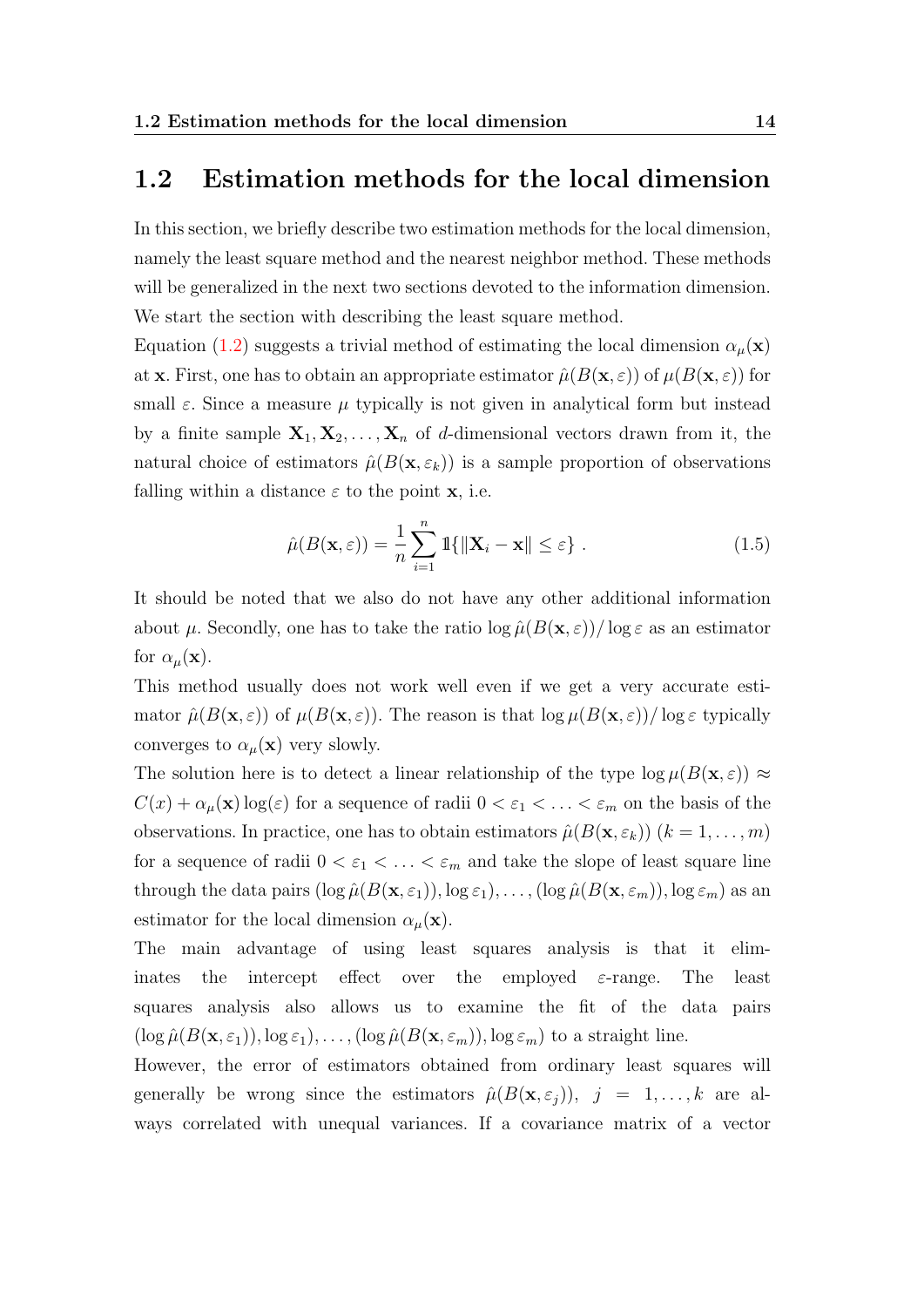## 1.2 Estimation methods for the local dimension

In this section, we briefly describe two estimation methods for the local dimension, namely the least square method and the nearest neighbor method. These methods will be generalized in the next two sections devoted to the information dimension. We start the section with describing the least square method.

Equation (1.2) suggests a trivial method of estimating the local dimension $\alpha_\mu(\mathbf{x})$ at $\mathbf{x}$. First, one has to obtain an appropriate estimator $\hat{\mu}(B(\mathbf{x}, \varepsilon))$ of $\mu(B(\mathbf{x}, \varepsilon))$ for small $\varepsilon$. Since a measure $\mu$ typically is not given in analytical form but instead by a finite sample $\mathbf{X}_1, \mathbf{X}_2, \ldots, \mathbf{X}_n$ of $d$-dimensional vectors drawn from it, the natural choice of estimators $\hat{\mu}(B(\mathbf{x}, \varepsilon_k))$ is a sample proportion of observations falling within a distance $\varepsilon$ to the point $\mathbf{x}$, i.e.

$$\hat{\mu}(B(\mathbf{x}, \varepsilon)) = \frac{1}{n} \sum_{i=1}^{n} \mathbb{1}\{\|\mathbf{X}_i - \mathbf{x}\| \leq \varepsilon\} \; . \tag{1.5}$$

It should be noted that we also do not have any other additional information about $\mu$. Secondly, one has to take the ratio $\log \hat{\mu}(B(\mathbf{x}, \varepsilon)) / \log \varepsilon$ as an estimator for $\alpha_\mu(\mathbf{x})$.

This method usually does not work well even if we get a very accurate estimator $\hat{\mu}(B(\mathbf{x}, \varepsilon))$ of $\mu(B(\mathbf{x}, \varepsilon))$. The reason is that $\log \mu(B(\mathbf{x}, \varepsilon)) / \log \varepsilon$ typically converges to $\alpha_\mu(\mathbf{x})$ very slowly.

The solution here is to detect a linear relationship of the type $\log \mu(B(\mathbf{x}, \varepsilon)) \approx C(x) + \alpha_\mu(\mathbf{x}) \log(\varepsilon)$ for a sequence of radii $0 < \varepsilon_1 < \ldots < \varepsilon_m$ on the basis of the observations. In practice, one has to obtain estimators $\hat{\mu}(B(\mathbf{x}, \varepsilon_k))$ $(k = 1, \ldots, m)$ for a sequence of radii $0 < \varepsilon_1 < \ldots < \varepsilon_m$ and take the slope of least square line through the data pairs $(\log \hat{\mu}(B(\mathbf{x}, \varepsilon_1)), \log \varepsilon_1), \ldots, (\log \hat{\mu}(B(\mathbf{x}, \varepsilon_m)), \log \varepsilon_m)$ as an estimator for the local dimension $\alpha_\mu(\mathbf{x})$.

The main advantage of using least squares analysis is that it eliminates the intercept effect over the employed $\varepsilon$-range. The least squares analysis also allows us to examine the fit of the data pairs $(\log \hat{\mu}(B(\mathbf{x}, \varepsilon_1)), \log \varepsilon_1), \ldots, (\log \hat{\mu}(B(\mathbf{x}, \varepsilon_m)), \log \varepsilon_m)$ to a straight line.

However, the error of estimators obtained from ordinary least squares will generally be wrong since the estimators $\hat{\mu}(B(\mathbf{x}, \varepsilon_j))$, $j = 1, \ldots, k$ are always correlated with unequal variances. If a covariance matrix of a vector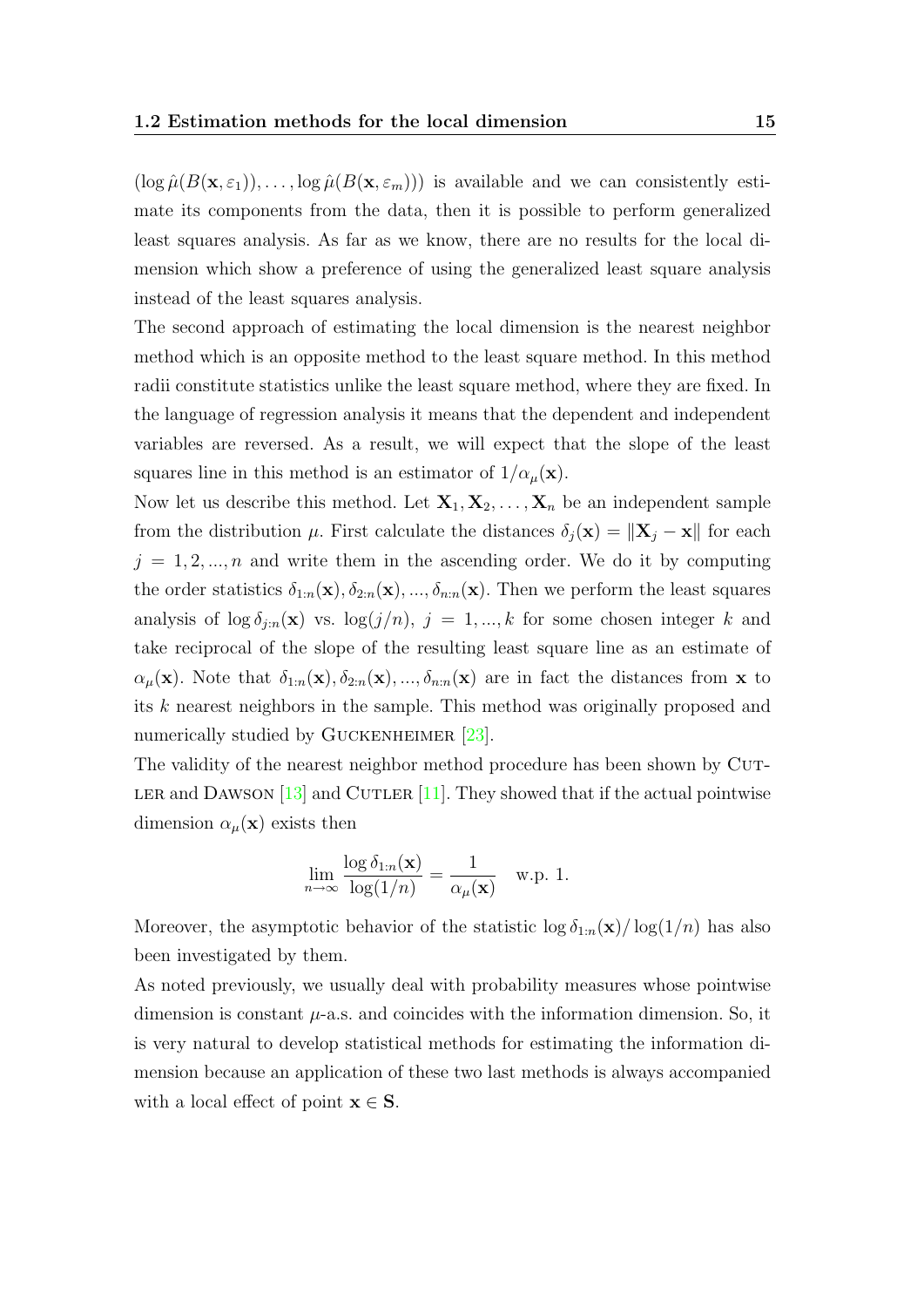$(\log \hat{\mu}(B(\mathbf{x}, \varepsilon_1)), \ldots, \log \hat{\mu}(B(\mathbf{x}, \varepsilon_m)))$ is available and we can consistently estimate its components from the data, then it is possible to perform generalized least squares analysis. As far as we know, there are no results for the local dimension which show a preference of using the generalized least square analysis instead of the least squares analysis.

The second approach of estimating the local dimension is the nearest neighbor method which is an opposite method to the least square method. In this method radii constitute statistics unlike the least square method, where they are fixed. In the language of regression analysis it means that the dependent and independent variables are reversed. As a result, we will expect that the slope of the least squares line in this method is an estimator of $1/\alpha_\mu(\mathbf{x})$.

Now let us describe this method. Let $\mathbf{X}_1, \mathbf{X}_2, \ldots, \mathbf{X}_n$ be an independent sample from the distribution $\mu$. First calculate the distances $\delta_j(\mathbf{x}) = \|\mathbf{X}_j - \mathbf{x}\|$ for each $j = 1, 2, ..., n$ and write them in the ascending order. We do it by computing the order statistics $\delta_{1:n}(\mathbf{x}), \delta_{2:n}(\mathbf{x}), ..., \delta_{n:n}(\mathbf{x})$. Then we perform the least squares analysis of $\log \delta_{j:n}(\mathbf{x})$ vs. $\log(j/n)$, $j = 1, ..., k$ for some chosen integer $k$ and take reciprocal of the slope of the resulting least square line as an estimate of $\alpha_\mu(\mathbf{x})$. Note that $\delta_{1:n}(\mathbf{x}), \delta_{2:n}(\mathbf{x}), ..., \delta_{n:n}(\mathbf{x})$ are in fact the distances from $\mathbf{x}$ to its $k$ nearest neighbors in the sample. This method was originally proposed and numerically studied by Guckenheimer [23].

The validity of the nearest neighbor method procedure has been shown by Cutler and Dawson [13] and Cutler [11]. They showed that if the actual pointwise dimension $\alpha_\mu(\mathbf{x})$ exists then

$$\lim_{n \to \infty} \frac{\log \delta_{1:n}(\mathbf{x})}{\log(1/n)} = \frac{1}{\alpha_\mu(\mathbf{x})} \quad \text{w.p. 1.}$$

Moreover, the asymptotic behavior of the statistic $\log \delta_{1:n}(\mathbf{x}) / \log(1/n)$ has also been investigated by them.

As noted previously, we usually deal with probability measures whose pointwise dimension is constant $\mu$-a.s. and coincides with the information dimension. So, it is very natural to develop statistical methods for estimating the information dimension because an application of these two last methods is always accompanied with a local effect of point $\mathbf{x} \in \mathbf{S}$.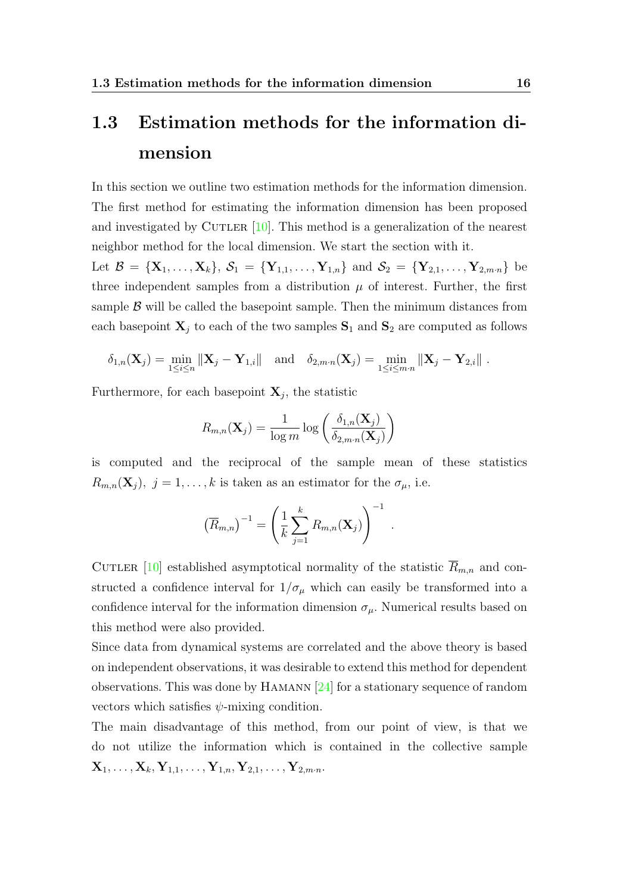## 1.3 Estimation methods for the information dimension

In this section we outline two estimation methods for the information dimension. The first method for estimating the information dimension has been proposed and investigated by Cutler [10]. This method is a generalization of the nearest neighbor method for the local dimension. We start the section with it.

Let $\mathcal{B} = \{\mathbf{X}_1, \ldots, \mathbf{X}_k\}$, $\mathcal{S}_1 = \{\mathbf{Y}_{1,1}, \ldots, \mathbf{Y}_{1,n}\}$ and $\mathcal{S}_2 = \{\mathbf{Y}_{2,1}, \ldots, \mathbf{Y}_{2,m \cdot n}\}$ be three independent samples from a distribution $\mu$ of interest. Further, the first sample $\mathcal{B}$ will be called the basepoint sample. Then the minimum distances from each basepoint $\mathbf{X}_j$ to each of the two samples $\mathbf{S}_1$ and $\mathbf{S}_2$ are computed as follows

$$\delta_{1,n}(\mathbf{X}_j) = \min_{1 \le i \le n} \|\mathbf{X}_j - \mathbf{Y}_{1,i}\| \quad \text{and} \quad \delta_{2,m \cdot n}(\mathbf{X}_j) = \min_{1 \le i \le m \cdot n} \|\mathbf{X}_j - \mathbf{Y}_{2,i}\| \,.$$

Furthermore, for each basepoint $\mathbf{X}_j$, the statistic

$$R_{m,n}(\mathbf{X}_j) = \frac{1}{\log m} \log \left( \frac{\delta_{1,n}(\mathbf{X}_j)}{\delta_{2,m \cdot n}(\mathbf{X}_j)} \right)$$

is computed and the reciprocal of the sample mean of these statistics $R_{m,n}(\mathbf{X}_j),\ j = 1, \ldots, k$ is taken as an estimator for the $\sigma_\mu$, i.e.

$$\left(\overline{R}_{m,n}\right)^{-1} = \left( \frac{1}{k} \sum_{j=1}^{k} R_{m,n}(\mathbf{X}_j) \right)^{-1} .$$

Cutler [10] established asymptotical normality of the statistic $\overline{R}_{m,n}$ and constructed a confidence interval for $1/\sigma_\mu$ which can easily be transformed into a confidence interval for the information dimension $\sigma_\mu$. Numerical results based on this method were also provided.

Since data from dynamical systems are correlated and the above theory is based on independent observations, it was desirable to extend this method for dependent observations. This was done by Hamann [24] for a stationary sequence of random vectors which satisfies $\psi$-mixing condition.

The main disadvantage of this method, from our point of view, is that we do not utilize the information which is contained in the collective sample $\mathbf{X}_1, \ldots, \mathbf{X}_k, \mathbf{Y}_{1,1}, \ldots, \mathbf{Y}_{1,n}, \mathbf{Y}_{2,1}, \ldots, \mathbf{Y}_{2,m \cdot n}$.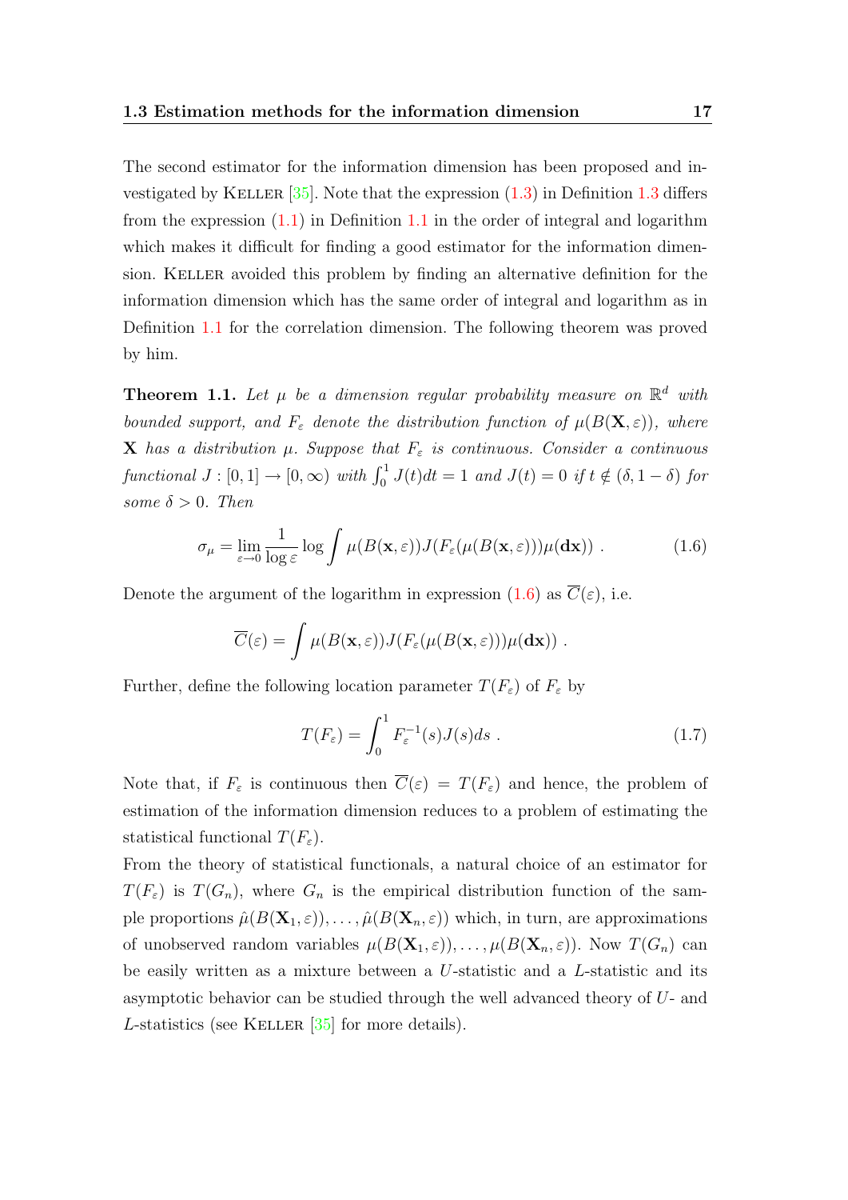The second estimator for the information dimension has been proposed and investigated by KELLER [35]. Note that the expression (1.3) in Definition 1.3 differs from the expression (1.1) in Definition 1.1 in the order of integral and logarithm which makes it difficult for finding a good estimator for the information dimension. KELLER avoided this problem by finding an alternative definition for the information dimension which has the same order of integral and logarithm as in Definition 1.1 for the correlation dimension. The following theorem was proved by him.

**Theorem 1.1.** *Let $\mu$ be a dimension regular probability measure on $\mathbb{R}^d$ with bounded support, and $F_\varepsilon$ denote the distribution function of $\mu(B(\mathbf{X}, \varepsilon))$, where $\mathbf{X}$ has a distribution $\mu$. Suppose that $F_\varepsilon$ is continuous. Consider a continuous functional $J : [0, 1] \to [0, \infty)$ with $\int_0^1 J(t)dt = 1$ and $J(t) = 0$ if $t \notin (\delta, 1 - \delta)$ for some $\delta > 0$. Then*

$$\sigma_\mu = \lim_{\varepsilon \to 0} \frac{1}{\log \varepsilon} \log \int \mu(B(\mathbf{x}, \varepsilon)) J(F_\varepsilon(\mu(B(\mathbf{x}, \varepsilon))) \mu(\mathbf{dx})) \; . \tag{1.6}$$

Denote the argument of the logarithm in expression (1.6) as $\overline{C}(\varepsilon)$, i.e.

$$\overline{C}(\varepsilon) = \int \mu(B(\mathbf{x}, \varepsilon)) J(F_\varepsilon(\mu(B(\mathbf{x}, \varepsilon))) \mu(\mathbf{dx})) \; .$$

Further, define the following location parameter $T(F_\varepsilon)$ of $F_\varepsilon$ by

$$T(F_\varepsilon) = \int_0^1 F_\varepsilon^{-1}(s) J(s) ds \; . \tag{1.7}$$

Note that, if $F_\varepsilon$ is continuous then $\overline{C}(\varepsilon) = T(F_\varepsilon)$ and hence, the problem of estimation of the information dimension reduces to a problem of estimating the statistical functional $T(F_\varepsilon)$.

From the theory of statistical functionals, a natural choice of an estimator for $T(F_\varepsilon)$ is $T(G_n)$, where $G_n$ is the empirical distribution function of the sample proportions $\hat{\mu}(B(\mathbf{X}_1, \varepsilon)), \ldots, \hat{\mu}(B(\mathbf{X}_n, \varepsilon))$ which, in turn, are approximations of unobserved random variables $\mu(B(\mathbf{X}_1, \varepsilon)), \ldots, \mu(B(\mathbf{X}_n, \varepsilon))$. Now $T(G_n)$ can be easily written as a mixture between a $U$-statistic and a $L$-statistic and its asymptotic behavior can be studied through the well advanced theory of $U$- and $L$-statistics (see KELLER [35] for more details).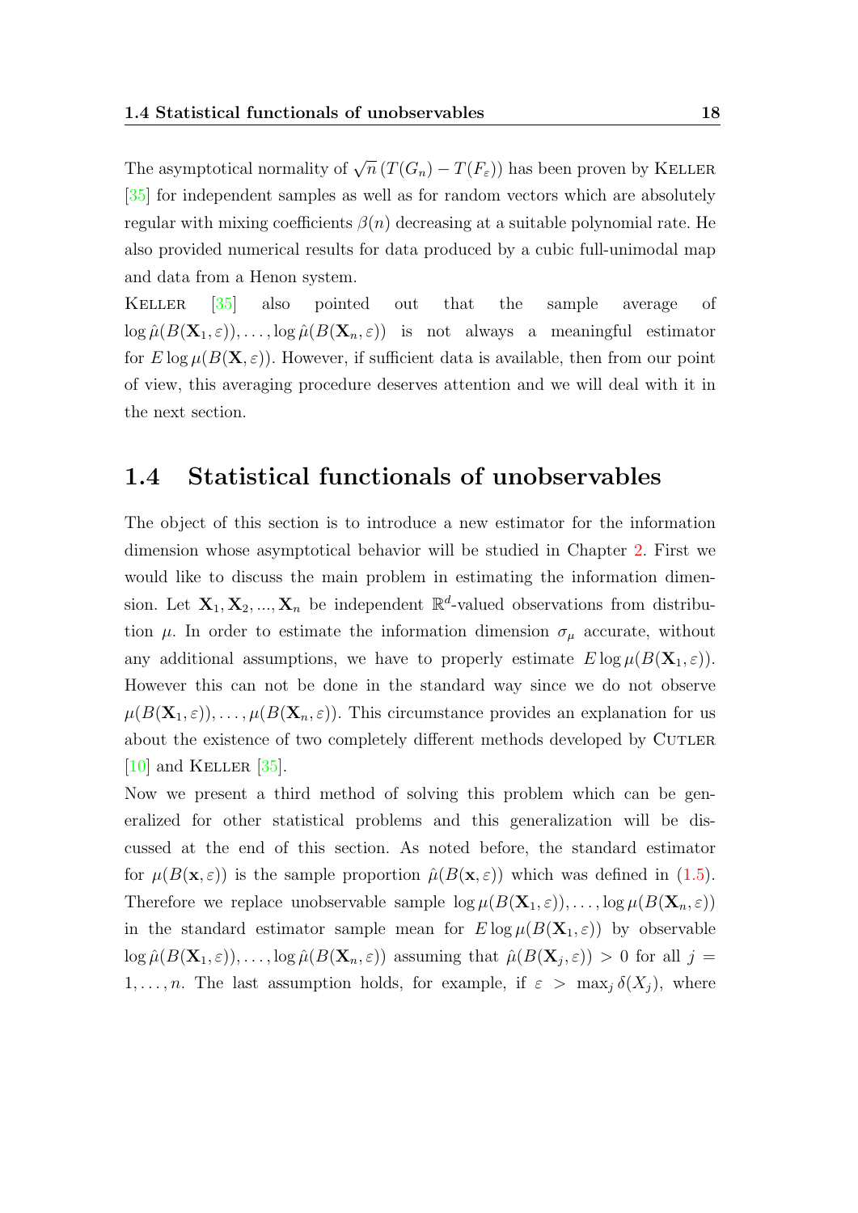The asymptotical normality of $\sqrt{n}\,(T(G_n) - T(F_\varepsilon))$ has been proven by KELLER [35] for independent samples as well as for random vectors which are absolutely regular with mixing coefficients $\beta(n)$ decreasing at a suitable polynomial rate. He also provided numerical results for data produced by a cubic full-unimodal map and data from a Henon system.

KELLER [35] also pointed out that the sample average of $\log \hat{\mu}(B(\mathbf{X}_1, \varepsilon)), \ldots, \log \hat{\mu}(B(\mathbf{X}_n, \varepsilon))$ is not always a meaningful estimator for $E \log \mu(B(\mathbf{X}, \varepsilon))$. However, if sufficient data is available, then from our point of view, this averaging procedure deserves attention and we will deal with it in the next section.

## 1.4 Statistical functionals of unobservables

The object of this section is to introduce a new estimator for the information dimension whose asymptotical behavior will be studied in Chapter 2. First we would like to discuss the main problem in estimating the information dimension. Let $\mathbf{X}_1, \mathbf{X}_2, ..., \mathbf{X}_n$ be independent $\mathbb{R}^d$-valued observations from distribution $\mu$. In order to estimate the information dimension $\sigma_\mu$ accurate, without any additional assumptions, we have to properly estimate $E \log \mu(B(\mathbf{X}_1, \varepsilon))$. However this can not be done in the standard way since we do not observe $\mu(B(\mathbf{X}_1, \varepsilon)), \ldots, \mu(B(\mathbf{X}_n, \varepsilon))$. This circumstance provides an explanation for us about the existence of two completely different methods developed by CUTLER [10] and KELLER [35].

Now we present a third method of solving this problem which can be generalized for other statistical problems and this generalization will be discussed at the end of this section. As noted before, the standard estimator for $\mu(B(\mathbf{x}, \varepsilon))$ is the sample proportion $\hat{\mu}(B(\mathbf{x}, \varepsilon))$ which was defined in (1.5). Therefore we replace unobservable sample $\log \mu(B(\mathbf{X}_1, \varepsilon)), \ldots, \log \mu(B(\mathbf{X}_n, \varepsilon))$ in the standard estimator sample mean for $E \log \mu(B(\mathbf{X}_1, \varepsilon))$ by observable $\log \hat{\mu}(B(\mathbf{X}_1, \varepsilon)), \ldots, \log \hat{\mu}(B(\mathbf{X}_n, \varepsilon))$ assuming that $\hat{\mu}(B(\mathbf{X}_j, \varepsilon)) > 0$ for all $j = 1, \ldots, n$. The last assumption holds, for example, if $\varepsilon > \max_j \delta(X_j)$, where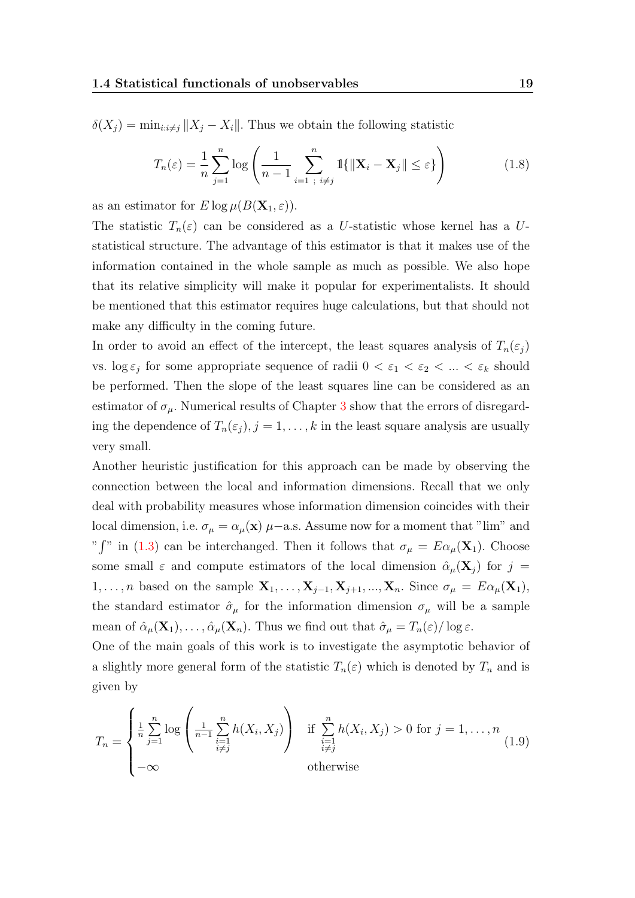$\delta(X_j) = \min_{i:i\neq j} \|X_j - X_i\|$. Thus we obtain the following statistic

$$T_n(\varepsilon) = \frac{1}{n}\sum_{j=1}^{n} \log\left(\frac{1}{n-1}\sum_{i=1\ ;\ i\neq j}^{n} \mathbb{1}\{\|\mathbf{X}_i - \mathbf{X}_j\| \leq \varepsilon\}\right) \tag{1.8}$$

as an estimator for $E \log \mu(B(\mathbf{X}_1, \varepsilon))$.

The statistic $T_n(\varepsilon)$ can be considered as a $U$-statistic whose kernel has a $U$-statistical structure. The advantage of this estimator is that it makes use of the information contained in the whole sample as much as possible. We also hope that its relative simplicity will make it popular for experimentalists. It should be mentioned that this estimator requires huge calculations, but that should not make any difficulty in the coming future.

In order to avoid an effect of the intercept, the least squares analysis of $T_n(\varepsilon_j)$ vs. $\log \varepsilon_j$ for some appropriate sequence of radii $0 < \varepsilon_1 < \varepsilon_2 < ... < \varepsilon_k$ should be performed. Then the slope of the least squares line can be considered as an estimator of $\sigma_\mu$. Numerical results of Chapter 3 show that the errors of disregarding the dependence of $T_n(\varepsilon_j), j = 1, \ldots, k$ in the least square analysis are usually very small.

Another heuristic justification for this approach can be made by observing the connection between the local and information dimensions. Recall that we only deal with probability measures whose information dimension coincides with their local dimension, i.e. $\sigma_\mu = \alpha_\mu(\mathbf{x})$ $\mu-$a.s. Assume now for a moment that "lim" and "$\int$" in (1.3) can be interchanged. Then it follows that $\sigma_\mu = E\alpha_\mu(\mathbf{X}_1)$. Choose some small $\varepsilon$ and compute estimators of the local dimension $\hat{\alpha}_\mu(\mathbf{X}_j)$ for $j = 1, \ldots, n$ based on the sample $\mathbf{X}_1, \ldots, \mathbf{X}_{j-1}, \mathbf{X}_{j+1}, ..., \mathbf{X}_n$. Since $\sigma_\mu = E\alpha_\mu(\mathbf{X}_1)$, the standard estimator $\hat{\sigma}_\mu$ for the information dimension $\sigma_\mu$ will be a sample mean of $\hat{\alpha}_\mu(\mathbf{X}_1), \ldots, \hat{\alpha}_\mu(\mathbf{X}_n)$. Thus we find out that $\hat{\sigma}_\mu = T_n(\varepsilon)/\log \varepsilon$.

One of the main goals of this work is to investigate the asymptotic behavior of a slightly more general form of the statistic $T_n(\varepsilon)$ which is denoted by $T_n$ and is given by

$$T_n = \begin{cases} \frac{1}{n}\sum\limits_{j=1}^{n} \log\left(\frac{1}{n-1}\sum\limits_{\substack{i=1 \\ i\neq j}}^{n} h(X_i, X_j)\right) & \text{if } \sum\limits_{\substack{i=1 \\ i\neq j}}^{n} h(X_i, X_j) > 0 \text{ for } j = 1, \ldots, n \\ -\infty & \text{otherwise} \end{cases} \tag{1.9}$$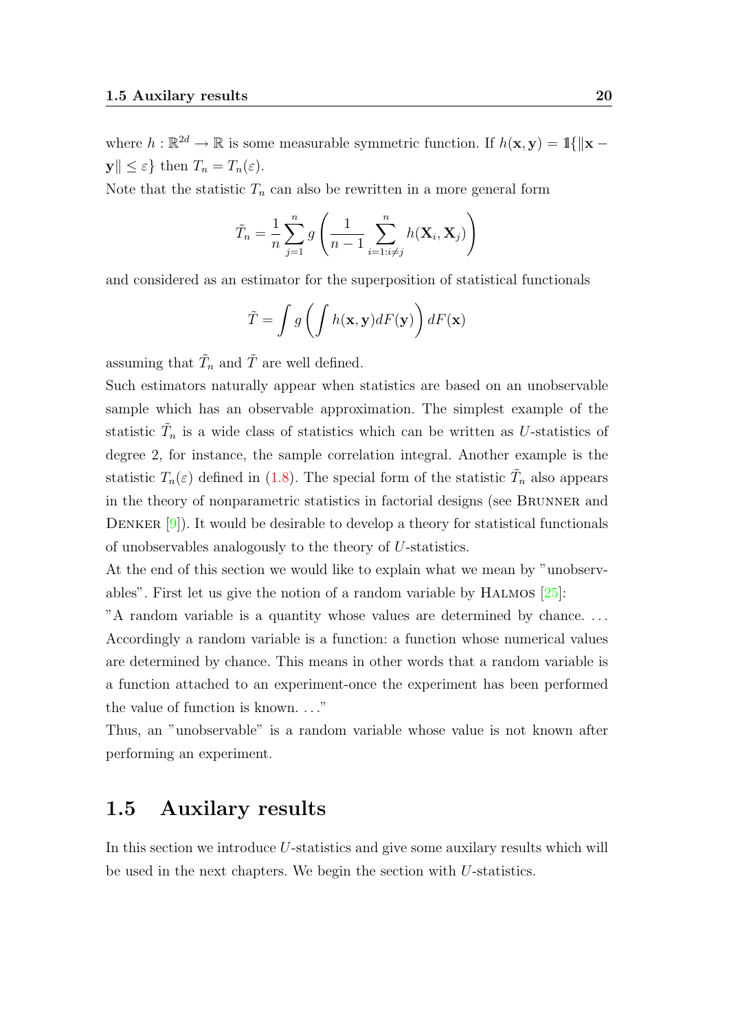where $h : \mathbb{R}^{2d} \to \mathbb{R}$ is some measurable symmetric function. If $h(\mathbf{x}, \mathbf{y}) = \mathbb{1}\{\|\mathbf{x} - \mathbf{y}\| \leq \varepsilon\}$ then $T_n = T_n(\varepsilon)$.

Note that the statistic $T_n$ can also be rewritten in a more general form

$$\tilde{T}_n = \frac{1}{n} \sum_{j=1}^{n} g\left(\frac{1}{n-1} \sum_{i=1:i \neq j}^{n} h(\mathbf{X}_i, \mathbf{X}_j)\right)$$

and considered as an estimator for the superposition of statistical functionals

$$\tilde{T} = \int g\left(\int h(\mathbf{x}, \mathbf{y}) dF(\mathbf{y})\right) dF(\mathbf{x})$$

assuming that $\tilde{T}_n$ and $\tilde{T}$ are well defined.

Such estimators naturally appear when statistics are based on an unobservable sample which has an observable approximation. The simplest example of the statistic $\tilde{T}_n$ is a wide class of statistics which can be written as $U$-statistics of degree 2, for instance, the sample correlation integral. Another example is the statistic $T_n(\varepsilon)$ defined in (1.8). The special form of the statistic $\tilde{T}_n$ also appears in the theory of nonparametric statistics in factorial designs (see Brunner and Denker [9]). It would be desirable to develop a theory for statistical functionals of unobservables analogously to the theory of $U$-statistics.

At the end of this section we would like to explain what we mean by "unobservables". First let us give the notion of a random variable by Halmos [25]:

"A random variable is a quantity whose values are determined by chance. ... Accordingly a random variable is a function: a function whose numerical values are determined by chance. This means in other words that a random variable is a function attached to an experiment-once the experiment has been performed the value of function is known. ..."

Thus, an "unobservable" is a random variable whose value is not known after performing an experiment.

## 1.5 Auxilary results

In this section we introduce $U$-statistics and give some auxilary results which will be used in the next chapters. We begin the section with $U$-statistics.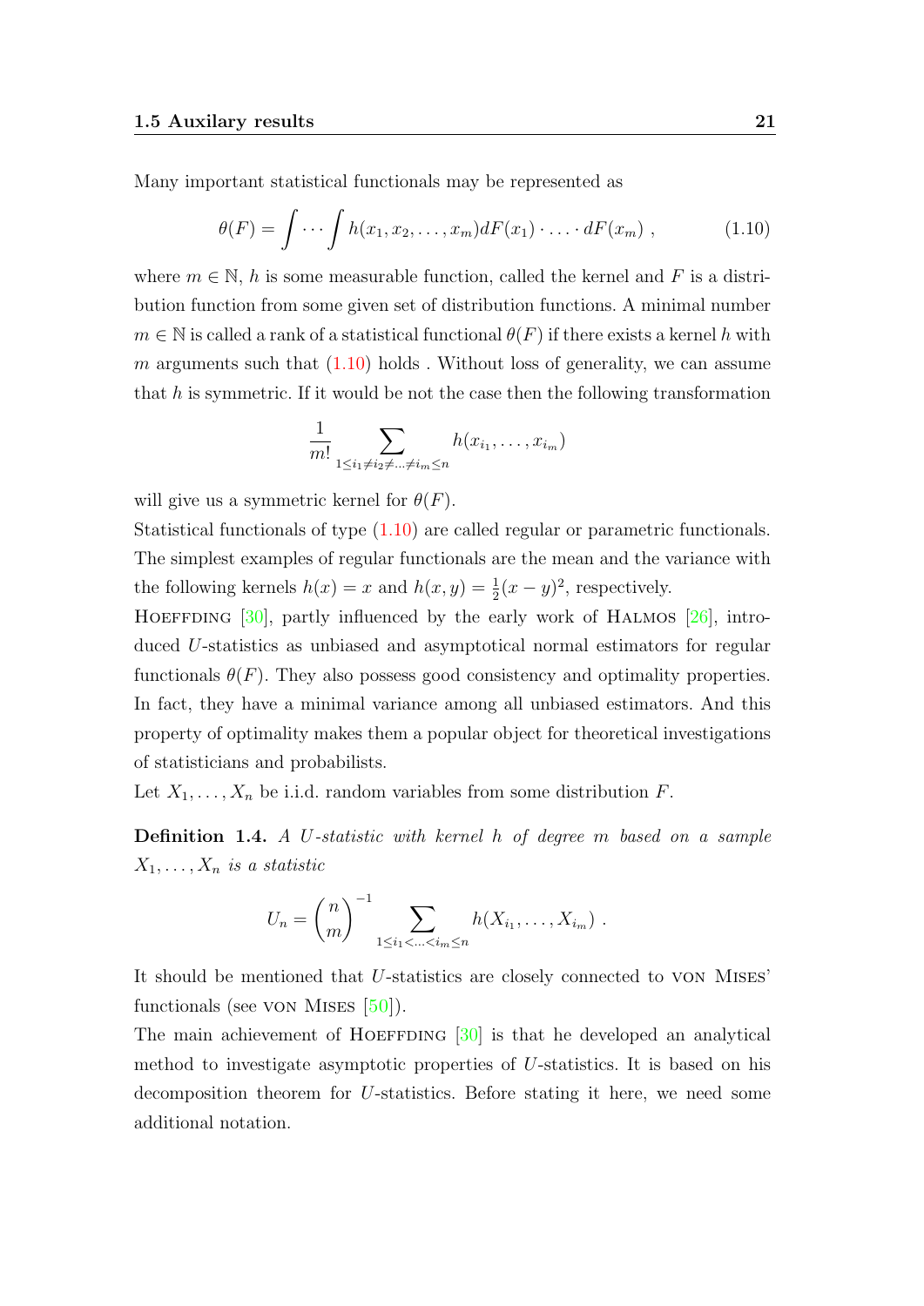Many important statistical functionals may be represented as

$$\theta(F) = \int \cdots \int h(x_1, x_2, \ldots, x_m) dF(x_1) \cdot \ldots \cdot dF(x_m) \ , \tag{1.10}$$

where $m \in \mathbb{N}$, $h$ is some measurable function, called the kernel and $F$ is a distribution function from some given set of distribution functions. A minimal number $m \in \mathbb{N}$ is called a rank of a statistical functional $\theta(F)$ if there exists a kernel $h$ with $m$ arguments such that (1.10) holds . Without loss of generality, we can assume that $h$ is symmetric. If it would be not the case then the following transformation

$$\frac{1}{m!} \sum_{1 \leq i_1 \neq i_2 \neq \ldots \neq i_m \leq n} h(x_{i_1}, \ldots, x_{i_m})$$

will give us a symmetric kernel for $\theta(F)$.

Statistical functionals of type (1.10) are called regular or parametric functionals. The simplest examples of regular functionals are the mean and the variance with the following kernels $h(x) = x$ and $h(x, y) = \frac{1}{2}(x - y)^2$, respectively.

Hoeffding [30], partly influenced by the early work of Halmos [26], introduced $U$-statistics as unbiased and asymptotical normal estimators for regular functionals $\theta(F)$. They also possess good consistency and optimality properties. In fact, they have a minimal variance among all unbiased estimators. And this property of optimality makes them a popular object for theoretical investigations of statisticians and probabilists.

Let $X_1, \ldots, X_n$ be i.i.d. random variables from some distribution $F$.

**Definition 1.4.** *A $U$-statistic with kernel $h$ of degree $m$ based on a sample $X_1, \ldots, X_n$ is a statistic*

$$U_n = \binom{n}{m}^{-1} \sum_{1 \leq i_1 < \ldots < i_m \leq n} h(X_{i_1}, \ldots, X_{i_m}) \ .$$

It should be mentioned that $U$-statistics are closely connected to von Mises' functionals (see von Mises [50]).

The main achievement of Hoeffding [30] is that he developed an analytical method to investigate asymptotic properties of $U$-statistics. It is based on his decomposition theorem for $U$-statistics. Before stating it here, we need some additional notation.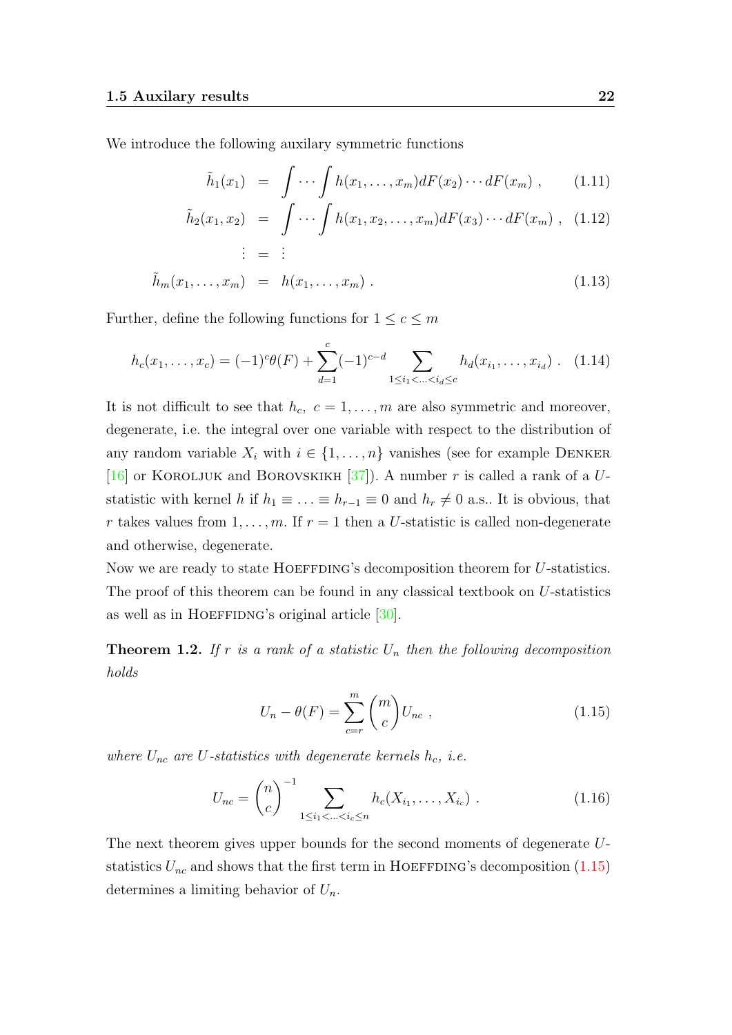We introduce the following auxilary symmetric functions

$$\tilde{h}_1(x_1) = \int \cdots \int h(x_1, \ldots, x_m) dF(x_2) \cdots dF(x_m) \; , \qquad (1.11)$$

$$\tilde{h}_2(x_1, x_2) = \int \cdots \int h(x_1, x_2, \ldots, x_m) dF(x_3) \cdots dF(x_m) \; , \qquad (1.12)$$

$$\vdots = \vdots$$

$$\tilde{h}_m(x_1, \ldots, x_m) = h(x_1, \ldots, x_m) \; . \qquad (1.13)$$

Further, define the following functions for $1 \le c \le m$

$$h_c(x_1, \ldots, x_c) = (-1)^c \theta(F) + \sum_{d=1}^{c} (-1)^{c-d} \sum_{1 \le i_1 < \ldots < i_d \le c} h_d(x_{i_1}, \ldots, x_{i_d}) \; . \qquad (1.14)$$

It is not difficult to see that $h_c$, $c = 1, \ldots, m$ are also symmetric and moreover, degenerate, i.e. the integral over one variable with respect to the distribution of any random variable $X_i$ with $i \in \{1, \ldots, n\}$ vanishes (see for example Denker [16] or Koroljuk and Borovskikh [37]). A number $r$ is called a rank of a $U$-statistic with kernel $h$ if $h_1 \equiv \ldots \equiv h_{r-1} \equiv 0$ and $h_r \ne 0$ a.s.. It is obvious, that $r$ takes values from $1, \ldots, m$. If $r = 1$ then a $U$-statistic is called non-degenerate and otherwise, degenerate.

Now we are ready to state Hoeffding's decomposition theorem for $U$-statistics. The proof of this theorem can be found in any classical textbook on $U$-statistics as well as in Hoeffidng's original article [30].

**Theorem 1.2.** *If $r$ is a rank of a statistic $U_n$ then the following decomposition holds*

$$U_n - \theta(F) = \sum_{c=r}^{m} \binom{m}{c} U_{nc} \; , \qquad (1.15)$$

*where $U_{nc}$ are $U$-statistics with degenerate kernels $h_c$, i.e.*

$$U_{nc} = \binom{n}{c}^{-1} \sum_{1 \le i_1 < \ldots < i_c \le n} h_c(X_{i_1}, \ldots, X_{i_c}) \; . \qquad (1.16)$$

The next theorem gives upper bounds for the second moments of degenerate $U$-statistics $U_{nc}$ and shows that the first term in Hoeffding's decomposition (1.15) determines a limiting behavior of $U_n$.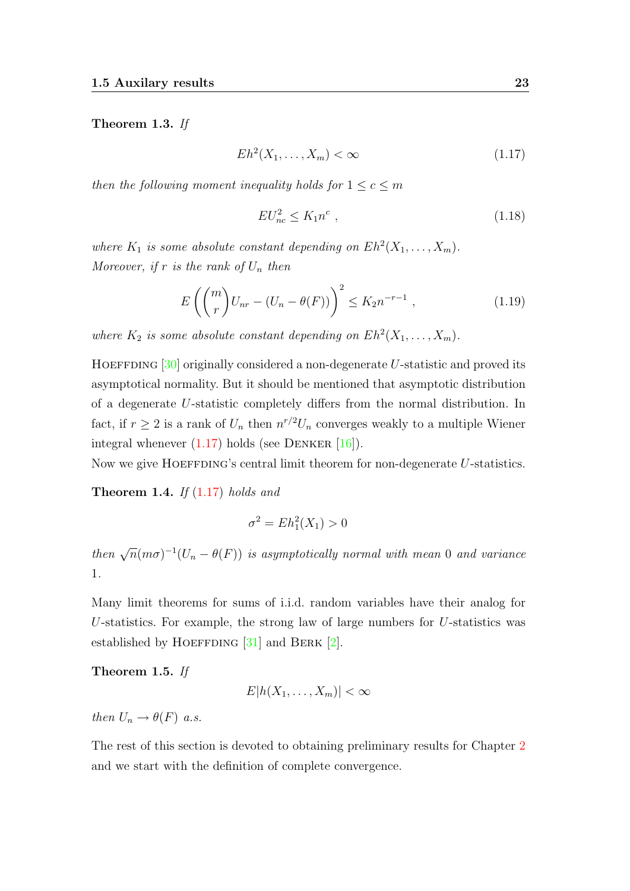**Theorem 1.3.** *If*

$$Eh^2(X_1, \dots, X_m) < \infty \tag{1.17}$$

*then the following moment inequality holds for* $1 \le c \le m$

$$EU_{nc}^2 \le K_1 n^c \ , \tag{1.18}$$

*where* $K_1$ *is some absolute constant depending on* $Eh^2(X_1, \dots, X_m)$.
*Moreover, if* $r$ *is the rank of* $U_n$ *then*

$$E\left(\binom{m}{r} U_{nr} - (U_n - \theta(F))\right)^2 \le K_2 n^{-r-1} \ , \tag{1.19}$$

*where* $K_2$ *is some absolute constant depending on* $Eh^2(X_1, \dots, X_m)$.

Hoeffding [30] originally considered a non-degenerate $U$-statistic and proved its asymptotical normality. But it should be mentioned that asymptotic distribution of a degenerate $U$-statistic completely differs from the normal distribution. In fact, if $r \ge 2$ is a rank of $U_n$ then $n^{r/2} U_n$ converges weakly to a multiple Wiener integral whenever (1.17) holds (see Denker [16]).
Now we give Hoeffding's central limit theorem for non-degenerate $U$-statistics.

**Theorem 1.4.** *If* (1.17) *holds and*

$$\sigma^2 = Eh_1^2(X_1) > 0$$

*then* $\sqrt{n}(m\sigma)^{-1}(U_n - \theta(F))$ *is asymptotically normal with mean* 0 *and variance* 1.

Many limit theorems for sums of i.i.d. random variables have their analog for $U$-statistics. For example, the strong law of large numbers for $U$-statistics was established by Hoeffding [31] and Berk [2].

**Theorem 1.5.** *If*

$$E|h(X_1, \dots, X_m)| < \infty$$

*then* $U_n \to \theta(F)$ *a.s.*

The rest of this section is devoted to obtaining preliminary results for Chapter 2 and we start with the definition of complete convergence.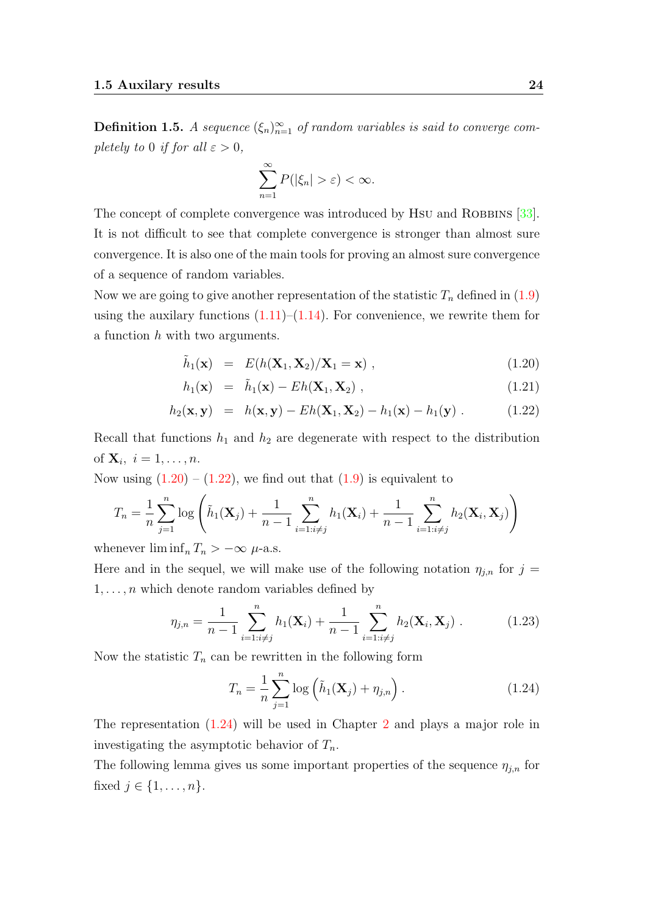**Definition 1.5.** *A sequence $(\xi_n)_{n=1}^{\infty}$ of random variables is said to converge completely to 0 if for all $\varepsilon > 0$,*

$$\sum_{n=1}^{\infty} P(|\xi_n| > \varepsilon) < \infty.$$

The concept of complete convergence was introduced by Hsu and Robbins [33]. It is not difficult to see that complete convergence is stronger than almost sure convergence. It is also one of the main tools for proving an almost sure convergence of a sequence of random variables.

Now we are going to give another representation of the statistic $T_n$ defined in (1.9) using the auxilary functions (1.11)–(1.14). For convenience, we rewrite them for a function $h$ with two arguments.

$$\tilde{h}_1(\mathbf{x}) = E(h(\mathbf{X}_1, \mathbf{X}_2)/\mathbf{X}_1 = \mathbf{x}) , \tag{1.20}$$

$$h_1(\mathbf{x}) = \tilde{h}_1(\mathbf{x}) - Eh(\mathbf{X}_1, \mathbf{X}_2) , \tag{1.21}$$

$$h_2(\mathbf{x}, \mathbf{y}) = h(\mathbf{x}, \mathbf{y}) - Eh(\mathbf{X}_1, \mathbf{X}_2) - h_1(\mathbf{x}) - h_1(\mathbf{y}) . \tag{1.22}$$

Recall that functions $h_1$ and $h_2$ are degenerate with respect to the distribution of $\mathbf{X}_i, \ i = 1, \dots, n$.

Now using (1.20) – (1.22), we find out that (1.9) is equivalent to

$$T_n = \frac{1}{n} \sum_{j=1}^{n} \log \left( \tilde{h}_1(\mathbf{X}_j) + \frac{1}{n-1} \sum_{i=1:i \neq j}^{n} h_1(\mathbf{X}_i) + \frac{1}{n-1} \sum_{i=1:i \neq j}^{n} h_2(\mathbf{X}_i, \mathbf{X}_j) \right)$$

whenever $\liminf_n T_n > -\infty$ $\mu$-a.s.

Here and in the sequel, we will make use of the following notation $\eta_{j,n}$ for $j = 1, \dots, n$ which denote random variables defined by

$$\eta_{j,n} = \frac{1}{n-1} \sum_{i=1:i \neq j}^{n} h_1(\mathbf{X}_i) + \frac{1}{n-1} \sum_{i=1:i \neq j}^{n} h_2(\mathbf{X}_i, \mathbf{X}_j) . \tag{1.23}$$

Now the statistic $T_n$ can be rewritten in the following form

$$T_n = \frac{1}{n} \sum_{j=1}^{n} \log \left( \tilde{h}_1(\mathbf{X}_j) + \eta_{j,n} \right) . \tag{1.24}$$

The representation (1.24) will be used in Chapter 2 and plays a major role in investigating the asymptotic behavior of $T_n$.

The following lemma gives us some important properties of the sequence $\eta_{j,n}$ for fixed $j \in \{1, \dots, n\}$.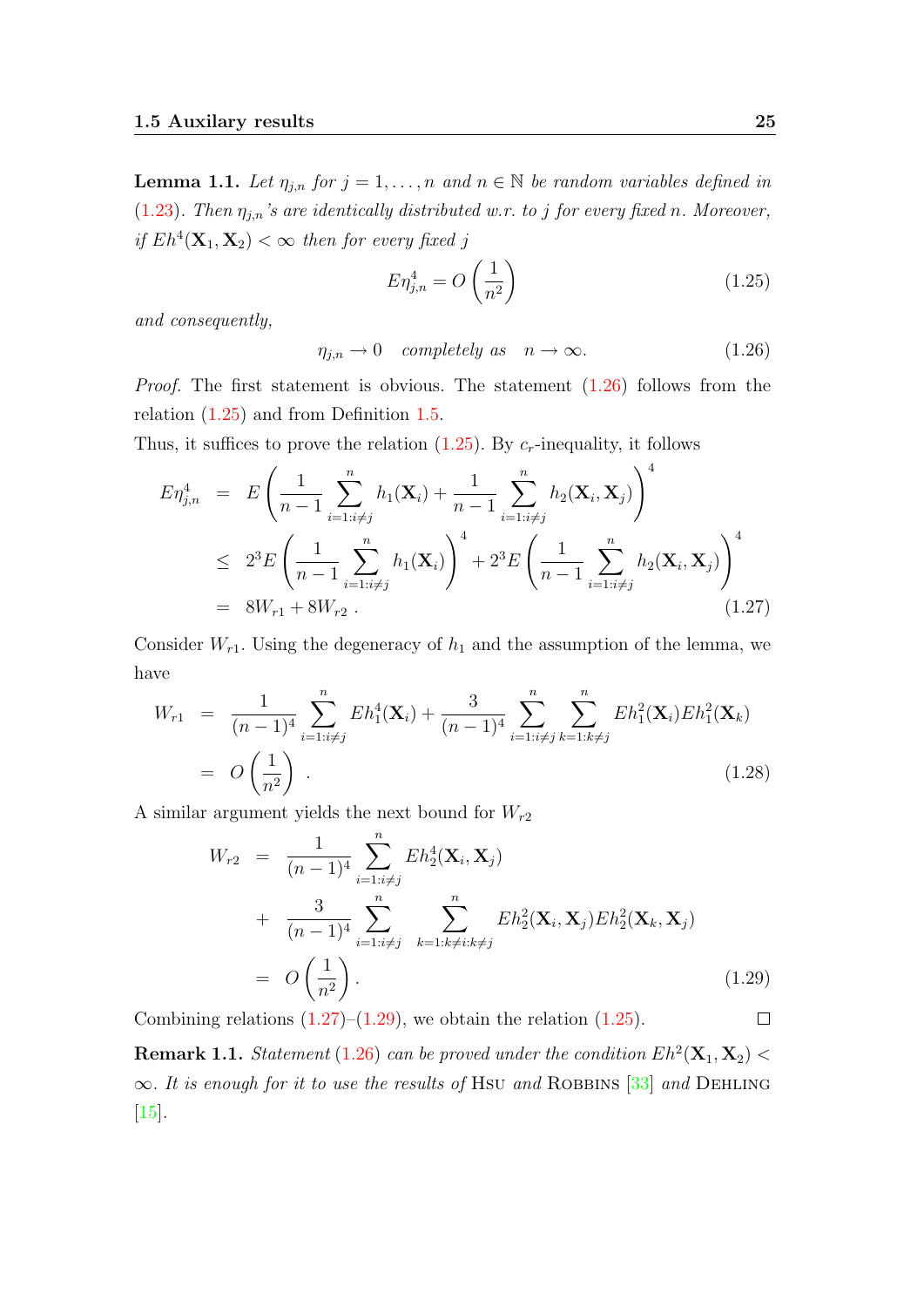**Lemma 1.1.** *Let $\eta_{j,n}$ for $j = 1, \dots, n$ and $n \in \mathbb{N}$ be random variables defined in (1.23). Then $\eta_{j,n}$'s are identically distributed w.r. to $j$ for every fixed $n$. Moreover, if $Eh^4(\mathbf{X}_1, \mathbf{X}_2) < \infty$ then for every fixed $j$*

$$E\eta_{j,n}^4 = O\left(\frac{1}{n^2}\right) \tag{1.25}$$

*and consequently,*

$$\eta_{j,n} \to 0 \quad \textit{completely as} \quad n \to \infty. \tag{1.26}$$

*Proof.* The first statement is obvious. The statement (1.26) follows from the relation (1.25) and from Definition 1.5.

Thus, it suffices to prove the relation (1.25). By $c_r$-inequality, it follows

$$\begin{aligned}
E\eta_{j,n}^4 &= E\left(\frac{1}{n-1}\sum_{i=1:i\neq j}^{n} h_1(\mathbf{X}_i) + \frac{1}{n-1}\sum_{i=1:i\neq j}^{n} h_2(\mathbf{X}_i, \mathbf{X}_j)\right)^4 \\
&\leq 2^3 E\left(\frac{1}{n-1}\sum_{i=1:i\neq j}^{n} h_1(\mathbf{X}_i)\right)^4 + 2^3 E\left(\frac{1}{n-1}\sum_{i=1:i\neq j}^{n} h_2(\mathbf{X}_i, \mathbf{X}_j)\right)^4 \\
&= 8W_{r1} + 8W_{r2}\ .
\end{aligned} \tag{1.27}$$

Consider $W_{r1}$. Using the degeneracy of $h_1$ and the assumption of the lemma, we have

$$\begin{aligned}
W_{r1} &= \frac{1}{(n-1)^4}\sum_{i=1:i\neq j}^{n} Eh_1^4(\mathbf{X}_i) + \frac{3}{(n-1)^4}\sum_{i=1:i\neq j}^{n}\sum_{k=1:k\neq j}^{n} Eh_1^2(\mathbf{X}_i)Eh_1^2(\mathbf{X}_k) \\
&= O\left(\frac{1}{n^2}\right)\ .
\end{aligned} \tag{1.28}$$

A similar argument yields the next bound for $W_{r2}$

$$\begin{aligned}
W_{r2} &= \frac{1}{(n-1)^4}\sum_{i=1:i\neq j}^{n} Eh_2^4(\mathbf{X}_i, \mathbf{X}_j) \\
&+ \frac{3}{(n-1)^4}\sum_{i=1:i\neq j}^{n}\ \sum_{k=1:k\neq i:k\neq j}^{n} Eh_2^2(\mathbf{X}_i, \mathbf{X}_j)Eh_2^2(\mathbf{X}_k, \mathbf{X}_j) \\
&= O\left(\frac{1}{n^2}\right).
\end{aligned} \tag{1.29}$$

Combining relations (1.27)–(1.29), we obtain the relation (1.25). ☐

**Remark 1.1.** *Statement (1.26) can be proved under the condition $Eh^2(\mathbf{X}_1, \mathbf{X}_2) < \infty$. It is enough for it to use the results of* Hsu *and* Robbins [33] *and* Dehling [15].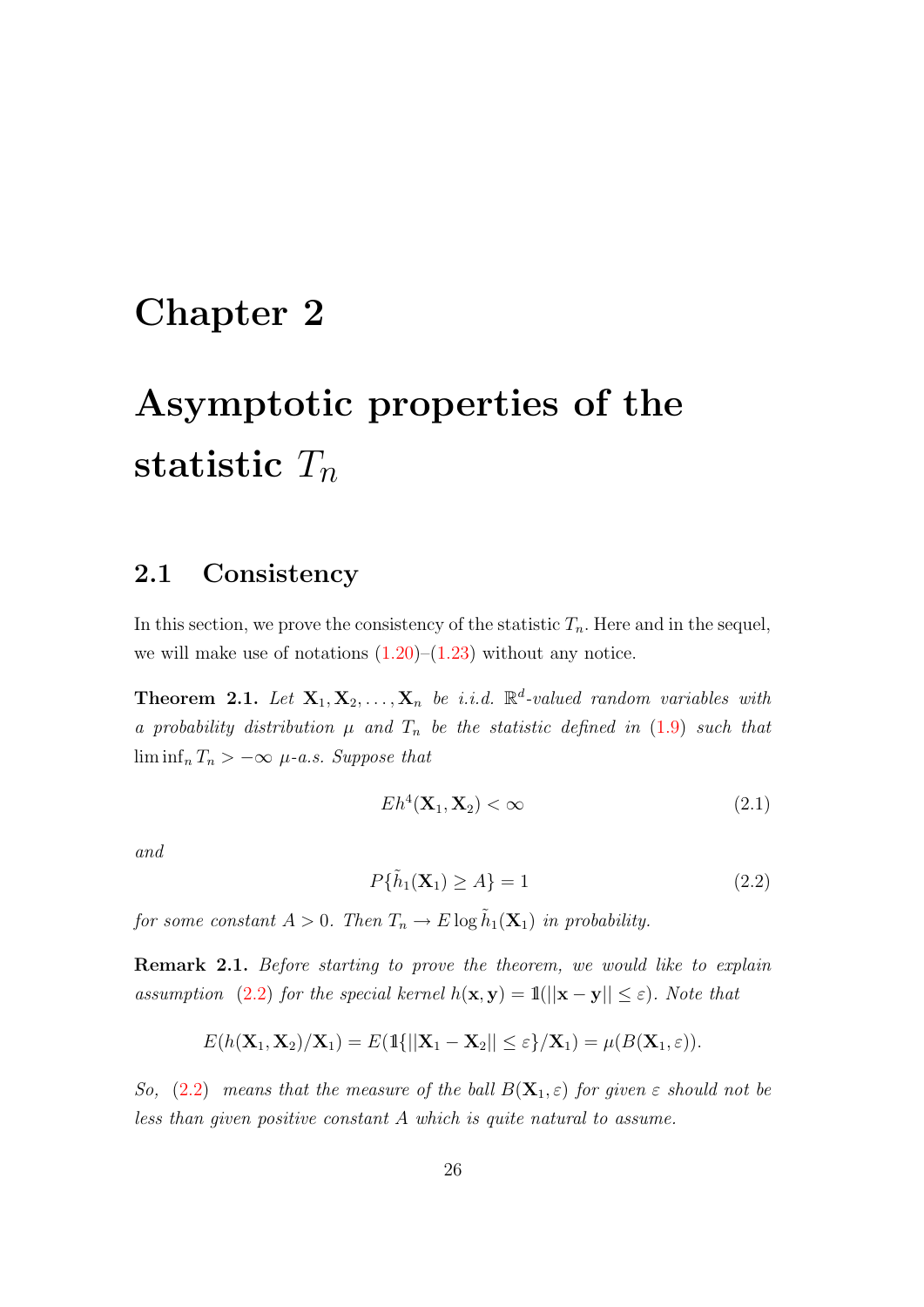# Chapter 2

# Asymptotic properties of the statistic $T_n$

## 2.1 Consistency

In this section, we prove the consistency of the statistic $T_n$. Here and in the sequel, we will make use of notations (1.20)–(1.23) without any notice.

**Theorem 2.1.** *Let $\mathbf{X}_1, \mathbf{X}_2, \ldots, \mathbf{X}_n$ be i.i.d. $\mathbb{R}^d$-valued random variables with a probability distribution $\mu$ and $T_n$ be the statistic defined in (1.9) such that $\liminf_n T_n > -\infty$ $\mu$-a.s. Suppose that*

$$Eh^4(\mathbf{X}_1, \mathbf{X}_2) < \infty \tag{2.1}$$

*and*

$$P\{\tilde{h}_1(\mathbf{X}_1) \geq A\} = 1 \tag{2.2}$$

*for some constant $A > 0$. Then $T_n \to E \log \tilde{h}_1(\mathbf{X}_1)$ in probability.*

**Remark 2.1.** *Before starting to prove the theorem, we would like to explain assumption (2.2) for the special kernel $h(\mathbf{x}, \mathbf{y}) = \mathbb{1}(||\mathbf{x} - \mathbf{y}|| \leq \varepsilon)$. Note that*

$$E(h(\mathbf{X}_1, \mathbf{X}_2)/\mathbf{X}_1) = E(\mathbb{1}\{||\mathbf{X}_1 - \mathbf{X}_2|| \leq \varepsilon\}/\mathbf{X}_1) = \mu(B(\mathbf{X}_1, \varepsilon)).$$

*So, (2.2) means that the measure of the ball $B(\mathbf{X}_1, \varepsilon)$ for given $\varepsilon$ should not be less than given positive constant $A$ which is quite natural to assume.*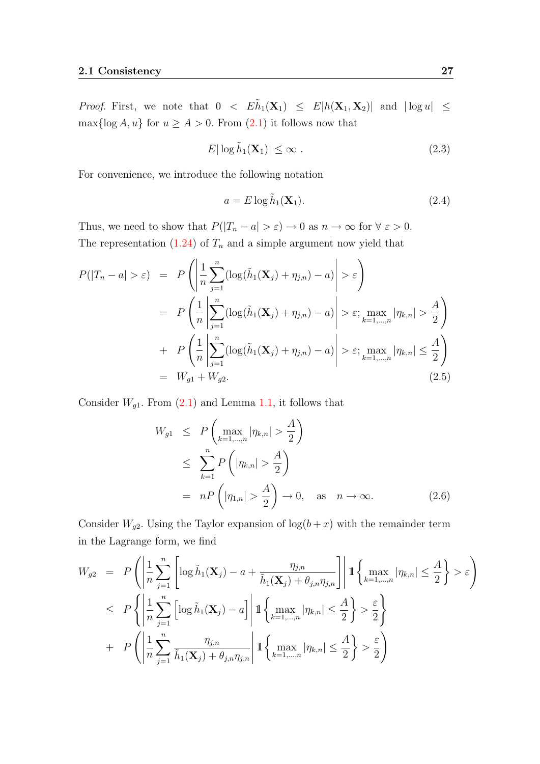*Proof.* First, we note that $0 < E\tilde{h}_1(\mathbf{X}_1) \le E|h(\mathbf{X}_1, \mathbf{X}_2)|$ and $|\log u| \le \max\{\log A, u\}$ for $u \ge A > 0$. From (2.1) it follows now that

$$E|\log \tilde{h}_1(\mathbf{X}_1)| \le \infty \; . \tag{2.3}$$

For convenience, we introduce the following notation

$$a = E \log \tilde{h}_1(\mathbf{X}_1). \tag{2.4}$$

Thus, we need to show that $P(|T_n - a| > \varepsilon) \to 0$ as $n \to \infty$ for $\forall\, \varepsilon > 0$. The representation (1.24) of $T_n$ and a simple argument now yield that

$$\begin{aligned}
P(|T_n - a| > \varepsilon) &= P\left( \left| \frac{1}{n} \sum_{j=1}^{n} (\log(\tilde{h}_1(\mathbf{X}_j) + \eta_{j,n}) - a) \right| > \varepsilon \right) \\
&= P\left( \frac{1}{n} \left| \sum_{j=1}^{n} (\log(\tilde{h}_1(\mathbf{X}_j) + \eta_{j,n}) - a) \right| > \varepsilon ; \max_{k=1,\ldots,n} |\eta_{k,n}| > \frac{A}{2} \right) \\
&+ P\left( \frac{1}{n} \left| \sum_{j=1}^{n} (\log(\tilde{h}_1(\mathbf{X}_j) + \eta_{j,n}) - a) \right| > \varepsilon ; \max_{k=1,\ldots,n} |\eta_{k,n}| \le \frac{A}{2} \right) \\
&= W_{g1} + W_{g2}.
\end{aligned} \tag{2.5}$$

Consider $W_{g1}$. From (2.1) and Lemma 1.1, it follows that

$$\begin{aligned}
W_{g1} &\le P\left( \max_{k=1,\ldots,n} |\eta_{k,n}| > \frac{A}{2} \right) \\
&\le \sum_{k=1}^{n} P\left( |\eta_{k,n}| > \frac{A}{2} \right) \\
&= nP\left( |\eta_{1,n}| > \frac{A}{2} \right) \to 0, \quad \text{as} \quad n \to \infty.
\end{aligned} \tag{2.6}$$

Consider $W_{g2}$. Using the Taylor expansion of $\log(b + x)$ with the remainder term in the Lagrange form, we find

$$\begin{aligned}
W_{g2} &= P\left( \left| \frac{1}{n} \sum_{j=1}^{n} \left[ \log \tilde{h}_1(\mathbf{X}_j) - a + \frac{\eta_{j,n}}{\tilde{h}_1(\mathbf{X}_j) + \theta_{j,n}\eta_{j,n}} \right] \right| \mathbb{1}\left\{ \max_{k=1,\ldots,n} |\eta_{k,n}| \le \frac{A}{2} \right\} > \varepsilon \right) \\
&\le P\left\{ \left| \frac{1}{n} \sum_{j=1}^{n} \left[ \log \tilde{h}_1(\mathbf{X}_j) - a \right] \right| \mathbb{1}\left\{ \max_{k=1,\ldots,n} |\eta_{k,n}| \le \frac{A}{2} \right\} > \frac{\varepsilon}{2} \right\} \\
&+ P\left( \left| \frac{1}{n} \sum_{j=1}^{n} \frac{\eta_{j,n}}{\tilde{h}_1(\mathbf{X}_j) + \theta_{j,n}\eta_{j,n}} \right| \mathbb{1}\left\{ \max_{k=1,\ldots,n} |\eta_{k,n}| \le \frac{A}{2} \right\} > \frac{\varepsilon}{2} \right)
\end{aligned}$$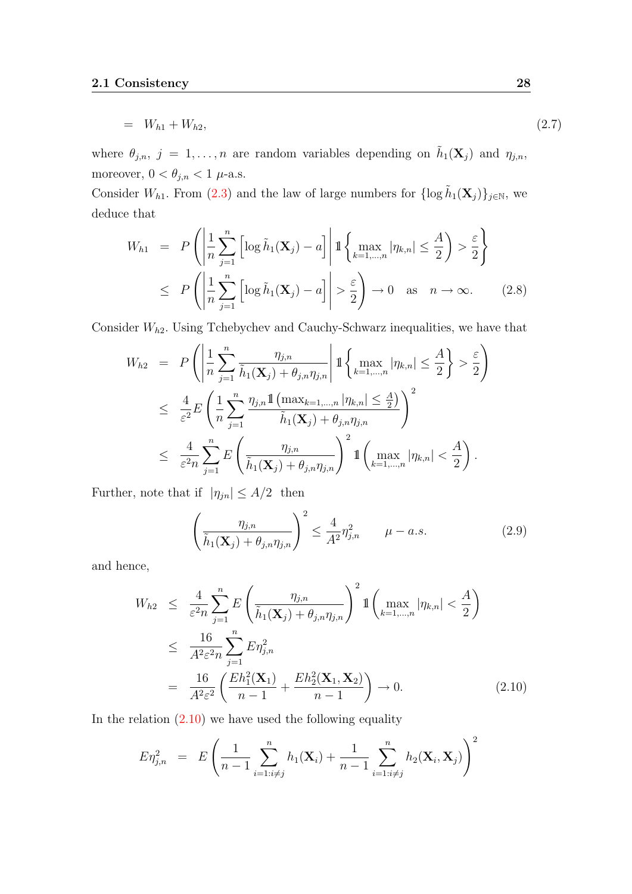$$= \quad W_{h1} + W_{h2}, \tag{2.7}$$

where $\theta_{j,n}$, $j = 1, \ldots, n$ are random variables depending on $\tilde{h}_1(\mathbf{X}_j)$ and $\eta_{j,n}$, moreover, $0 < \theta_{j,n} < 1$ $\mu$-a.s.

Consider $W_{h1}$. From (2.3) and the law of large numbers for $\{\log \tilde{h}_1(\mathbf{X}_j)\}_{j \in \mathbb{N}}$, we deduce that

$$
\begin{aligned}
W_{h1} &= P\left( \left| \frac{1}{n} \sum_{j=1}^{n} \left[ \log \tilde{h}_1(\mathbf{X}_j) - a \right] \right| \mathbb{1}\left\{ \max_{k=1,\ldots,n} |\eta_{k,n}| \leq \frac{A}{2} \right) > \frac{\varepsilon}{2} \right\} \\
&\leq P\left( \left| \frac{1}{n} \sum_{j=1}^{n} \left[ \log \tilde{h}_1(\mathbf{X}_j) - a \right] \right| > \frac{\varepsilon}{2} \right) \to 0 \quad \text{as} \quad n \to \infty. \qquad (2.8)
\end{aligned}
$$

Consider $W_{h2}$. Using Tchebychev and Cauchy-Schwarz inequalities, we have that

$$
\begin{aligned}
W_{h2} &= P\left( \left| \frac{1}{n} \sum_{j=1}^{n} \frac{\eta_{j,n}}{\tilde{h}_1(\mathbf{X}_j) + \theta_{j,n}\eta_{j,n}} \right| \mathbb{1}\left\{ \max_{k=1,\ldots,n} |\eta_{k,n}| \leq \frac{A}{2} \right\} > \frac{\varepsilon}{2} \right) \\
&\leq \frac{4}{\varepsilon^2} E\left( \frac{1}{n} \sum_{j=1}^{n} \frac{\eta_{j,n} \mathbb{1}\left( \max_{k=1,\ldots,n} |\eta_{k,n}| \leq \frac{A}{2} \right)}{\tilde{h}_1(\mathbf{X}_j) + \theta_{j,n}\eta_{j,n}} \right)^2 \\
&\leq \frac{4}{\varepsilon^2 n} \sum_{j=1}^{n} E\left( \frac{\eta_{j,n}}{\tilde{h}_1(\mathbf{X}_j) + \theta_{j,n}\eta_{j,n}} \right)^2 \mathbb{1}\left( \max_{k=1,\ldots,n} |\eta_{k,n}| < \frac{A}{2} \right).
\end{aligned}
$$

Further, note that if $|\eta_{jn}| \leq A/2$ then

$$\left( \frac{\eta_{j,n}}{\tilde{h}_1(\mathbf{X}_j) + \theta_{j,n}\eta_{j,n}} \right)^2 \leq \frac{4}{A^2} \eta_{j,n}^2 \qquad \mu - a.s. \tag{2.9}$$

and hence,

$$
\begin{aligned}
W_{h2} &\leq \frac{4}{\varepsilon^2 n} \sum_{j=1}^{n} E\left( \frac{\eta_{j,n}}{\tilde{h}_1(\mathbf{X}_j) + \theta_{j,n}\eta_{j,n}} \right)^2 \mathbb{1}\left( \max_{k=1,\ldots,n} |\eta_{k,n}| < \frac{A}{2} \right) \\
&\leq \frac{16}{A^2 \varepsilon^2 n} \sum_{j=1}^{n} E\eta_{j,n}^2 \\
&= \frac{16}{A^2 \varepsilon^2} \left( \frac{Eh_1^2(\mathbf{X}_1)}{n-1} + \frac{Eh_2^2(\mathbf{X}_1, \mathbf{X}_2)}{n-1} \right) \to 0. \qquad (2.10)
\end{aligned}
$$

In the relation (2.10) we have used the following equality

$$E\eta_{j,n}^2 \quad = \quad E\left( \frac{1}{n-1} \sum_{i=1: i \neq j}^{n} h_1(\mathbf{X}_i) + \frac{1}{n-1} \sum_{i=1: i \neq j}^{n} h_2(\mathbf{X}_i, \mathbf{X}_j) \right)^2$$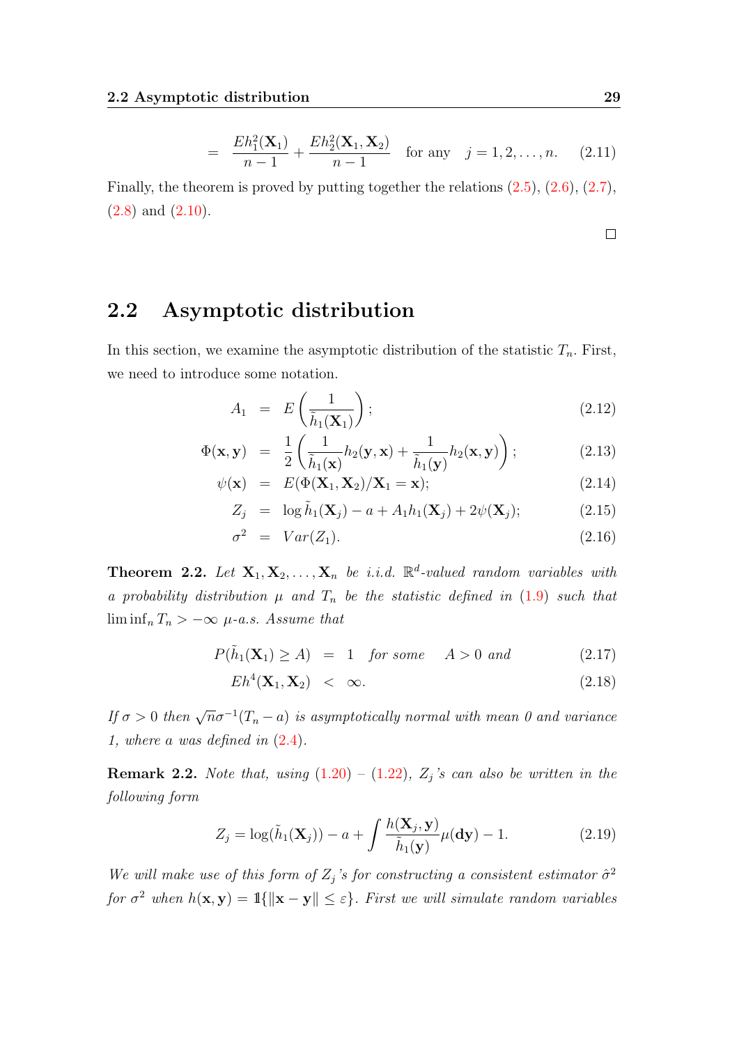$$= \frac{Eh_1^2(\mathbf{X}_1)}{n-1} + \frac{Eh_2^2(\mathbf{X}_1, \mathbf{X}_2)}{n-1} \quad \text{for any} \quad j = 1, 2, \ldots, n. \tag{2.11}$$

Finally, the theorem is proved by putting together the relations (2.5), (2.6), (2.7), (2.8) and (2.10).

□

## 2.2 Asymptotic distribution

In this section, we examine the asymptotic distribution of the statistic $T_n$. First, we need to introduce some notation.

$$A_1 = E\left(\frac{1}{\tilde{h}_1(\mathbf{X}_1)}\right); \tag{2.12}$$

$$\Phi(\mathbf{x}, \mathbf{y}) = \frac{1}{2}\left(\frac{1}{\tilde{h}_1(\mathbf{x})} h_2(\mathbf{y}, \mathbf{x}) + \frac{1}{\tilde{h}_1(\mathbf{y})} h_2(\mathbf{x}, \mathbf{y})\right); \tag{2.13}$$

$$\psi(\mathbf{x}) = E(\Phi(\mathbf{X}_1, \mathbf{X}_2)/\mathbf{X}_1 = \mathbf{x}); \tag{2.14}$$

$$Z_j = \log \tilde{h}_1(\mathbf{X}_j) - a + A_1 h_1(\mathbf{X}_j) + 2\psi(\mathbf{X}_j); \tag{2.15}$$

$$\sigma^2 = Var(Z_1). \tag{2.16}$$

**Theorem 2.2.** *Let $\mathbf{X}_1, \mathbf{X}_2, \ldots, \mathbf{X}_n$ be i.i.d. $\mathbb{R}^d$-valued random variables with a probability distribution $\mu$ and $T_n$ be the statistic defined in (1.9) such that $\liminf_n T_n > -\infty$ $\mu$-a.s. Assume that*

$$P(\tilde{h}_1(\mathbf{X}_1) \geq A) = 1 \quad \textit{for some} \quad A > 0 \textit{ and} \tag{2.17}$$

$$Eh^4(\mathbf{X}_1, \mathbf{X}_2) < \infty. \tag{2.18}$$

*If $\sigma > 0$ then $\sqrt{n}\sigma^{-1}(T_n - a)$ is asymptotically normal with mean 0 and variance 1, where $a$ was defined in (2.4).*

**Remark 2.2.** *Note that, using (1.20) – (1.22), $Z_j$'s can also be written in the following form*

$$Z_j = \log(\tilde{h}_1(\mathbf{X}_j)) - a + \int \frac{h(\mathbf{X}_j, \mathbf{y})}{\tilde{h}_1(\mathbf{y})} \mu(\mathbf{dy}) - 1. \tag{2.19}$$

*We will make use of this form of $Z_j$'s for constructing a consistent estimator $\hat{\sigma}^2$ for $\sigma^2$ when $h(\mathbf{x}, \mathbf{y}) = \mathbb{1}\{\|\mathbf{x} - \mathbf{y}\| \leq \varepsilon\}$. First we will simulate random variables*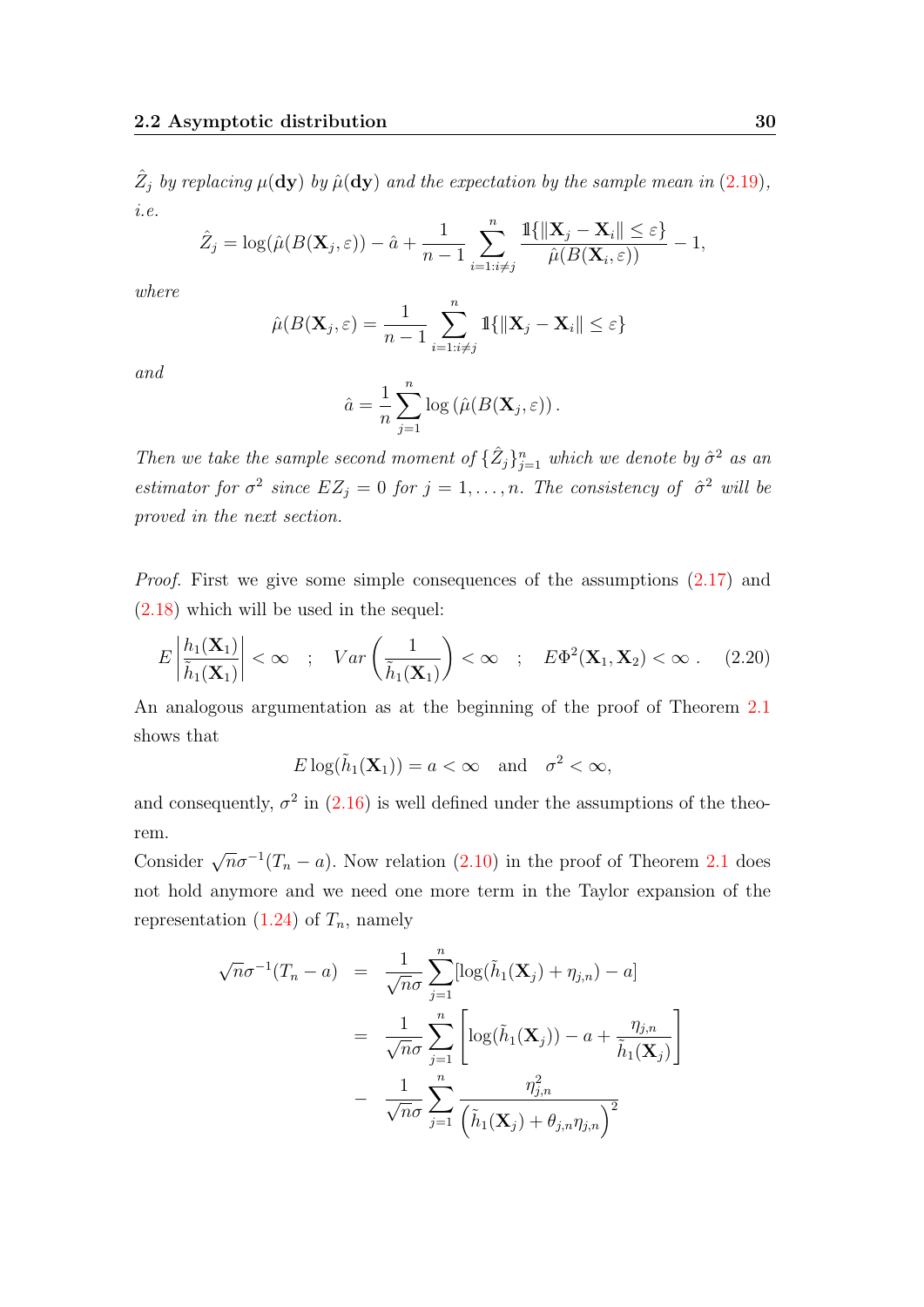*$\hat{Z}_j$ by replacing $\mu(\mathbf{dy})$ by $\hat{\mu}(\mathbf{dy})$ and the expectation by the sample mean in (2.19), i.e.*

$$\hat{Z}_j = \log(\hat{\mu}(B(\mathbf{X}_j, \varepsilon)) - \hat{a} + \frac{1}{n-1} \sum_{i=1:i\neq j}^{n} \frac{\mathbb{1}\{\|\mathbf{X}_j - \mathbf{X}_i\| \leq \varepsilon\}}{\hat{\mu}(B(\mathbf{X}_i, \varepsilon))} - 1,$$

*where*

$$\hat{\mu}(B(\mathbf{X}_j, \varepsilon) = \frac{1}{n-1} \sum_{i=1:i\neq j}^{n} \mathbb{1}\{\|\mathbf{X}_j - \mathbf{X}_i\| \leq \varepsilon\}$$

*and*

$$\hat{a} = \frac{1}{n} \sum_{j=1}^{n} \log\left(\hat{\mu}(B(\mathbf{X}_j, \varepsilon)\right).$$

*Then we take the sample second moment of $\{\hat{Z}_j\}_{j=1}^n$ which we denote by $\hat{\sigma}^2$ as an estimator for $\sigma^2$ since $EZ_j = 0$ for $j = 1, \ldots, n$. The consistency of $\hat{\sigma}^2$ will be proved in the next section.*

*Proof.* First we give some simple consequences of the assumptions (2.17) and (2.18) which will be used in the sequel:

$$E\left|\frac{h_1(\mathbf{X}_1)}{\tilde{h}_1(\mathbf{X}_1)}\right| < \infty \quad ; \quad Var\left(\frac{1}{\tilde{h}_1(\mathbf{X}_1)}\right) < \infty \quad ; \quad E\Phi^2(\mathbf{X}_1, \mathbf{X}_2) < \infty \,. \tag{2.20}$$

An analogous argumentation as at the beginning of the proof of Theorem 2.1 shows that

$$E\log(\tilde{h}_1(\mathbf{X}_1)) = a < \infty \quad \text{and} \quad \sigma^2 < \infty,$$

and consequently, $\sigma^2$ in (2.16) is well defined under the assumptions of the theorem.

Consider $\sqrt{n}\sigma^{-1}(T_n - a)$. Now relation (2.10) in the proof of Theorem 2.1 does not hold anymore and we need one more term in the Taylor expansion of the representation (1.24) of $T_n$, namely

$$\begin{aligned}
\sqrt{n}\sigma^{-1}(T_n - a) &= \frac{1}{\sqrt{n}\sigma} \sum_{j=1}^{n} [\log(\tilde{h}_1(\mathbf{X}_j) + \eta_{j,n}) - a] \\
&= \frac{1}{\sqrt{n}\sigma} \sum_{j=1}^{n} \left[\log(\tilde{h}_1(\mathbf{X}_j)) - a + \frac{\eta_{j,n}}{\tilde{h}_1(\mathbf{X}_j)}\right] \\
&- \frac{1}{\sqrt{n}\sigma} \sum_{j=1}^{n} \frac{\eta_{j,n}^2}{\left(\tilde{h}_1(\mathbf{X}_j) + \theta_{j,n}\eta_{j,n}\right)^2}
\end{aligned}$$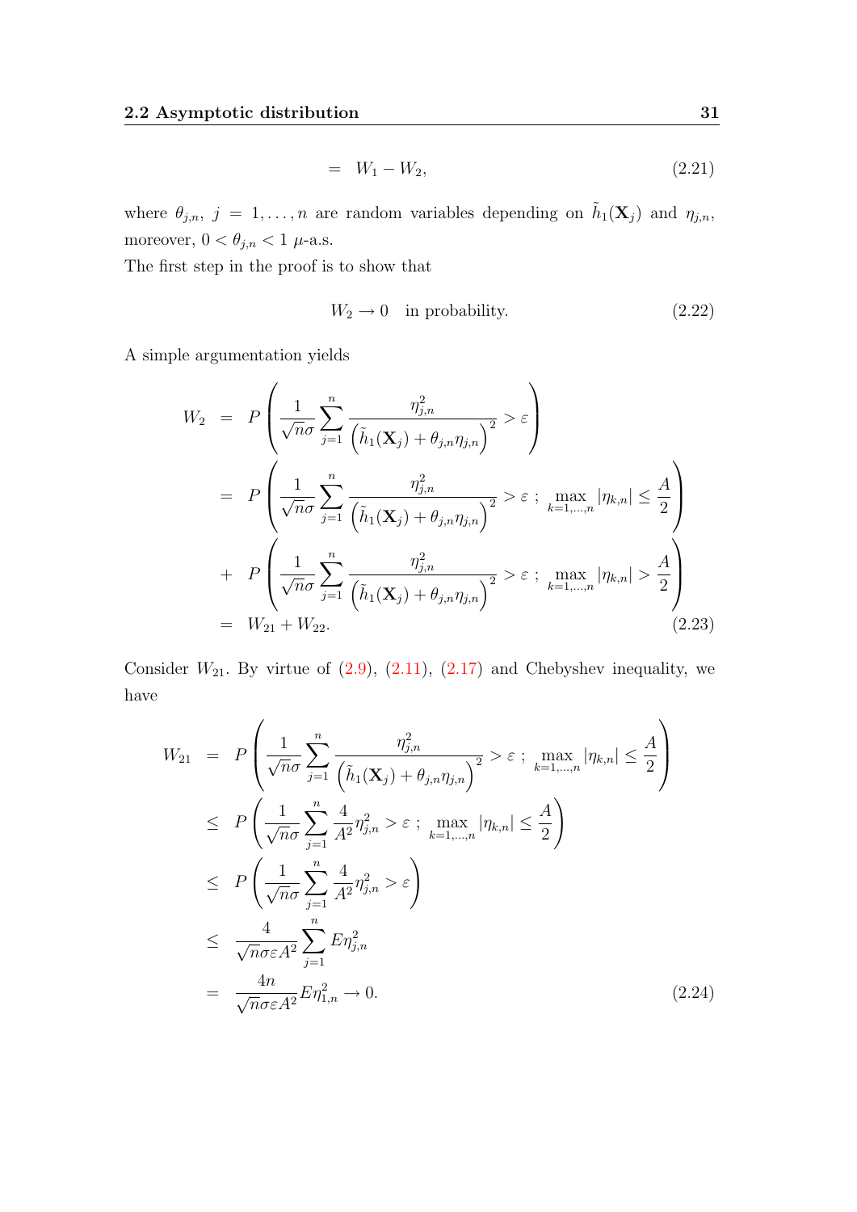$$= \quad W_1 - W_2, \tag{2.21}$$

where $\theta_{j,n},\ j = 1,\dots,n$ are random variables depending on $\tilde{h}_1(\mathbf{X}_j)$ and $\eta_{j,n}$, moreover, $0 < \theta_{j,n} < 1$ $\mu$-a.s.

The first step in the proof is to show that

$$W_2 \to 0 \quad \text{in probability.} \tag{2.22}$$

A simple argumentation yields

$$\begin{aligned}
W_2 &= P\left(\frac{1}{\sqrt{n}\sigma}\sum_{j=1}^{n}\frac{\eta_{j,n}^2}{\left(\tilde{h}_1(\mathbf{X}_j)+\theta_{j,n}\eta_{j,n}\right)^2} > \varepsilon\right)\\
&= P\left(\frac{1}{\sqrt{n}\sigma}\sum_{j=1}^{n}\frac{\eta_{j,n}^2}{\left(\tilde{h}_1(\mathbf{X}_j)+\theta_{j,n}\eta_{j,n}\right)^2} > \varepsilon\ ;\ \max_{k=1,\dots,n}|\eta_{k,n}| \le \frac{A}{2}\right)\\
&+ P\left(\frac{1}{\sqrt{n}\sigma}\sum_{j=1}^{n}\frac{\eta_{j,n}^2}{\left(\tilde{h}_1(\mathbf{X}_j)+\theta_{j,n}\eta_{j,n}\right)^2} > \varepsilon\ ;\ \max_{k=1,\dots,n}|\eta_{k,n}| > \frac{A}{2}\right)\\
&= W_{21} + W_{22}.
\end{aligned} \tag{2.23}$$

Consider $W_{21}$. By virtue of (2.9), (2.11), (2.17) and Chebyshev inequality, we have

$$\begin{aligned}
W_{21} &= P\left(\frac{1}{\sqrt{n}\sigma}\sum_{j=1}^{n}\frac{\eta_{j,n}^2}{\left(\tilde{h}_1(\mathbf{X}_j)+\theta_{j,n}\eta_{j,n}\right)^2} > \varepsilon\ ;\ \max_{k=1,\dots,n}|\eta_{k,n}| \le \frac{A}{2}\right)\\
&\le P\left(\frac{1}{\sqrt{n}\sigma}\sum_{j=1}^{n}\frac{4}{A^2}\eta_{j,n}^2 > \varepsilon\ ;\ \max_{k=1,\dots,n}|\eta_{k,n}| \le \frac{A}{2}\right)\\
&\le P\left(\frac{1}{\sqrt{n}\sigma}\sum_{j=1}^{n}\frac{4}{A^2}\eta_{j,n}^2 > \varepsilon\right)\\
&\le \frac{4}{\sqrt{n}\sigma\varepsilon A^2}\sum_{j=1}^{n}E\eta_{j,n}^2\\
&= \frac{4n}{\sqrt{n}\sigma\varepsilon A^2}E\eta_{1,n}^2 \to 0.
\end{aligned} \tag{2.24}$$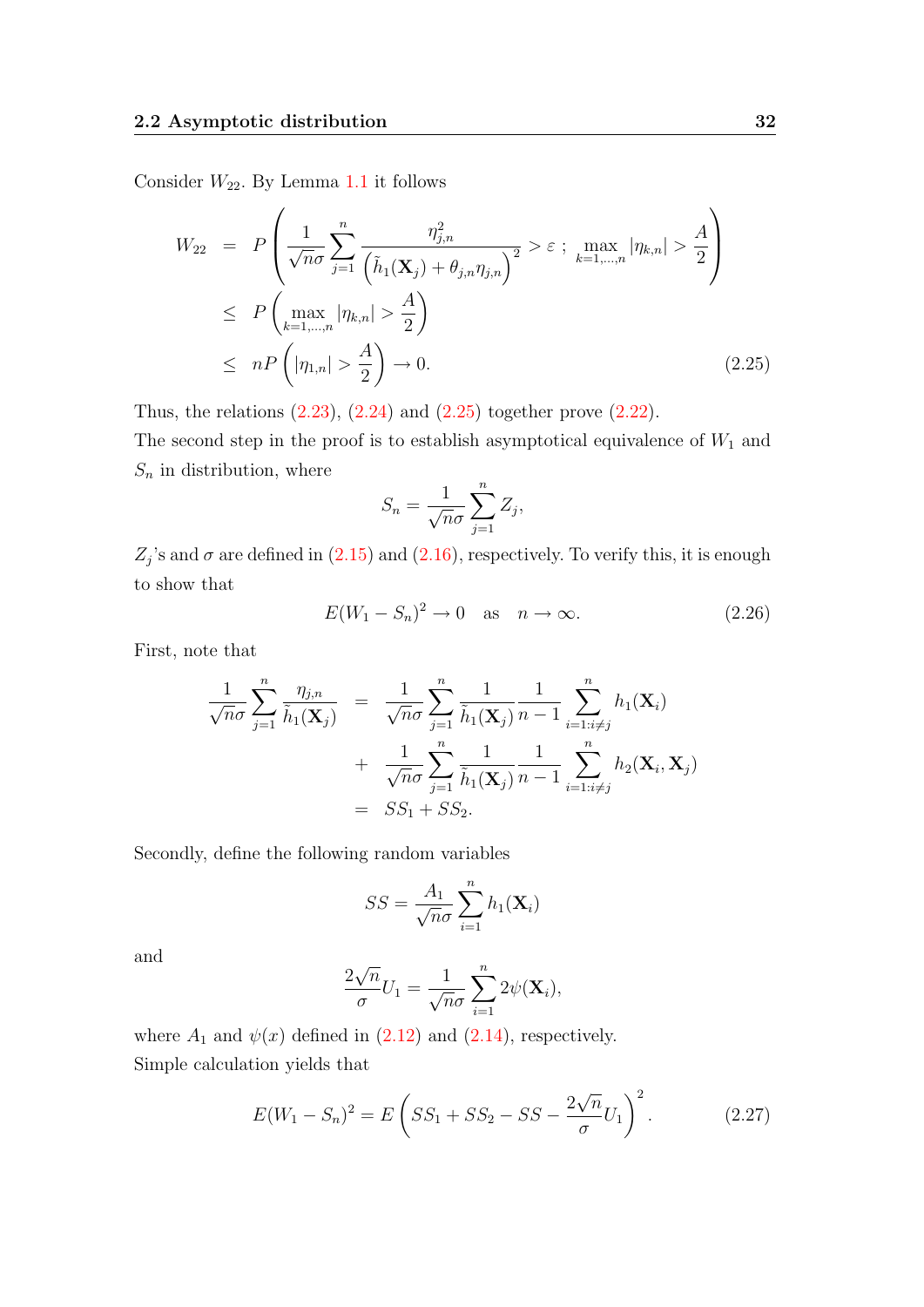Consider $W_{22}$. By Lemma 1.1 it follows

$$
\begin{aligned}
W_{22} &= P\left(\frac{1}{\sqrt{n}\sigma}\sum_{j=1}^{n}\frac{\eta_{j,n}^2}{\left(\tilde{h}_1(\mathbf{X}_j)+\theta_{j,n}\eta_{j,n}\right)^2} > \varepsilon\ ;\ \max_{k=1,\ldots,n}|\eta_{k,n}| > \frac{A}{2}\right) \\
&\leq P\left(\max_{k=1,\ldots,n}|\eta_{k,n}| > \frac{A}{2}\right) \\
&\leq nP\left(|\eta_{1,n}| > \frac{A}{2}\right) \to 0. \qquad (2.25)
\end{aligned}
$$

Thus, the relations (2.23), (2.24) and (2.25) together prove (2.22).

The second step in the proof is to establish asymptotical equivalence of $W_1$ and $S_n$ in distribution, where

$$
S_n = \frac{1}{\sqrt{n}\sigma}\sum_{j=1}^{n} Z_j,
$$

$Z_j$'s and $\sigma$ are defined in (2.15) and (2.16), respectively. To verify this, it is enough to show that

$$
E(W_1 - S_n)^2 \to 0 \quad \text{as} \quad n \to \infty. \qquad (2.26)
$$

First, note that

$$
\begin{aligned}
\frac{1}{\sqrt{n}\sigma}\sum_{j=1}^{n}\frac{\eta_{j,n}}{\tilde{h}_1(\mathbf{X}_j)} &= \frac{1}{\sqrt{n}\sigma}\sum_{j=1}^{n}\frac{1}{\tilde{h}_1(\mathbf{X}_j)}\frac{1}{n-1}\sum_{i=1:i\neq j}^{n} h_1(\mathbf{X}_i) \\
&+ \frac{1}{\sqrt{n}\sigma}\sum_{j=1}^{n}\frac{1}{\tilde{h}_1(\mathbf{X}_j)}\frac{1}{n-1}\sum_{i=1:i\neq j}^{n} h_2(\mathbf{X}_i,\mathbf{X}_j) \\
&= SS_1 + SS_2.
\end{aligned}
$$

Secondly, define the following random variables

$$
SS = \frac{A_1}{\sqrt{n}\sigma}\sum_{i=1}^{n} h_1(\mathbf{X}_i)
$$

and

$$
\frac{2\sqrt{n}}{\sigma}U_1 = \frac{1}{\sqrt{n}\sigma}\sum_{i=1}^{n} 2\psi(\mathbf{X}_i),
$$

where $A_1$ and $\psi(x)$ defined in (2.12) and (2.14), respectively.

Simple calculation yields that

$$
E(W_1 - S_n)^2 = E\left(SS_1 + SS_2 - SS - \frac{2\sqrt{n}}{\sigma}U_1\right)^2. \qquad (2.27)
$$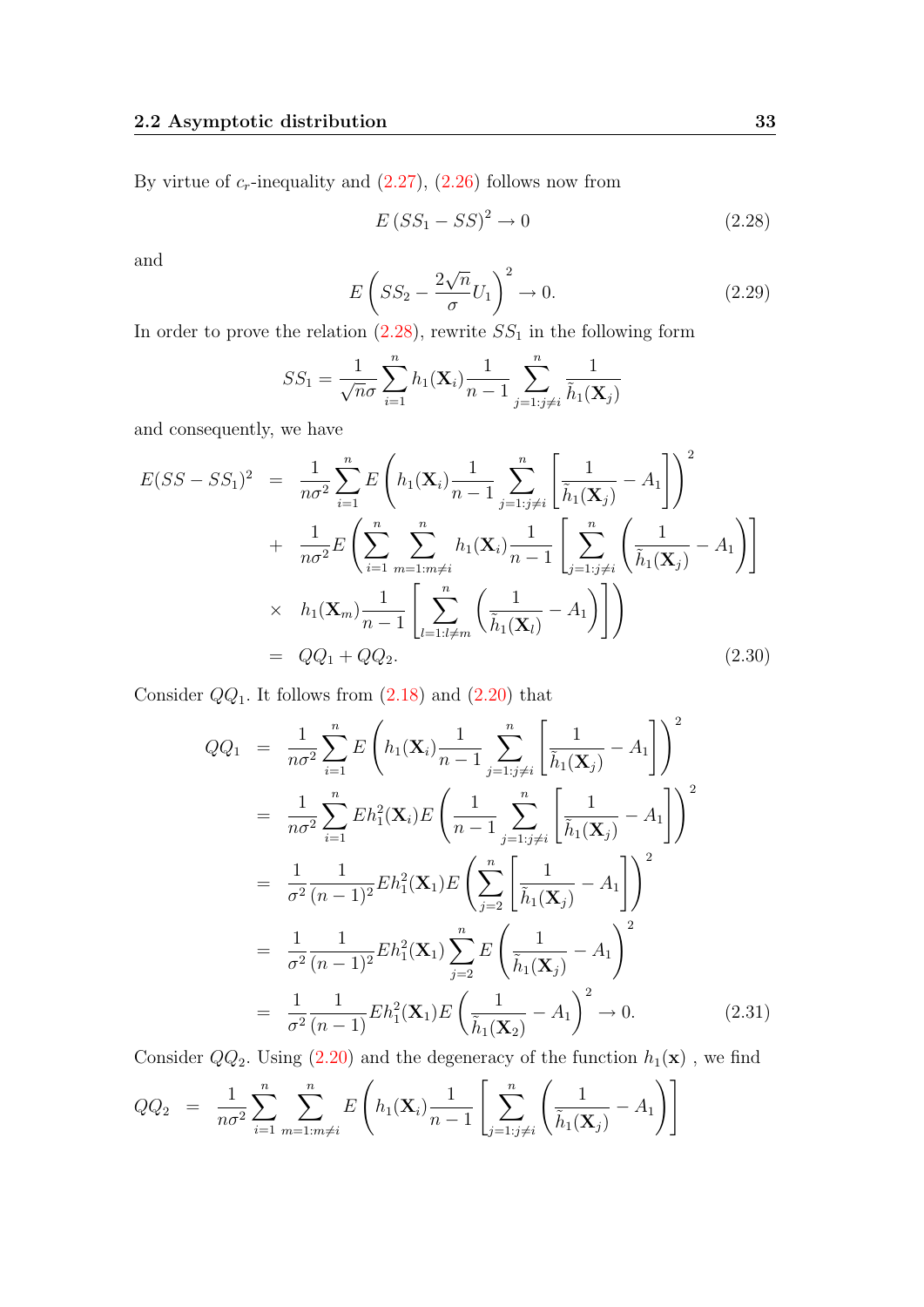By virtue of $c_r$-inequality and (2.27), (2.26) follows now from

$$E\left(SS_1 - SS\right)^2 \to 0 \tag{2.28}$$

and

$$E\left(SS_2 - \frac{2\sqrt{n}}{\sigma}U_1\right)^2 \to 0. \tag{2.29}$$

In order to prove the relation (2.28), rewrite $SS_1$ in the following form

$$SS_1 = \frac{1}{\sqrt{n}\sigma}\sum_{i=1}^{n} h_1(\mathbf{X}_i)\frac{1}{n-1}\sum_{j=1:j\neq i}^{n}\frac{1}{\tilde{h}_1(\mathbf{X}_j)}$$

and consequently, we have

$$\begin{aligned}
E(SS - SS_1)^2 &= \frac{1}{n\sigma^2}\sum_{i=1}^{n} E\left(h_1(\mathbf{X}_i)\frac{1}{n-1}\sum_{j=1:j\neq i}^{n}\left[\frac{1}{\tilde{h}_1(\mathbf{X}_j)} - A_1\right]\right)^2 \\
&+ \frac{1}{n\sigma^2}E\left(\sum_{i=1}^{n}\sum_{m=1:m\neq i}^{n} h_1(\mathbf{X}_i)\frac{1}{n-1}\left[\sum_{j=1:j\neq i}^{n}\left(\frac{1}{\tilde{h}_1(\mathbf{X}_j)} - A_1\right)\right]\right. \\
&\times \left. h_1(\mathbf{X}_m)\frac{1}{n-1}\left[\sum_{l=1:l\neq m}^{n}\left(\frac{1}{\tilde{h}_1(\mathbf{X}_l)} - A_1\right)\right]\right) \\
&= QQ_1 + QQ_2.
\end{aligned} \tag{2.30}$$

Consider $QQ_1$. It follows from (2.18) and (2.20) that

$$\begin{aligned}
QQ_1 &= \frac{1}{n\sigma^2}\sum_{i=1}^{n} E\left(h_1(\mathbf{X}_i)\frac{1}{n-1}\sum_{j=1:j\neq i}^{n}\left[\frac{1}{\tilde{h}_1(\mathbf{X}_j)} - A_1\right]\right)^2 \\
&= \frac{1}{n\sigma^2}\sum_{i=1}^{n} Eh_1^2(\mathbf{X}_i)E\left(\frac{1}{n-1}\sum_{j=1:j\neq i}^{n}\left[\frac{1}{\tilde{h}_1(\mathbf{X}_j)} - A_1\right]\right)^2 \\
&= \frac{1}{\sigma^2}\frac{1}{(n-1)^2}Eh_1^2(\mathbf{X}_1)E\left(\sum_{j=2}^{n}\left[\frac{1}{\tilde{h}_1(\mathbf{X}_j)} - A_1\right]\right)^2 \\
&= \frac{1}{\sigma^2}\frac{1}{(n-1)^2}Eh_1^2(\mathbf{X}_1)\sum_{j=2}^{n}E\left(\frac{1}{\tilde{h}_1(\mathbf{X}_j)} - A_1\right)^2 \\
&= \frac{1}{\sigma^2}\frac{1}{(n-1)}Eh_1^2(\mathbf{X}_1)E\left(\frac{1}{\tilde{h}_1(\mathbf{X}_2)} - A_1\right)^2 \to 0.
\end{aligned} \tag{2.31}$$

Consider $QQ_2$. Using (2.20) and the degeneracy of the function $h_1(\mathbf{x})$ , we find

$$QQ_2 = \frac{1}{n\sigma^2}\sum_{i=1}^{n}\sum_{m=1:m\neq i}^{n} E\left(h_1(\mathbf{X}_i)\frac{1}{n-1}\left[\sum_{j=1:j\neq i}^{n}\left(\frac{1}{\tilde{h}_1(\mathbf{X}_j)} - A_1\right)\right]\right.$$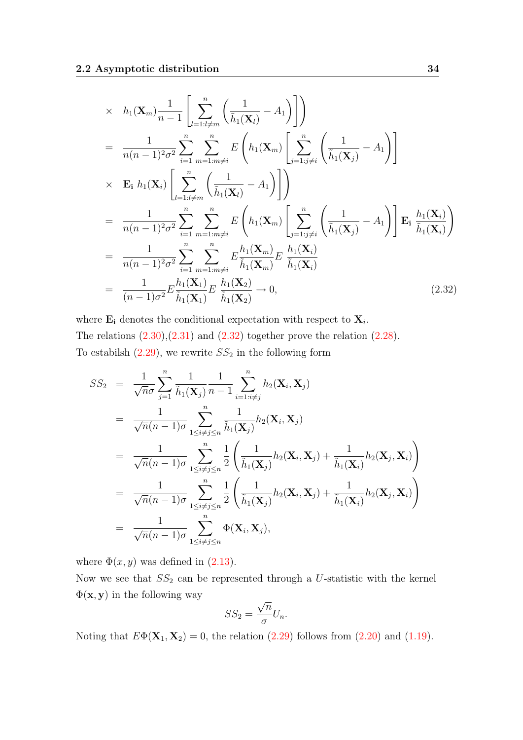$$
\begin{aligned}
&\times \quad h_1(\mathbf{X}_m)\frac{1}{n-1}\left[\sum_{l=1:l\neq m}^{n}\left(\frac{1}{\tilde{h}_1(\mathbf{X}_l)}-A_1\right)\right]\Bigg) \\
&= \quad \frac{1}{n(n-1)^2\sigma^2}\sum_{i=1}^{n}\sum_{m=1:m\neq i}^{n} E\left(h_1(\mathbf{X}_m)\left[\sum_{j=1:j\neq i}^{n}\left(\frac{1}{\tilde{h}_1(\mathbf{X}_j)}-A_1\right)\right]\right. \\
&\times \quad \mathbf{E_i}\; h_1(\mathbf{X}_i)\left[\sum_{l=1:l\neq m}^{n}\left(\frac{1}{\tilde{h}_1(\mathbf{X}_l)}-A_1\right)\right]\Bigg) \\
&= \quad \frac{1}{n(n-1)^2\sigma^2}\sum_{i=1}^{n}\sum_{m=1:m\neq i}^{n} E\left(h_1(\mathbf{X}_m)\left[\sum_{j=1:j\neq i}^{n}\left(\frac{1}{\tilde{h}_1(\mathbf{X}_j)}-A_1\right)\right]\mathbf{E_i}\;\frac{h_1(\mathbf{X}_i)}{\tilde{h}_1(\mathbf{X}_i)}\right) \\
&= \quad \frac{1}{n(n-1)^2\sigma^2}\sum_{i=1}^{n}\sum_{m=1:m\neq i}^{n} E\frac{h_1(\mathbf{X}_m)}{\tilde{h}_1(\mathbf{X}_m)}E\;\frac{h_1(\mathbf{X}_i)}{\tilde{h}_1(\mathbf{X}_i)} \\
&= \quad \frac{1}{(n-1)\sigma^2}E\frac{h_1(\mathbf{X}_1)}{\tilde{h}_1(\mathbf{X}_1)}E\;\frac{h_1(\mathbf{X}_2)}{\tilde{h}_1(\mathbf{X}_2)}\to 0, \qquad (2.32)
\end{aligned}
$$

where $\mathbf{E_i}$ denotes the conditional expectation with respect to $\mathbf{X}_i$.

The relations (2.30),(2.31) and (2.32) together prove the relation (2.28).

To estabilsh (2.29), we rewrite $SS_2$ in the following form

$$
\begin{aligned}
SS_2 &= \frac{1}{\sqrt{n}\sigma}\sum_{j=1}^{n}\frac{1}{\tilde{h}_1(\mathbf{X}_j)}\frac{1}{n-1}\sum_{i=1:i\neq j}^{n} h_2(\mathbf{X}_i,\mathbf{X}_j) \\
&= \frac{1}{\sqrt{n}(n-1)\sigma}\sum_{1\leq i\neq j\leq n}^{n}\frac{1}{\tilde{h}_1(\mathbf{X}_j)}h_2(\mathbf{X}_i,\mathbf{X}_j) \\
&= \frac{1}{\sqrt{n}(n-1)\sigma}\sum_{1\leq i\neq j\leq n}^{n}\frac{1}{2}\left(\frac{1}{\tilde{h}_1(\mathbf{X}_j)}h_2(\mathbf{X}_i,\mathbf{X}_j)+\frac{1}{\tilde{h}_1(\mathbf{X}_i)}h_2(\mathbf{X}_j,\mathbf{X}_i)\right) \\
&= \frac{1}{\sqrt{n}(n-1)\sigma}\sum_{1\leq i\neq j\leq n}^{n}\frac{1}{2}\left(\frac{1}{\tilde{h}_1(\mathbf{X}_j)}h_2(\mathbf{X}_i,\mathbf{X}_j)+\frac{1}{\tilde{h}_1(\mathbf{X}_i)}h_2(\mathbf{X}_j,\mathbf{X}_i)\right) \\
&= \frac{1}{\sqrt{n}(n-1)\sigma}\sum_{1\leq i\neq j\leq n}^{n}\Phi(\mathbf{X}_i,\mathbf{X}_j),
\end{aligned}
$$

where $\Phi(x,y)$ was defined in (2.13).

Now we see that $SS_2$ can be represented through a $U$-statistic with the kernel $\Phi(\mathbf{x},\mathbf{y})$ in the following way

$$
SS_2 = \frac{\sqrt{n}}{\sigma}U_n.
$$

Noting that $E\Phi(\mathbf{X}_1,\mathbf{X}_2)=0$, the relation (2.29) follows from (2.20) and (1.19).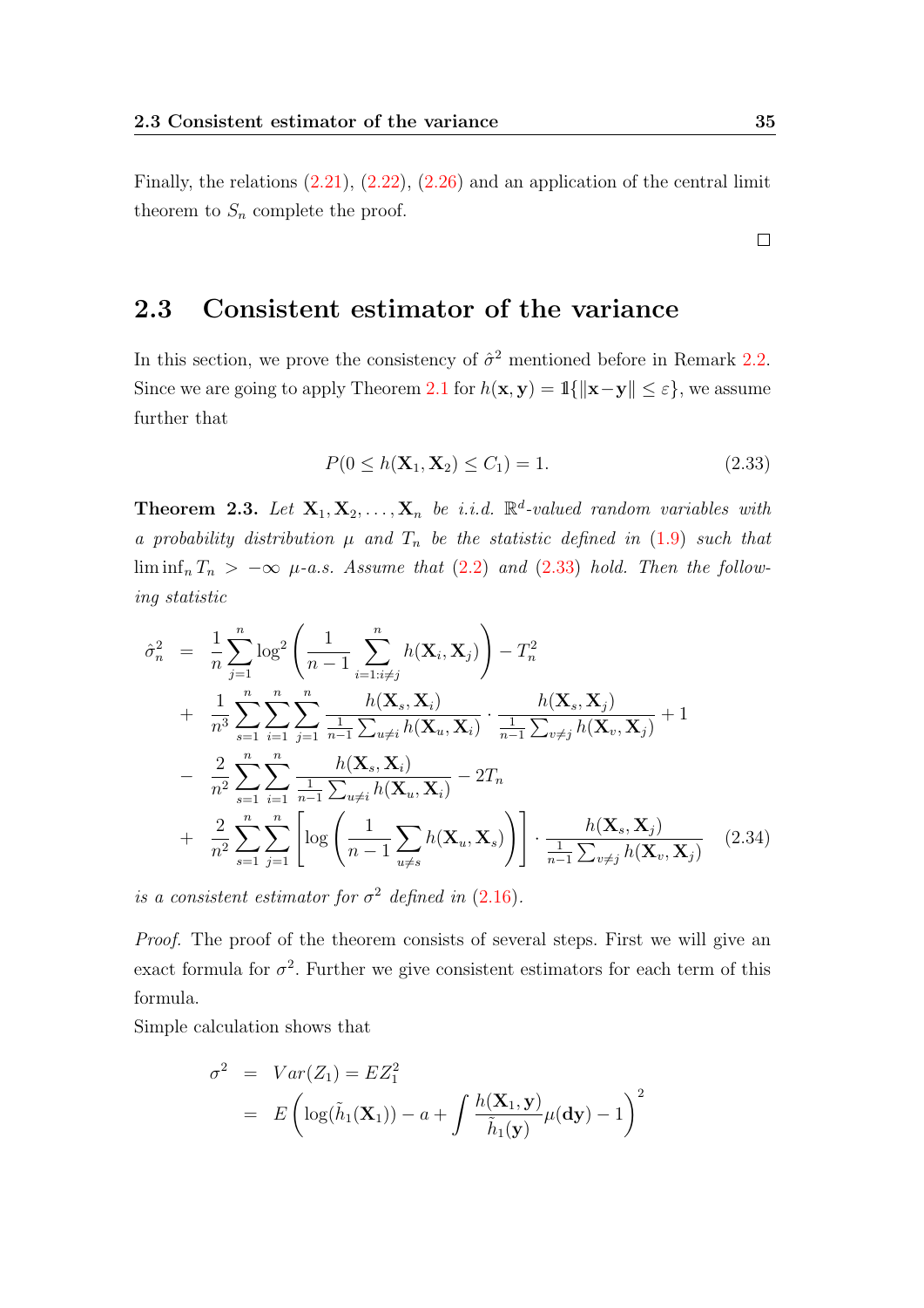Finally, the relations (2.21), (2.22), (2.26) and an application of the central limit theorem to $S_n$ complete the proof.

□

## 2.3 Consistent estimator of the variance

In this section, we prove the consistency of $\hat{\sigma}^2$ mentioned before in Remark 2.2. Since we are going to apply Theorem 2.1 for $h(\mathbf{x}, \mathbf{y}) = \mathbb{1}\{\|\mathbf{x}-\mathbf{y}\| \le \varepsilon\}$, we assume further that

$$P(0 \le h(\mathbf{X}_1, \mathbf{X}_2) \le C_1) = 1. \tag{2.33}$$

**Theorem 2.3.** *Let $\mathbf{X}_1, \mathbf{X}_2, \ldots, \mathbf{X}_n$ be i.i.d. $\mathbb{R}^d$-valued random variables with a probability distribution $\mu$ and $T_n$ be the statistic defined in (1.9) such that $\liminf_n T_n > -\infty$ $\mu$-a.s. Assume that (2.2) and (2.33) hold. Then the following statistic*

$$\begin{aligned}
\hat{\sigma}_n^2 &= \frac{1}{n}\sum_{j=1}^{n} \log^2\left(\frac{1}{n-1}\sum_{i=1:i\neq j}^{n} h(\mathbf{X}_i, \mathbf{X}_j)\right) - T_n^2 \\
&+ \frac{1}{n^3}\sum_{s=1}^{n}\sum_{i=1}^{n}\sum_{j=1}^{n} \frac{h(\mathbf{X}_s, \mathbf{X}_i)}{\frac{1}{n-1}\sum_{u\neq i} h(\mathbf{X}_u, \mathbf{X}_i)} \cdot \frac{h(\mathbf{X}_s, \mathbf{X}_j)}{\frac{1}{n-1}\sum_{v\neq j} h(\mathbf{X}_v, \mathbf{X}_j)} + 1 \\
&- \frac{2}{n^2}\sum_{s=1}^{n}\sum_{i=1}^{n} \frac{h(\mathbf{X}_s, \mathbf{X}_i)}{\frac{1}{n-1}\sum_{u\neq i} h(\mathbf{X}_u, \mathbf{X}_i)} - 2T_n \\
&+ \frac{2}{n^2}\sum_{s=1}^{n}\sum_{j=1}^{n} \left[\log\left(\frac{1}{n-1}\sum_{u\neq s} h(\mathbf{X}_u, \mathbf{X}_s)\right)\right] \cdot \frac{h(\mathbf{X}_s, \mathbf{X}_j)}{\frac{1}{n-1}\sum_{v\neq j} h(\mathbf{X}_v, \mathbf{X}_j)}
\end{aligned} \tag{2.34}$$

*is a consistent estimator for $\sigma^2$ defined in (2.16).*

*Proof.* The proof of the theorem consists of several steps. First we will give an exact formula for $\sigma^2$. Further we give consistent estimators for each term of this formula.

Simple calculation shows that

$$\begin{aligned}
\sigma^2 &= Var(Z_1) = EZ_1^2 \\
&= E\left(\log(\tilde{h}_1(\mathbf{X}_1)) - a + \int \frac{h(\mathbf{X}_1, \mathbf{y})}{\tilde{h}_1(\mathbf{y})}\mu(\mathbf{dy}) - 1\right)^2
\end{aligned}$$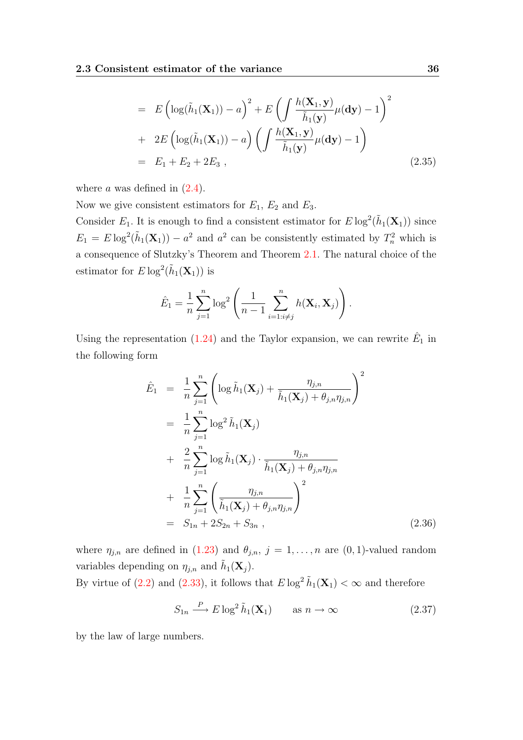$$
\begin{aligned}
&= E\left(\log(\tilde{h}_1(\mathbf{X}_1)) - a\right)^2 + E\left(\int \frac{h(\mathbf{X}_1,\mathbf{y})}{\tilde{h}_1(\mathbf{y})}\mu(\mathbf{dy}) - 1\right)^2 \\
&+ 2E\left(\log(\tilde{h}_1(\mathbf{X}_1)) - a\right)\left(\int \frac{h(\mathbf{X}_1,\mathbf{y})}{\tilde{h}_1(\mathbf{y})}\mu(\mathbf{dy}) - 1\right) \\
&= E_1 + E_2 + 2E_3 \ , \qquad (2.35)
\end{aligned}
$$

where $a$ was defined in (2.4).

Now we give consistent estimators for $E_1$, $E_2$ and $E_3$.

Consider $E_1$. It is enough to find a consistent estimator for $E\log^2(\tilde{h}_1(\mathbf{X}_1))$ since $E_1 = E\log^2(\tilde{h}_1(\mathbf{X}_1)) - a^2$ and $a^2$ can be consistently estimated by $T_n^2$ which is a consequence of Slutzky's Theorem and Theorem 2.1. The natural choice of the estimator for $E\log^2(\tilde{h}_1(\mathbf{X}_1))$ is

$$
\hat{E}_1 = \frac{1}{n}\sum_{j=1}^{n}\log^2\left(\frac{1}{n-1}\sum_{i=1:i\neq j}^{n} h(\mathbf{X}_i,\mathbf{X}_j)\right).
$$

Using the representation (1.24) and the Taylor expansion, we can rewrite $\hat{E}_1$ in the following form

$$
\begin{aligned}
\hat{E}_1 &= \frac{1}{n}\sum_{j=1}^{n}\left(\log\tilde{h}_1(\mathbf{X}_j) + \frac{\eta_{j,n}}{\tilde{h}_1(\mathbf{X}_j) + \theta_{j,n}\eta_{j,n}}\right)^2 \\
&= \frac{1}{n}\sum_{j=1}^{n}\log^2\tilde{h}_1(\mathbf{X}_j) \\
&+ \frac{2}{n}\sum_{j=1}^{n}\log\tilde{h}_1(\mathbf{X}_j)\cdot\frac{\eta_{j,n}}{\tilde{h}_1(\mathbf{X}_j) + \theta_{j,n}\eta_{j,n}} \\
&+ \frac{1}{n}\sum_{j=1}^{n}\left(\frac{\eta_{j,n}}{\tilde{h}_1(\mathbf{X}_j) + \theta_{j,n}\eta_{j,n}}\right)^2 \\
&= S_{1n} + 2S_{2n} + S_{3n} \ , \qquad (2.36)
\end{aligned}
$$

where $\eta_{j,n}$ are defined in (1.23) and $\theta_{j,n}$, $j = 1,\ldots,n$ are $(0,1)$-valued random variables depending on $\eta_{j,n}$ and $\tilde{h}_1(\mathbf{X}_j)$.

By virtue of (2.2) and (2.33), it follows that $E\log^2\tilde{h}_1(\mathbf{X}_1) < \infty$ and therefore

$$
S_{1n} \xrightarrow{P} E\log^2\tilde{h}_1(\mathbf{X}_1) \qquad \text{as } n\to\infty \qquad (2.37)
$$

by the law of large numbers.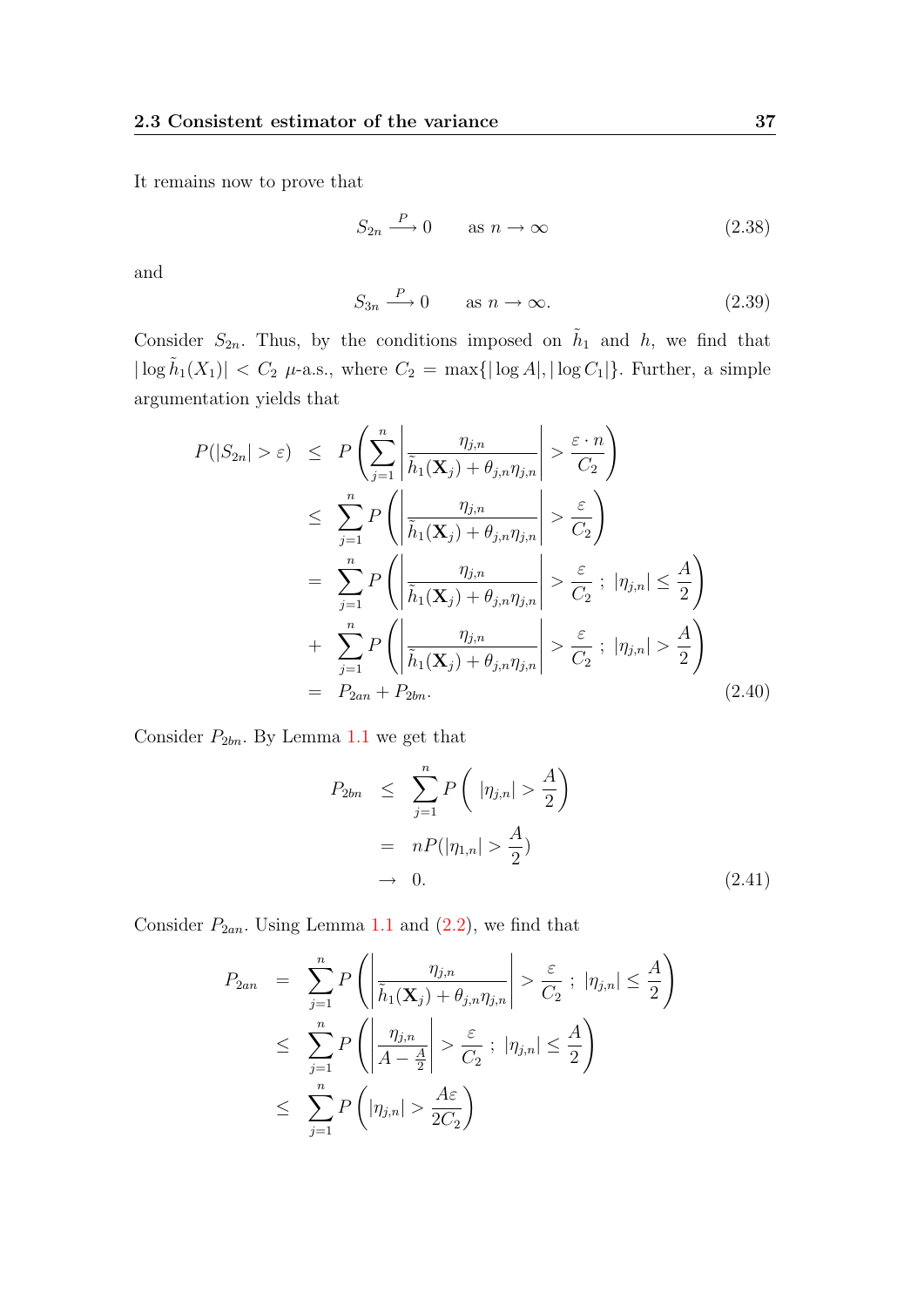It remains now to prove that

$$S_{2n} \xrightarrow{P} 0 \qquad \text{as } n \to \infty \tag{2.38}$$

and

$$S_{3n} \xrightarrow{P} 0 \qquad \text{as } n \to \infty. \tag{2.39}$$

Consider $S_{2n}$. Thus, by the conditions imposed on $\tilde{h}_1$ and $h$, we find that $|\log \tilde{h}_1(X_1)| < C_2$ $\mu$-a.s., where $C_2 = \max\{|\log A|, |\log C_1|\}$. Further, a simple argumentation yields that

$$\begin{aligned}
P(|S_{2n}| > \varepsilon) &\leq P\left( \sum_{j=1}^{n} \left| \frac{\eta_{j,n}}{\tilde{h}_1(\mathbf{X}_j) + \theta_{j,n}\eta_{j,n}} \right| > \frac{\varepsilon \cdot n}{C_2} \right) \\
&\leq \sum_{j=1}^{n} P\left( \left| \frac{\eta_{j,n}}{\tilde{h}_1(\mathbf{X}_j) + \theta_{j,n}\eta_{j,n}} \right| > \frac{\varepsilon}{C_2} \right) \\
&= \sum_{j=1}^{n} P\left( \left| \frac{\eta_{j,n}}{\tilde{h}_1(\mathbf{X}_j) + \theta_{j,n}\eta_{j,n}} \right| > \frac{\varepsilon}{C_2} \; ; \; |\eta_{j,n}| \leq \frac{A}{2} \right) \\
&+ \sum_{j=1}^{n} P\left( \left| \frac{\eta_{j,n}}{\tilde{h}_1(\mathbf{X}_j) + \theta_{j,n}\eta_{j,n}} \right| > \frac{\varepsilon}{C_2} \; ; \; |\eta_{j,n}| > \frac{A}{2} \right) \\
&= P_{2an} + P_{2bn}.
\end{aligned} \tag{2.40}$$

Consider $P_{2bn}$. By Lemma 1.1 we get that

$$\begin{aligned}
P_{2bn} &\leq \sum_{j=1}^{n} P\left( \; |\eta_{j,n}| > \frac{A}{2} \right) \\
&= nP(|\eta_{1,n}| > \frac{A}{2}) \\
&\to 0.
\end{aligned} \tag{2.41}$$

Consider $P_{2an}$. Using Lemma 1.1 and (2.2), we find that

$$\begin{aligned}
P_{2an} &= \sum_{j=1}^{n} P\left( \left| \frac{\eta_{j,n}}{\tilde{h}_1(\mathbf{X}_j) + \theta_{j,n}\eta_{j,n}} \right| > \frac{\varepsilon}{C_2} \; ; \; |\eta_{j,n}| \leq \frac{A}{2} \right) \\
&\leq \sum_{j=1}^{n} P\left( \left| \frac{\eta_{j,n}}{A - \frac{A}{2}} \right| > \frac{\varepsilon}{C_2} \; ; \; |\eta_{j,n}| \leq \frac{A}{2} \right) \\
&\leq \sum_{j=1}^{n} P\left( |\eta_{j,n}| > \frac{A\varepsilon}{2C_2} \right)
\end{aligned}$$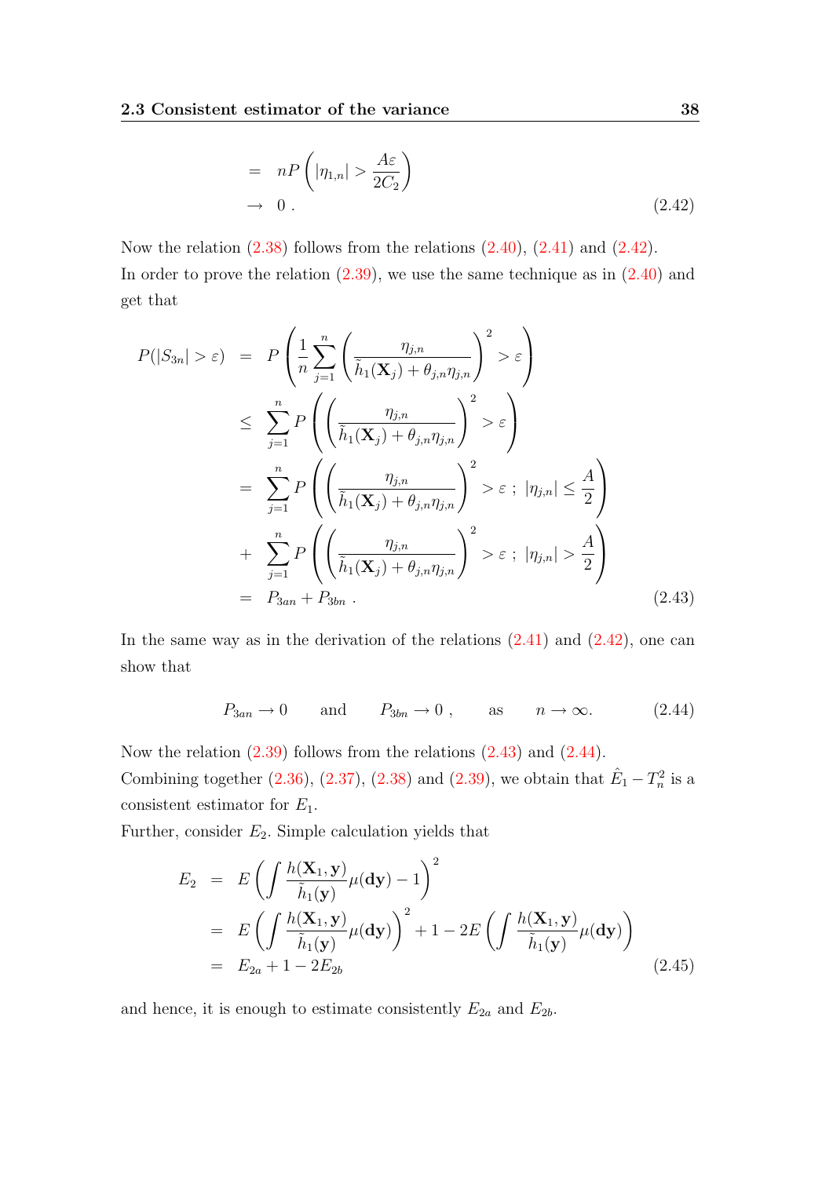$$
\begin{aligned}
&= nP\left(|\eta_{1,n}| > \frac{A\varepsilon}{2C_2}\right) \\
&\to 0\,. 
\end{aligned}
\tag{2.42}
$$

Now the relation (2.38) follows from the relations (2.40), (2.41) and (2.42).
In order to prove the relation (2.39), we use the same technique as in (2.40) and get that

$$
\begin{aligned}
P(|S_{3n}| > \varepsilon) &= P\left(\frac{1}{n}\sum_{j=1}^{n}\left(\frac{\eta_{j,n}}{\tilde{h}_1(\mathbf{X}_j) + \theta_{j,n}\eta_{j,n}}\right)^2 > \varepsilon\right) \\
&\leq \sum_{j=1}^{n} P\left(\left(\frac{\eta_{j,n}}{\tilde{h}_1(\mathbf{X}_j) + \theta_{j,n}\eta_{j,n}}\right)^2 > \varepsilon\right) \\
&= \sum_{j=1}^{n} P\left(\left(\frac{\eta_{j,n}}{\tilde{h}_1(\mathbf{X}_j) + \theta_{j,n}\eta_{j,n}}\right)^2 > \varepsilon\ ;\ |\eta_{j,n}| \leq \frac{A}{2}\right) \\
&+ \sum_{j=1}^{n} P\left(\left(\frac{\eta_{j,n}}{\tilde{h}_1(\mathbf{X}_j) + \theta_{j,n}\eta_{j,n}}\right)^2 > \varepsilon\ ;\ |\eta_{j,n}| > \frac{A}{2}\right) \\
&= P_{3an} + P_{3bn}\,.
\end{aligned}
\tag{2.43}
$$

In the same way as in the derivation of the relations (2.41) and (2.42), one can show that

$$
P_{3an} \to 0 \qquad \text{and} \qquad P_{3bn} \to 0\,, \qquad \text{as} \qquad n \to \infty. \tag{2.44}
$$

Now the relation (2.39) follows from the relations (2.43) and (2.44).
Combining together (2.36), (2.37), (2.38) and (2.39), we obtain that $\hat{E}_1 - T_n^2$ is a consistent estimator for $E_1$.
Further, consider $E_2$. Simple calculation yields that

$$
\begin{aligned}
E_2 &= E\left(\int \frac{h(\mathbf{X}_1, \mathbf{y})}{\tilde{h}_1(\mathbf{y})}\mu(\mathbf{dy}) - 1\right)^2 \\
&= E\left(\int \frac{h(\mathbf{X}_1, \mathbf{y})}{\tilde{h}_1(\mathbf{y})}\mu(\mathbf{dy})\right)^2 + 1 - 2E\left(\int \frac{h(\mathbf{X}_1, \mathbf{y})}{\tilde{h}_1(\mathbf{y})}\mu(\mathbf{dy})\right) \\
&= E_{2a} + 1 - 2E_{2b}
\end{aligned}
\tag{2.45}
$$

and hence, it is enough to estimate consistently $E_{2a}$ and $E_{2b}$.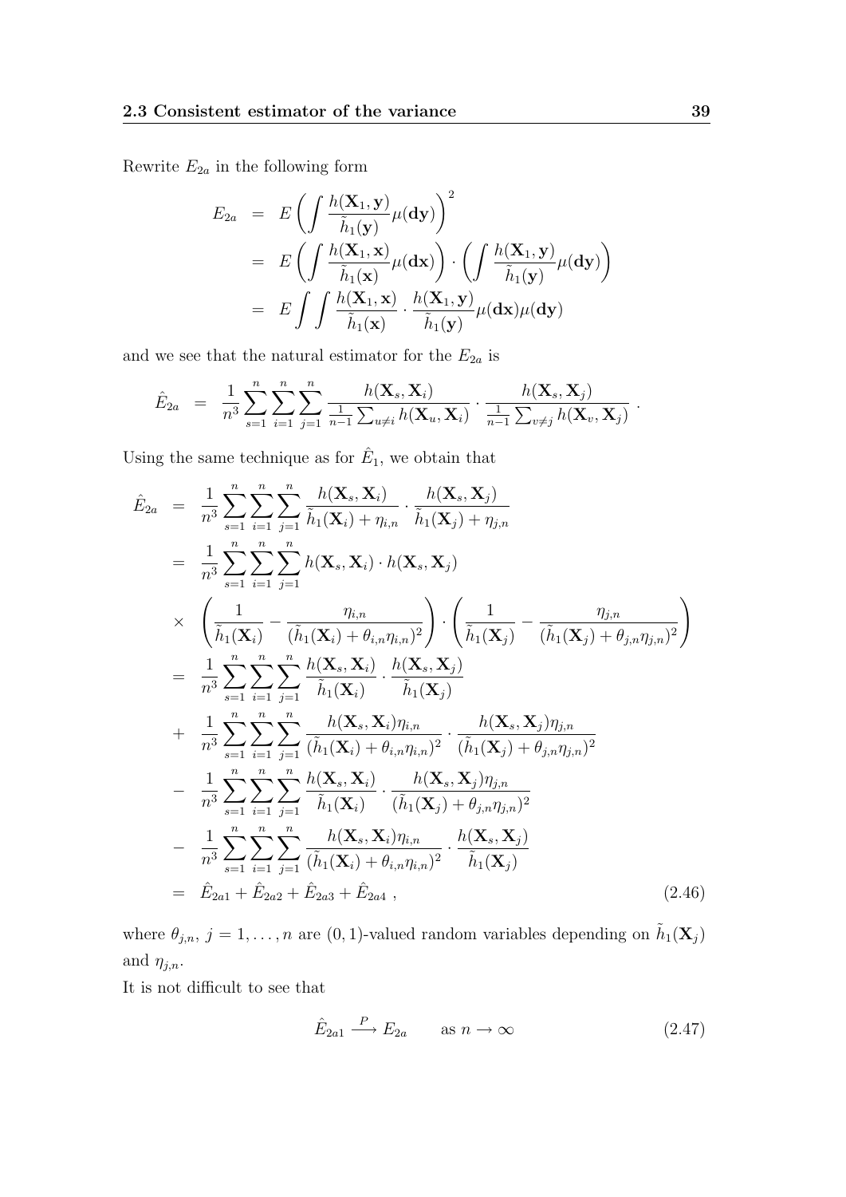Rewrite $E_{2a}$ in the following form

$$
\begin{aligned}
E_{2a} &= E\left(\int \frac{h(\mathbf{X}_1, \mathbf{y})}{\tilde{h}_1(\mathbf{y})}\mu(\mathbf{dy})\right)^2 \\
&= E\left(\int \frac{h(\mathbf{X}_1, \mathbf{x})}{\tilde{h}_1(\mathbf{x})}\mu(\mathbf{dx})\right)\cdot\left(\int \frac{h(\mathbf{X}_1, \mathbf{y})}{\tilde{h}_1(\mathbf{y})}\mu(\mathbf{dy})\right) \\
&= E\int\int \frac{h(\mathbf{X}_1, \mathbf{x})}{\tilde{h}_1(\mathbf{x})}\cdot\frac{h(\mathbf{X}_1, \mathbf{y})}{\tilde{h}_1(\mathbf{y})}\mu(\mathbf{dx})\mu(\mathbf{dy})
\end{aligned}
$$

and we see that the natural estimator for the $E_{2a}$ is

$$
\hat{E}_{2a} = \frac{1}{n^3}\sum_{s=1}^{n}\sum_{i=1}^{n}\sum_{j=1}^{n}\frac{h(\mathbf{X}_s, \mathbf{X}_i)}{\frac{1}{n-1}\sum_{u\neq i}h(\mathbf{X}_u, \mathbf{X}_i)}\cdot\frac{h(\mathbf{X}_s, \mathbf{X}_j)}{\frac{1}{n-1}\sum_{v\neq j}h(\mathbf{X}_v, \mathbf{X}_j)} .
$$

Using the same technique as for $\hat{E}_1$, we obtain that

$$
\begin{aligned}
\hat{E}_{2a} &= \frac{1}{n^3}\sum_{s=1}^{n}\sum_{i=1}^{n}\sum_{j=1}^{n}\frac{h(\mathbf{X}_s, \mathbf{X}_i)}{\tilde{h}_1(\mathbf{X}_i)+\eta_{i,n}}\cdot\frac{h(\mathbf{X}_s, \mathbf{X}_j)}{\tilde{h}_1(\mathbf{X}_j)+\eta_{j,n}} \\
&= \frac{1}{n^3}\sum_{s=1}^{n}\sum_{i=1}^{n}\sum_{j=1}^{n}h(\mathbf{X}_s, \mathbf{X}_i)\cdot h(\mathbf{X}_s, \mathbf{X}_j) \\
&\times \left(\frac{1}{\tilde{h}_1(\mathbf{X}_i)}-\frac{\eta_{i,n}}{(\tilde{h}_1(\mathbf{X}_i)+\theta_{i,n}\eta_{i,n})^2}\right)\cdot\left(\frac{1}{\tilde{h}_1(\mathbf{X}_j)}-\frac{\eta_{j,n}}{(\tilde{h}_1(\mathbf{X}_j)+\theta_{j,n}\eta_{j,n})^2}\right) \\
&= \frac{1}{n^3}\sum_{s=1}^{n}\sum_{i=1}^{n}\sum_{j=1}^{n}\frac{h(\mathbf{X}_s, \mathbf{X}_i)}{\tilde{h}_1(\mathbf{X}_i)}\cdot\frac{h(\mathbf{X}_s, \mathbf{X}_j)}{\tilde{h}_1(\mathbf{X}_j)} \\
&+ \frac{1}{n^3}\sum_{s=1}^{n}\sum_{i=1}^{n}\sum_{j=1}^{n}\frac{h(\mathbf{X}_s, \mathbf{X}_i)\eta_{i,n}}{(\tilde{h}_1(\mathbf{X}_i)+\theta_{i,n}\eta_{i,n})^2}\cdot\frac{h(\mathbf{X}_s, \mathbf{X}_j)\eta_{j,n}}{(\tilde{h}_1(\mathbf{X}_j)+\theta_{j,n}\eta_{j,n})^2} \\
&- \frac{1}{n^3}\sum_{s=1}^{n}\sum_{i=1}^{n}\sum_{j=1}^{n}\frac{h(\mathbf{X}_s, \mathbf{X}_i)}{\tilde{h}_1(\mathbf{X}_i)}\cdot\frac{h(\mathbf{X}_s, \mathbf{X}_j)\eta_{j,n}}{(\tilde{h}_1(\mathbf{X}_j)+\theta_{j,n}\eta_{j,n})^2} \\
&- \frac{1}{n^3}\sum_{s=1}^{n}\sum_{i=1}^{n}\sum_{j=1}^{n}\frac{h(\mathbf{X}_s, \mathbf{X}_i)\eta_{i,n}}{(\tilde{h}_1(\mathbf{X}_i)+\theta_{i,n}\eta_{i,n})^2}\cdot\frac{h(\mathbf{X}_s, \mathbf{X}_j)}{\tilde{h}_1(\mathbf{X}_j)} \\
&= \hat{E}_{2a1}+\hat{E}_{2a2}+\hat{E}_{2a3}+\hat{E}_{2a4} ,
\end{aligned}
\tag{2.46}
$$

where $\theta_{j,n}$, $j = 1,\ldots,n$ are $(0,1)$-valued random variables depending on $\tilde{h}_1(\mathbf{X}_j)$ and $\eta_{j,n}$.

It is not difficult to see that

$$
\hat{E}_{2a1} \xrightarrow{P} E_{2a} \qquad \text{as } n\to\infty \tag{2.47}
$$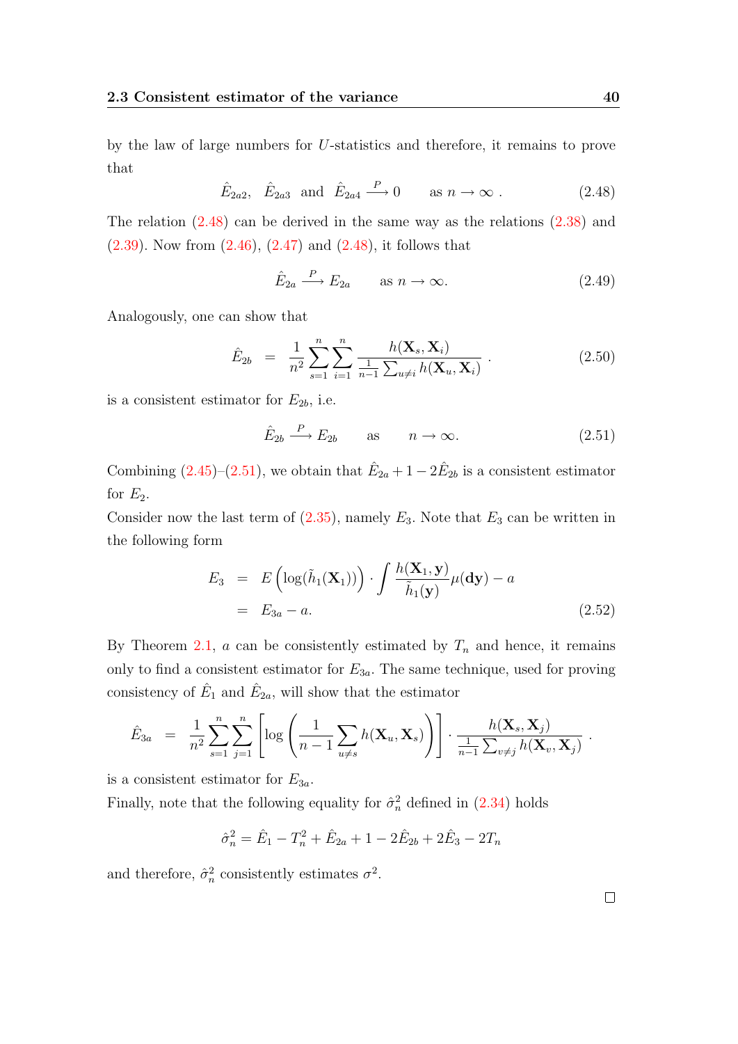by the law of large numbers for $U$-statistics and therefore, it remains to prove that

$$\hat{E}_{2a2}, \quad \hat{E}_{2a3} \quad \text{and} \quad \hat{E}_{2a4} \xrightarrow{P} 0 \qquad \text{as } n \to \infty \,. \tag{2.48}$$

The relation (2.48) can be derived in the same way as the relations (2.38) and (2.39). Now from (2.46), (2.47) and (2.48), it follows that

$$\hat{E}_{2a} \xrightarrow{P} E_{2a} \qquad \text{as } n \to \infty. \tag{2.49}$$

Analogously, one can show that

$$\hat{E}_{2b} \;=\; \frac{1}{n^2}\sum_{s=1}^{n}\sum_{i=1}^{n} \frac{h(\mathbf{X}_s, \mathbf{X}_i)}{\frac{1}{n-1}\sum_{u\neq i} h(\mathbf{X}_u, \mathbf{X}_i)} \,. \tag{2.50}$$

is a consistent estimator for $E_{2b}$, i.e.

$$\hat{E}_{2b} \xrightarrow{P} E_{2b} \qquad \text{as} \qquad n \to \infty. \tag{2.51}$$

Combining (2.45)–(2.51), we obtain that $\hat{E}_{2a} + 1 - 2\hat{E}_{2b}$ is a consistent estimator for $E_2$.

Consider now the last term of (2.35), namely $E_3$. Note that $E_3$ can be written in the following form

$$\begin{aligned} E_3 \;&=\; E\left(\log(\tilde{h}_1(\mathbf{X}_1))\right) \cdot \int \frac{h(\mathbf{X}_1, \mathbf{y})}{\tilde{h}_1(\mathbf{y})} \mu(\mathbf{dy}) - a \\ &=\; E_{3a} - a. \end{aligned} \tag{2.52}$$

By Theorem 2.1, $a$ can be consistently estimated by $T_n$ and hence, it remains only to find a consistent estimator for $E_{3a}$. The same technique, used for proving consistency of $\hat{E}_1$ and $\hat{E}_{2a}$, will show that the estimator

$$\hat{E}_{3a} \;=\; \frac{1}{n^2}\sum_{s=1}^{n}\sum_{j=1}^{n} \left[\log\left(\frac{1}{n-1}\sum_{u\neq s} h(\mathbf{X}_u, \mathbf{X}_s)\right)\right] \cdot \frac{h(\mathbf{X}_s, \mathbf{X}_j)}{\frac{1}{n-1}\sum_{v\neq j} h(\mathbf{X}_v, \mathbf{X}_j)} \,.$$

is a consistent estimator for $E_{3a}$.

Finally, note that the following equality for $\hat{\sigma}_n^2$ defined in (2.34) holds

$$\hat{\sigma}_n^2 = \hat{E}_1 - T_n^2 + \hat{E}_{2a} + 1 - 2\hat{E}_{2b} + 2\hat{E}_3 - 2T_n$$

and therefore, $\hat{\sigma}_n^2$ consistently estimates $\sigma^2$.

□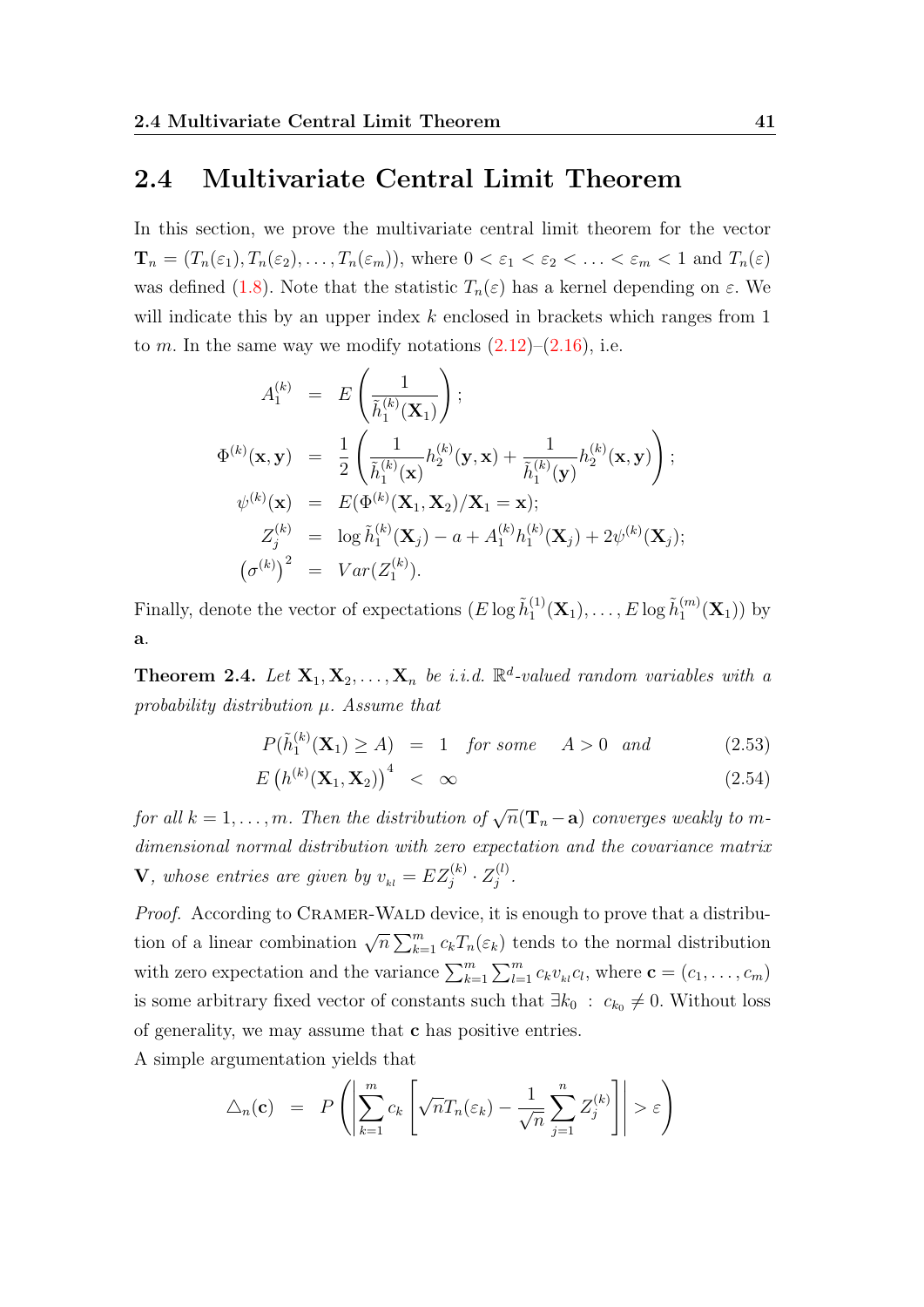## 2.4 Multivariate Central Limit Theorem

In this section, we prove the multivariate central limit theorem for the vector $\mathbf{T}_n = (T_n(\varepsilon_1), T_n(\varepsilon_2), \ldots, T_n(\varepsilon_m))$, where $0 < \varepsilon_1 < \varepsilon_2 < \ldots < \varepsilon_m < 1$ and $T_n(\varepsilon)$ was defined (1.8). Note that the statistic $T_n(\varepsilon)$ has a kernel depending on $\varepsilon$. We will indicate this by an upper index $k$ enclosed in brackets which ranges from 1 to $m$. In the same way we modify notations (2.12)–(2.16), i.e.

$$
\begin{aligned}
A_1^{(k)} &= E\left(\frac{1}{\tilde{h}_1^{(k)}(\mathbf{X}_1)}\right); \\
\Phi^{(k)}(\mathbf{x}, \mathbf{y}) &= \frac{1}{2}\left(\frac{1}{\tilde{h}_1^{(k)}(\mathbf{x})} h_2^{(k)}(\mathbf{y}, \mathbf{x}) + \frac{1}{\tilde{h}_1^{(k)}(\mathbf{y})} h_2^{(k)}(\mathbf{x}, \mathbf{y})\right); \\
\psi^{(k)}(\mathbf{x}) &= E(\Phi^{(k)}(\mathbf{X}_1, \mathbf{X}_2)/\mathbf{X}_1 = \mathbf{x}); \\
Z_j^{(k)} &= \log \tilde{h}_1^{(k)}(\mathbf{X}_j) - a + A_1^{(k)} h_1^{(k)}(\mathbf{X}_j) + 2\psi^{(k)}(\mathbf{X}_j); \\
\left(\sigma^{(k)}\right)^2 &= Var(Z_1^{(k)}).
\end{aligned}
$$

Finally, denote the vector of expectations $(E \log \tilde{h}_1^{(1)}(\mathbf{X}_1), \ldots, E \log \tilde{h}_1^{(m)}(\mathbf{X}_1))$ by $\mathbf{a}$.

**Theorem 2.4.** *Let $\mathbf{X}_1, \mathbf{X}_2, \ldots, \mathbf{X}_n$ be i.i.d. $\mathbb{R}^d$-valued random variables with a probability distribution $\mu$. Assume that*

$$
P(\tilde{h}_1^{(k)}(\mathbf{X}_1) \geq A) = 1 \quad \text{for some} \quad A > 0 \quad \text{and} \tag{2.53}
$$

$$
E\left(h^{(k)}(\mathbf{X}_1, \mathbf{X}_2)\right)^4 < \infty \tag{2.54}
$$

*for all $k = 1, \ldots, m$. Then the distribution of $\sqrt{n}(\mathbf{T}_n - \mathbf{a})$ converges weakly to $m$-dimensional normal distribution with zero expectation and the covariance matrix $\mathbf{V}$, whose entries are given by $v_{kl} = EZ_j^{(k)} \cdot Z_j^{(l)}$.*

*Proof.* According to Cramer-Wald device, it is enough to prove that a distribution of a linear combination $\sqrt{n}\sum_{k=1}^m c_k T_n(\varepsilon_k)$ tends to the normal distribution with zero expectation and the variance $\sum_{k=1}^m \sum_{l=1}^m c_k v_{kl} c_l$, where $\mathbf{c} = (c_1, \ldots, c_m)$ is some arbitrary fixed vector of constants such that $\exists k_0 \, : \, c_{k_0} \neq 0$. Without loss of generality, we may assume that $\mathbf{c}$ has positive entries.

A simple argumentation yields that

$$
\triangle_n(\mathbf{c}) = P\left(\left|\sum_{k=1}^m c_k \left[\sqrt{n} T_n(\varepsilon_k) - \frac{1}{\sqrt{n}} \sum_{j=1}^n Z_j^{(k)}\right]\right| > \varepsilon\right)
$$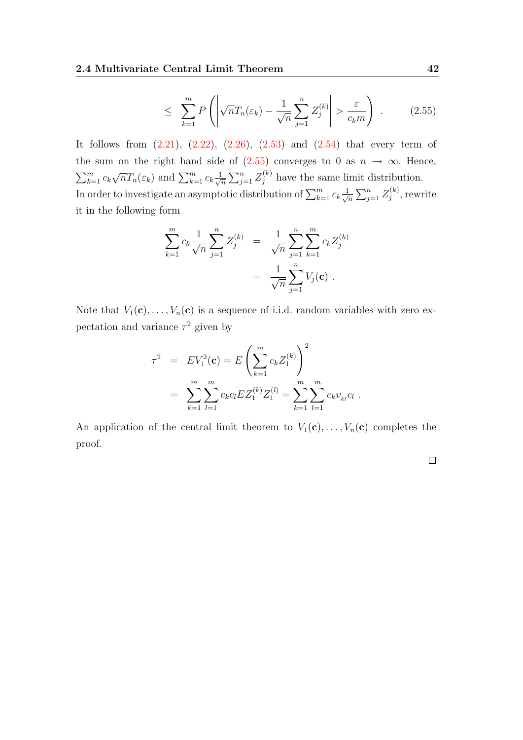$$\leq \sum_{k=1}^{m} P\left(\left|\sqrt{n}T_n(\varepsilon_k) - \frac{1}{\sqrt{n}}\sum_{j=1}^{n} Z_j^{(k)}\right| > \frac{\varepsilon}{c_k m}\right) . \tag{2.55}$$

It follows from (2.21), (2.22), (2.26), (2.53) and (2.54) that every term of the sum on the right hand side of (2.55) converges to 0 as $n \to \infty$. Hence, $\sum_{k=1}^{m} c_k \sqrt{n} T_n(\varepsilon_k)$ and $\sum_{k=1}^{m} c_k \frac{1}{\sqrt{n}} \sum_{j=1}^{n} Z_j^{(k)}$ have the same limit distribution.
In order to investigate an asymptotic distribution of $\sum_{k=1}^{m} c_k \frac{1}{\sqrt{n}} \sum_{j=1}^{n} Z_j^{(k)}$, rewrite it in the following form

$$\begin{aligned}
\sum_{k=1}^{m} c_k \frac{1}{\sqrt{n}} \sum_{j=1}^{n} Z_j^{(k)} &= \frac{1}{\sqrt{n}} \sum_{j=1}^{n} \sum_{k=1}^{m} c_k Z_j^{(k)} \\
&= \frac{1}{\sqrt{n}} \sum_{j=1}^{n} V_j(\mathbf{c}) .
\end{aligned}$$

Note that $V_1(\mathbf{c}), \ldots, V_n(\mathbf{c})$ is a sequence of i.i.d. random variables with zero expectation and variance $\tau^2$ given by

$$\begin{aligned}
\tau^2 &= EV_1^2(\mathbf{c}) = E\left(\sum_{k=1}^{m} c_k Z_1^{(k)}\right)^2 \\
&= \sum_{k=1}^{m}\sum_{l=1}^{m} c_k c_l E Z_1^{(k)} Z_1^{(l)} = \sum_{k=1}^{m}\sum_{l=1}^{m} c_k v_{kl} c_l .
\end{aligned}$$

An application of the central limit theorem to $V_1(\mathbf{c}), \ldots, V_n(\mathbf{c})$ completes the proof.

□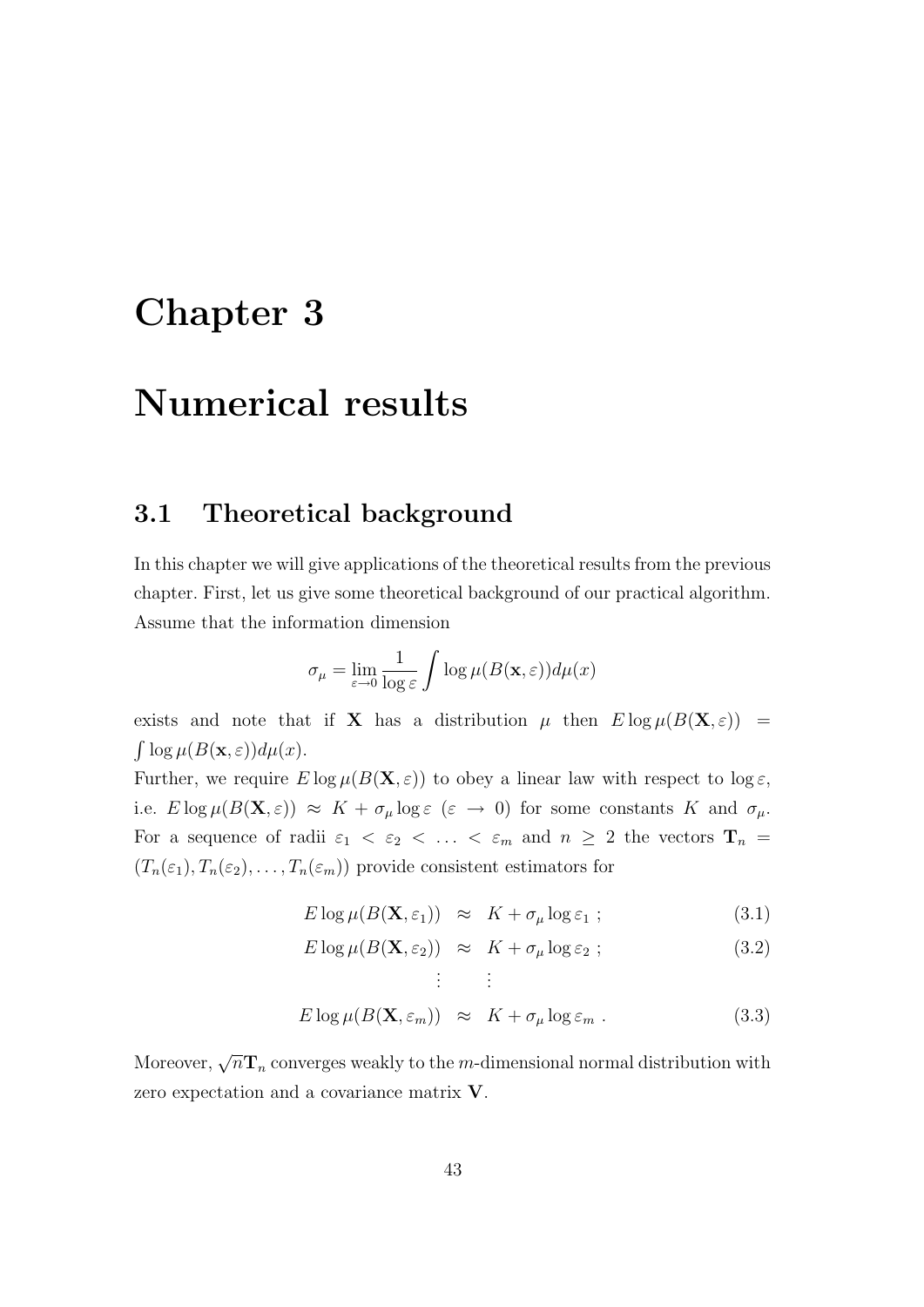# Chapter 3

# Numerical results

## 3.1 Theoretical background

In this chapter we will give applications of the theoretical results from the previous chapter. First, let us give some theoretical background of our practical algorithm. Assume that the information dimension

$$\sigma_\mu = \lim_{\varepsilon \to 0} \frac{1}{\log \varepsilon} \int \log \mu(B(\mathbf{x}, \varepsilon)) d\mu(x)$$

exists and note that if $\mathbf{X}$ has a distribution $\mu$ then $E \log \mu(B(\mathbf{X}, \varepsilon)) = \int \log \mu(B(\mathbf{x}, \varepsilon)) d\mu(x)$.

Further, we require $E \log \mu(B(\mathbf{X}, \varepsilon))$ to obey a linear law with respect to $\log \varepsilon$, i.e. $E \log \mu(B(\mathbf{X}, \varepsilon)) \approx K + \sigma_\mu \log \varepsilon$ $(\varepsilon \to 0)$ for some constants $K$ and $\sigma_\mu$. For a sequence of radii $\varepsilon_1 < \varepsilon_2 < \ldots < \varepsilon_m$ and $n \geq 2$ the vectors $\mathbf{T}_n = (T_n(\varepsilon_1), T_n(\varepsilon_2), \ldots, T_n(\varepsilon_m))$ provide consistent estimators for

$$E \log \mu(B(\mathbf{X}, \varepsilon_1)) \approx K + \sigma_\mu \log \varepsilon_1 \; ; \tag{3.1}$$

$$E \log \mu(B(\mathbf{X}, \varepsilon_2)) \approx K + \sigma_\mu \log \varepsilon_2 \; ; \tag{3.2}$$

$$\vdots \qquad \vdots$$

$$E \log \mu(B(\mathbf{X}, \varepsilon_m)) \approx K + \sigma_\mu \log \varepsilon_m \; . \tag{3.3}$$

Moreover, $\sqrt{n}\mathbf{T}_n$ converges weakly to the $m$-dimensional normal distribution with zero expectation and a covariance matrix $\mathbf{V}$.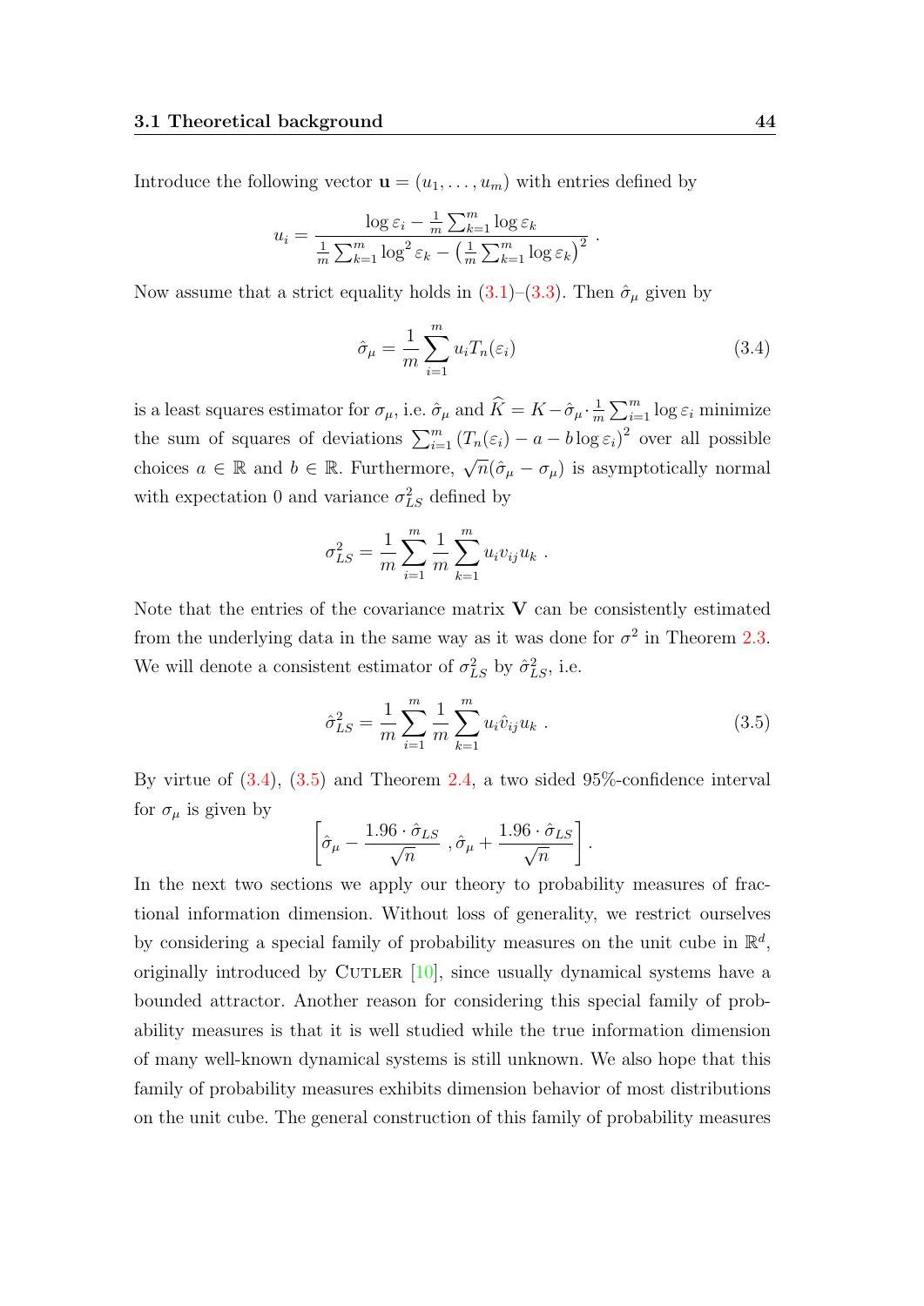Introduce the following vector $\mathbf{u} = (u_1, \ldots, u_m)$ with entries defined by

$$u_i = \frac{\log \varepsilon_i - \frac{1}{m}\sum_{k=1}^m \log \varepsilon_k}{\frac{1}{m}\sum_{k=1}^m \log^2 \varepsilon_k - \left(\frac{1}{m}\sum_{k=1}^m \log \varepsilon_k\right)^2} \ .$$

Now assume that a strict equality holds in (3.1)–(3.3). Then $\hat{\sigma}_\mu$ given by

$$\hat{\sigma}_\mu = \frac{1}{m}\sum_{i=1}^m u_i T_n(\varepsilon_i) \tag{3.4}$$

is a least squares estimator for $\sigma_\mu$, i.e. $\hat{\sigma}_\mu$ and $\widehat{K} = K - \hat{\sigma}_\mu \cdot \frac{1}{m}\sum_{i=1}^m \log \varepsilon_i$ minimize the sum of squares of deviations $\sum_{i=1}^m \left(T_n(\varepsilon_i) - a - b\log \varepsilon_i\right)^2$ over all possible choices $a \in \mathbb{R}$ and $b \in \mathbb{R}$. Furthermore, $\sqrt{n}(\hat{\sigma}_\mu - \sigma_\mu)$ is asymptotically normal with expectation 0 and variance $\sigma_{LS}^2$ defined by

$$\sigma_{LS}^2 = \frac{1}{m}\sum_{i=1}^m \frac{1}{m}\sum_{k=1}^m u_i v_{ij} u_k \ .$$

Note that the entries of the covariance matrix $\mathbf{V}$ can be consistently estimated from the underlying data in the same way as it was done for $\sigma^2$ in Theorem 2.3. We will denote a consistent estimator of $\sigma_{LS}^2$ by $\hat{\sigma}_{LS}^2$, i.e.

$$\hat{\sigma}_{LS}^2 = \frac{1}{m}\sum_{i=1}^m \frac{1}{m}\sum_{k=1}^m u_i \hat{v}_{ij} u_k \ . \tag{3.5}$$

By virtue of (3.4), (3.5) and Theorem 2.4, a two sided 95%-confidence interval for $\sigma_\mu$ is given by

$$\left[\hat{\sigma}_\mu - \frac{1.96 \cdot \hat{\sigma}_{LS}}{\sqrt{n}} \ , \hat{\sigma}_\mu + \frac{1.96 \cdot \hat{\sigma}_{LS}}{\sqrt{n}}\right] .$$

In the next two sections we apply our theory to probability measures of fractional information dimension. Without loss of generality, we restrict ourselves by considering a special family of probability measures on the unit cube in $\mathbb{R}^d$, originally introduced by Cutler [10], since usually dynamical systems have a bounded attractor. Another reason for considering this special family of probability measures is that it is well studied while the true information dimension of many well-known dynamical systems is still unknown. We also hope that this family of probability measures exhibits dimension behavior of most distributions on the unit cube. The general construction of this family of probability measures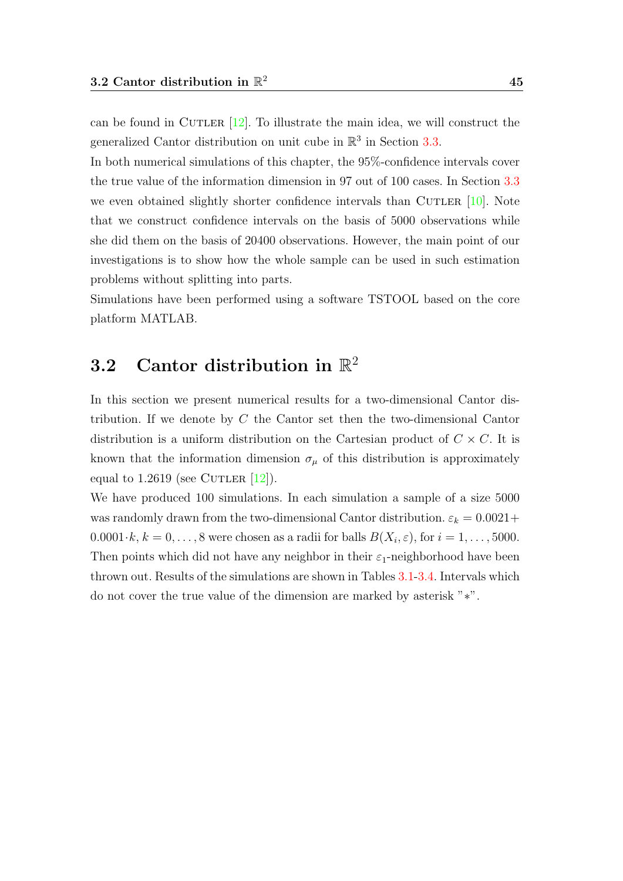can be found in Cutler [12]. To illustrate the main idea, we will construct the generalized Cantor distribution on unit cube in $\mathbb{R}^3$ in Section 3.3.

In both numerical simulations of this chapter, the 95%-confidence intervals cover the true value of the information dimension in 97 out of 100 cases. In Section 3.3 we even obtained slightly shorter confidence intervals than Cutler [10]. Note that we construct confidence intervals on the basis of 5000 observations while she did them on the basis of 20400 observations. However, the main point of our investigations is to show how the whole sample can be used in such estimation problems without splitting into parts.

Simulations have been performed using a software TSTOOL based on the core platform MATLAB.

## 3.2 Cantor distribution in $\mathbb{R}^2$

In this section we present numerical results for a two-dimensional Cantor distribution. If we denote by $C$ the Cantor set then the two-dimensional Cantor distribution is a uniform distribution on the Cartesian product of $C \times C$. It is known that the information dimension $\sigma_\mu$ of this distribution is approximately equal to 1.2619 (see Cutler [12]).

We have produced 100 simulations. In each simulation a sample of a size 5000 was randomly drawn from the two-dimensional Cantor distribution. $\varepsilon_k = 0.0021 + 0.0001 \cdot k$, $k = 0, \ldots, 8$ were chosen as a radii for balls $B(X_i, \varepsilon)$, for $i = 1, \ldots, 5000$. Then points which did not have any neighbor in their $\varepsilon_1$-neighborhood have been thrown out. Results of the simulations are shown in Tables 3.1-3.4. Intervals which do not cover the true value of the dimension are marked by asterisk "$*$".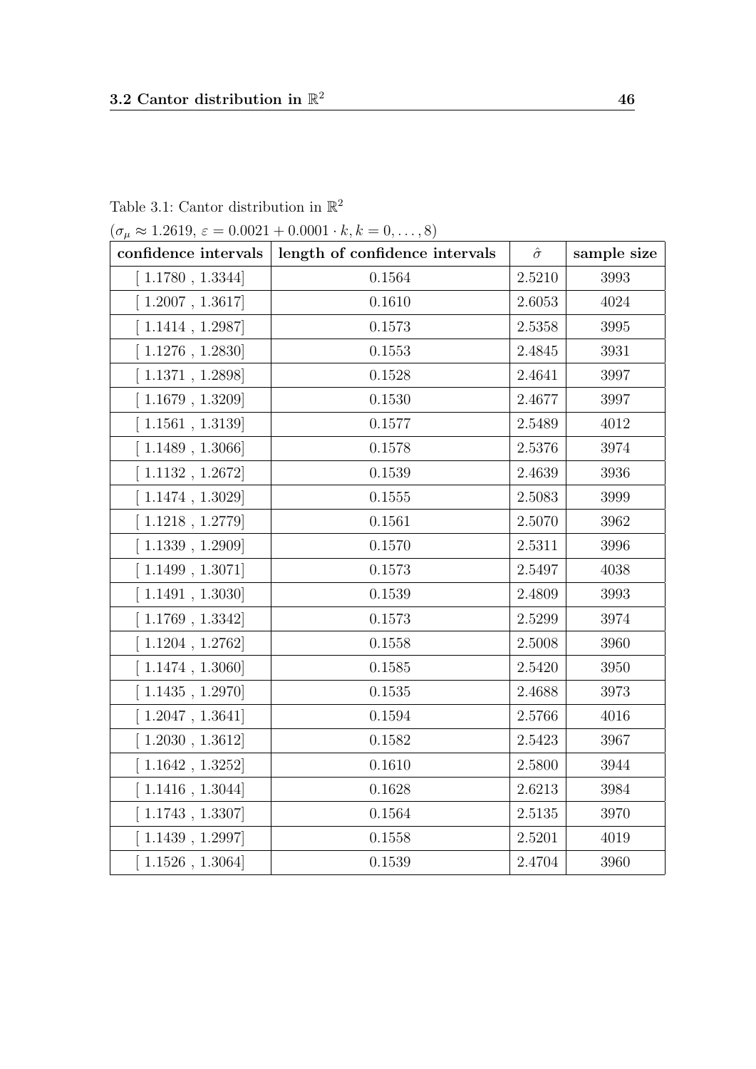Table 3.1: Cantor distribution in $\mathbb{R}^2$

($\sigma_\mu \approx 1.2619$, $\varepsilon = 0.0021 + 0.0001 \cdot k, k = 0, \ldots, 8$)

| **confidence intervals** | **length of confidence intervals** | $\hat{\sigma}$ | **sample size** |
|---|---|---|---|
| [ 1.1780 , 1.3344] | 0.1564 | 2.5210 | 3993 |
| [ 1.2007 , 1.3617] | 0.1610 | 2.6053 | 4024 |
| [ 1.1414 , 1.2987] | 0.1573 | 2.5358 | 3995 |
| [ 1.1276 , 1.2830] | 0.1553 | 2.4845 | 3931 |
| [ 1.1371 , 1.2898] | 0.1528 | 2.4641 | 3997 |
| [ 1.1679 , 1.3209] | 0.1530 | 2.4677 | 3997 |
| [ 1.1561 , 1.3139] | 0.1577 | 2.5489 | 4012 |
| [ 1.1489 , 1.3066] | 0.1578 | 2.5376 | 3974 |
| [ 1.1132 , 1.2672] | 0.1539 | 2.4639 | 3936 |
| [ 1.1474 , 1.3029] | 0.1555 | 2.5083 | 3999 |
| [ 1.1218 , 1.2779] | 0.1561 | 2.5070 | 3962 |
| [ 1.1339 , 1.2909] | 0.1570 | 2.5311 | 3996 |
| [ 1.1499 , 1.3071] | 0.1573 | 2.5497 | 4038 |
| [ 1.1491 , 1.3030] | 0.1539 | 2.4809 | 3993 |
| [ 1.1769 , 1.3342] | 0.1573 | 2.5299 | 3974 |
| [ 1.1204 , 1.2762] | 0.1558 | 2.5008 | 3960 |
| [ 1.1474 , 1.3060] | 0.1585 | 2.5420 | 3950 |
| [ 1.1435 , 1.2970] | 0.1535 | 2.4688 | 3973 |
| [ 1.2047 , 1.3641] | 0.1594 | 2.5766 | 4016 |
| [ 1.2030 , 1.3612] | 0.1582 | 2.5423 | 3967 |
| [ 1.1642 , 1.3252] | 0.1610 | 2.5800 | 3944 |
| [ 1.1416 , 1.3044] | 0.1628 | 2.6213 | 3984 |
| [ 1.1743 , 1.3307] | 0.1564 | 2.5135 | 3970 |
| [ 1.1439 , 1.2997] | 0.1558 | 2.5201 | 4019 |
| [ 1.1526 , 1.3064] | 0.1539 | 2.4704 | 3960 |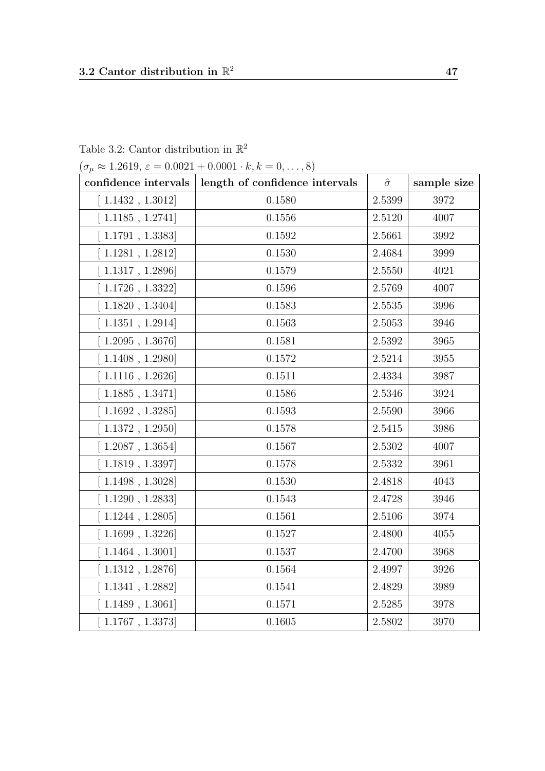Table 3.2: Cantor distribution in $\mathbb{R}^2$

($\sigma_\mu \approx 1.2619$, $\varepsilon = 0.0021 + 0.0001 \cdot k, k = 0, \ldots, 8$)

| confidence intervals | length of confidence intervals | $\hat{\sigma}$ | sample size |
|---|---|---|---|
| [ 1.1432 , 1.3012] | 0.1580 | 2.5399 | 3972 |
| [ 1.1185 , 1.2741] | 0.1556 | 2.5120 | 4007 |
| [ 1.1791 , 1.3383] | 0.1592 | 2.5661 | 3992 |
| [ 1.1281 , 1.2812] | 0.1530 | 2.4684 | 3999 |
| [ 1.1317 , 1.2896] | 0.1579 | 2.5550 | 4021 |
| [ 1.1726 , 1.3322] | 0.1596 | 2.5769 | 4007 |
| [ 1.1820 , 1.3404] | 0.1583 | 2.5535 | 3996 |
| [ 1.1351 , 1.2914] | 0.1563 | 2.5053 | 3946 |
| [ 1.2095 , 1.3676] | 0.1581 | 2.5392 | 3965 |
| [ 1.1408 , 1.2980] | 0.1572 | 2.5214 | 3955 |
| [ 1.1116 , 1.2626] | 0.1511 | 2.4334 | 3987 |
| [ 1.1885 , 1.3471] | 0.1586 | 2.5346 | 3924 |
| [ 1.1692 , 1.3285] | 0.1593 | 2.5590 | 3966 |
| [ 1.1372 , 1.2950] | 0.1578 | 2.5415 | 3986 |
| [ 1.2087 , 1.3654] | 0.1567 | 2.5302 | 4007 |
| [ 1.1819 , 1.3397] | 0.1578 | 2.5332 | 3961 |
| [ 1.1498 , 1.3028] | 0.1530 | 2.4818 | 4043 |
| [ 1.1290 , 1.2833] | 0.1543 | 2.4728 | 3946 |
| [ 1.1244 , 1.2805] | 0.1561 | 2.5106 | 3974 |
| [ 1.1699 , 1.3226] | 0.1527 | 2.4800 | 4055 |
| [ 1.1464 , 1.3001] | 0.1537 | 2.4700 | 3968 |
| [ 1.1312 , 1.2876] | 0.1564 | 2.4997 | 3926 |
| [ 1.1341 , 1.2882] | 0.1541 | 2.4829 | 3989 |
| [ 1.1489 , 1.3061] | 0.1571 | 2.5285 | 3978 |
| [ 1.1767 , 1.3373] | 0.1605 | 2.5802 | 3970 |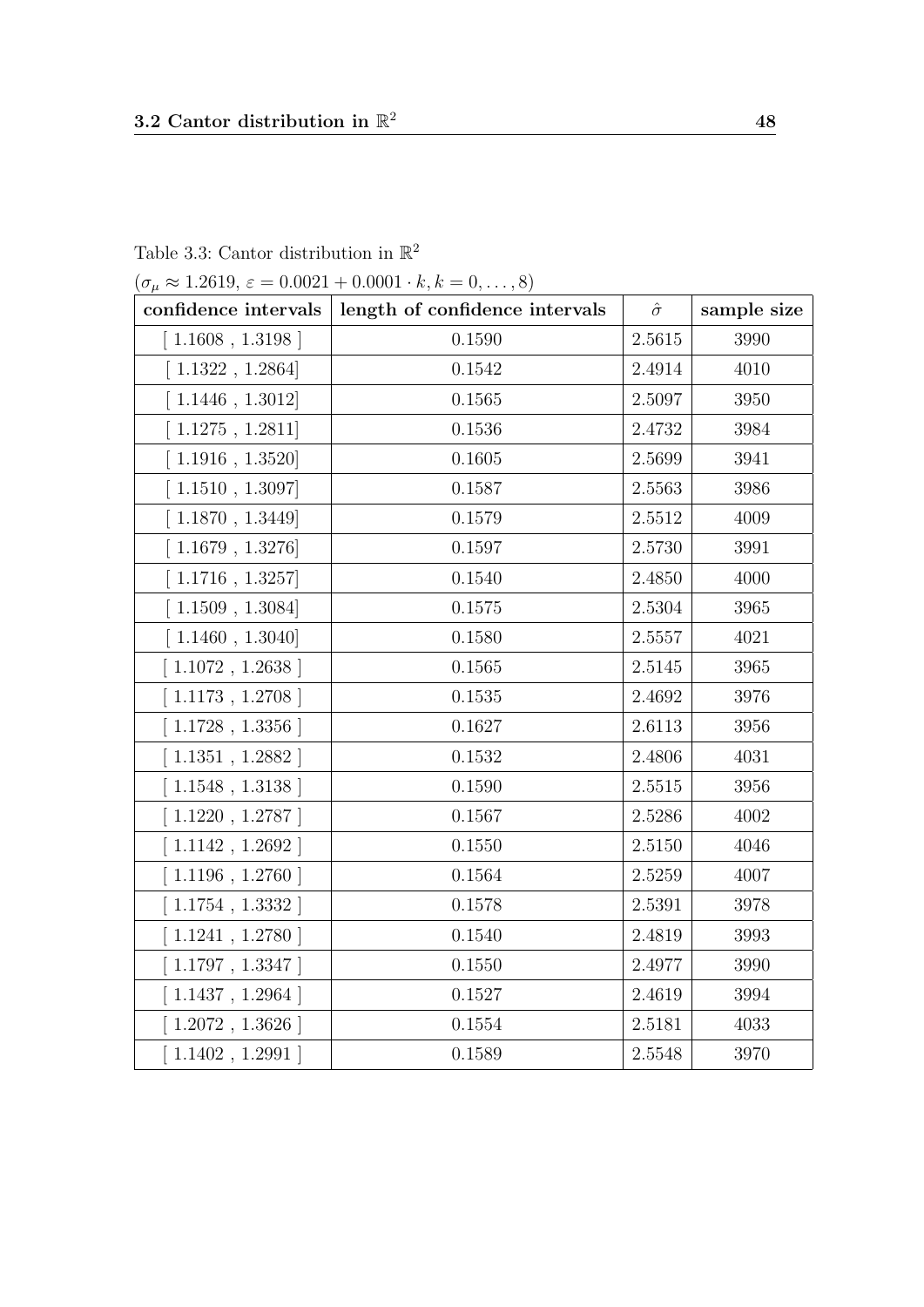Table 3.3: Cantor distribution in $\mathbb{R}^2$

($\sigma_\mu \approx 1.2619$, $\varepsilon = 0.0021 + 0.0001 \cdot k, k = 0, \ldots, 8$)

| confidence intervals | length of confidence intervals | $\hat{\sigma}$ | sample size |
|---|---|---|---|
| [ 1.1608 , 1.3198 ] | 0.1590 | 2.5615 | 3990 |
| [ 1.1322 , 1.2864] | 0.1542 | 2.4914 | 4010 |
| [ 1.1446 , 1.3012] | 0.1565 | 2.5097 | 3950 |
| [ 1.1275 , 1.2811] | 0.1536 | 2.4732 | 3984 |
| [ 1.1916 , 1.3520] | 0.1605 | 2.5699 | 3941 |
| [ 1.1510 , 1.3097] | 0.1587 | 2.5563 | 3986 |
| [ 1.1870 , 1.3449] | 0.1579 | 2.5512 | 4009 |
| [ 1.1679 , 1.3276] | 0.1597 | 2.5730 | 3991 |
| [ 1.1716 , 1.3257] | 0.1540 | 2.4850 | 4000 |
| [ 1.1509 , 1.3084] | 0.1575 | 2.5304 | 3965 |
| [ 1.1460 , 1.3040] | 0.1580 | 2.5557 | 4021 |
| [ 1.1072 , 1.2638 ] | 0.1565 | 2.5145 | 3965 |
| [ 1.1173 , 1.2708 ] | 0.1535 | 2.4692 | 3976 |
| [ 1.1728 , 1.3356 ] | 0.1627 | 2.6113 | 3956 |
| [ 1.1351 , 1.2882 ] | 0.1532 | 2.4806 | 4031 |
| [ 1.1548 , 1.3138 ] | 0.1590 | 2.5515 | 3956 |
| [ 1.1220 , 1.2787 ] | 0.1567 | 2.5286 | 4002 |
| [ 1.1142 , 1.2692 ] | 0.1550 | 2.5150 | 4046 |
| [ 1.1196 , 1.2760 ] | 0.1564 | 2.5259 | 4007 |
| [ 1.1754 , 1.3332 ] | 0.1578 | 2.5391 | 3978 |
| [ 1.1241 , 1.2780 ] | 0.1540 | 2.4819 | 3993 |
| [ 1.1797 , 1.3347 ] | 0.1550 | 2.4977 | 3990 |
| [ 1.1437 , 1.2964 ] | 0.1527 | 2.4619 | 3994 |
| [ 1.2072 , 1.3626 ] | 0.1554 | 2.5181 | 4033 |
| [ 1.1402 , 1.2991 ] | 0.1589 | 2.5548 | 3970 |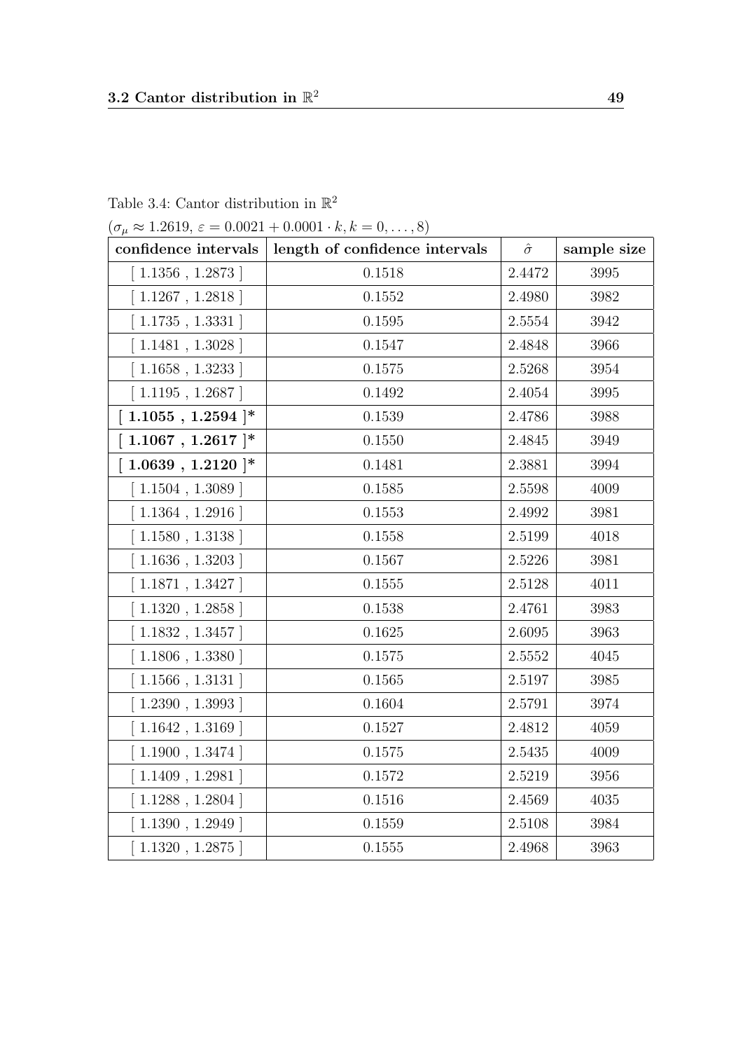Table 3.4: Cantor distribution in $\mathbb{R}^2$

($\sigma_\mu \approx 1.2619$, $\varepsilon = 0.0021 + 0.0001 \cdot k, k = 0, \ldots, 8$)

| confidence intervals | length of confidence intervals | $\hat{\sigma}$ | sample size |
|---|---|---|---|
| [ 1.1356 , 1.2873 ] | 0.1518 | 2.4472 | 3995 |
| [ 1.1267 , 1.2818 ] | 0.1552 | 2.4980 | 3982 |
| [ 1.1735 , 1.3331 ] | 0.1595 | 2.5554 | 3942 |
| [ 1.1481 , 1.3028 ] | 0.1547 | 2.4848 | 3966 |
| [ 1.1658 , 1.3233 ] | 0.1575 | 2.5268 | 3954 |
| [ 1.1195 , 1.2687 ] | 0.1492 | 2.4054 | 3995 |
| **[ 1.1055 , 1.2594 ]*** | 0.1539 | 2.4786 | 3988 |
| **[ 1.1067 , 1.2617 ]*** | 0.1550 | 2.4845 | 3949 |
| **[ 1.0639 , 1.2120 ]*** | 0.1481 | 2.3881 | 3994 |
| [ 1.1504 , 1.3089 ] | 0.1585 | 2.5598 | 4009 |
| [ 1.1364 , 1.2916 ] | 0.1553 | 2.4992 | 3981 |
| [ 1.1580 , 1.3138 ] | 0.1558 | 2.5199 | 4018 |
| [ 1.1636 , 1.3203 ] | 0.1567 | 2.5226 | 3981 |
| [ 1.1871 , 1.3427 ] | 0.1555 | 2.5128 | 4011 |
| [ 1.1320 , 1.2858 ] | 0.1538 | 2.4761 | 3983 |
| [ 1.1832 , 1.3457 ] | 0.1625 | 2.6095 | 3963 |
| [ 1.1806 , 1.3380 ] | 0.1575 | 2.5552 | 4045 |
| [ 1.1566 , 1.3131 ] | 0.1565 | 2.5197 | 3985 |
| [ 1.2390 , 1.3993 ] | 0.1604 | 2.5791 | 3974 |
| [ 1.1642 , 1.3169 ] | 0.1527 | 2.4812 | 4059 |
| [ 1.1900 , 1.3474 ] | 0.1575 | 2.5435 | 4009 |
| [ 1.1409 , 1.2981 ] | 0.1572 | 2.5219 | 3956 |
| [ 1.1288 , 1.2804 ] | 0.1516 | 2.4569 | 4035 |
| [ 1.1390 , 1.2949 ] | 0.1559 | 2.5108 | 3984 |
| [ 1.1320 , 1.2875 ] | 0.1555 | 2.4968 | 3963 |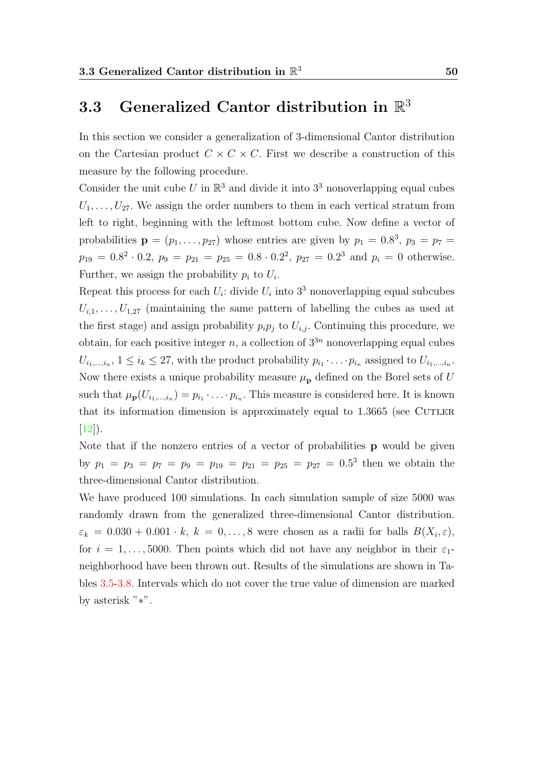## 3.3 Generalized Cantor distribution in $\mathbb{R}^3$

In this section we consider a generalization of 3-dimensional Cantor distribution on the Cartesian product $C \times C \times C$. First we describe a construction of this measure by the following procedure.

Consider the unit cube $U$ in $\mathbb{R}^3$ and divide it into $3^3$ nonoverlapping equal cubes $U_1, \ldots, U_{27}$. We assign the order numbers to them in each vertical stratum from left to right, beginning with the leftmost bottom cube. Now define a vector of probabilities $\mathbf{p} = (p_1, \ldots, p_{27})$ whose entries are given by $p_1 = 0.8^3$, $p_3 = p_7 = p_{19} = 0.8^2 \cdot 0.2$, $p_9 = p_{21} = p_{25} = 0.8 \cdot 0.2^2$, $p_{27} = 0.2^3$ and $p_i = 0$ otherwise. Further, we assign the probability $p_i$ to $U_i$.

Repeat this process for each $U_i$: divide $U_i$ into $3^3$ nonoverlapping equal subcubes $U_{i,1}, \ldots, U_{1,27}$ (maintaining the same pattern of labelling the cubes as used at the first stage) and assign probability $p_i p_j$ to $U_{i,j}$. Continuing this procedure, we obtain, for each positive integer $n$, a collection of $3^{3n}$ nonoverlapping equal cubes $U_{i_1,\ldots,i_n}$, $1 \leq i_k \leq 27$, with the product probability $p_{i_1} \cdot \ldots \cdot p_{i_n}$ assigned to $U_{i_1,\ldots,i_n}$. Now there exists a unique probability measure $\mu_{\mathbf{p}}$ defined on the Borel sets of $U$ such that $\mu_{\mathbf{p}}(U_{i_1,\ldots,i_n}) = p_{i_1} \cdot \ldots \cdot p_{i_n}$. This measure is considered here. It is known that its information dimension is approximately equal to 1.3665 (see Cutler [12]).

Note that if the nonzero entries of a vector of probabilities $\mathbf{p}$ would be given by $p_1 = p_3 = p_7 = p_9 = p_{19} = p_{21} = p_{25} = p_{27} = 0.5^3$ then we obtain the three-dimensional Cantor distribution.

We have produced 100 simulations. In each simulation sample of size 5000 was randomly drawn from the generalized three-dimensional Cantor distribution. $\varepsilon_k = 0.030 + 0.001 \cdot k$, $k = 0, \ldots, 8$ were chosen as a radii for balls $B(X_i, \varepsilon)$, for $i = 1, \ldots, 5000$. Then points which did not have any neighbor in their $\varepsilon_1$-neighborhood have been thrown out. Results of the simulations are shown in Tables 3.5-3.8. Intervals which do not cover the true value of dimension are marked by asterisk "$*$".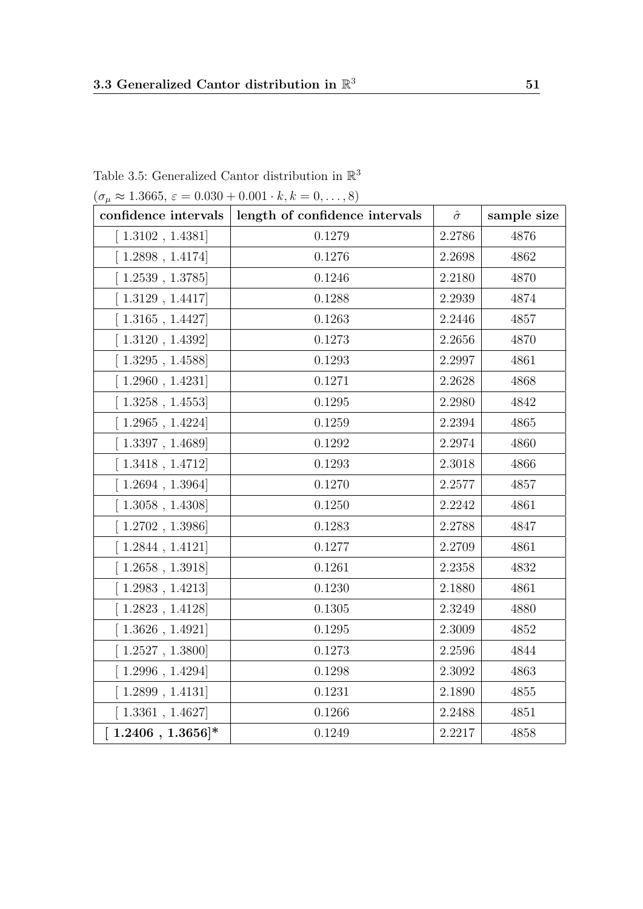Table 3.5: Generalized Cantor distribution in $\mathbb{R}^3$

($\sigma_\mu \approx 1.3665$, $\varepsilon = 0.030 + 0.001 \cdot k, k = 0, \ldots, 8$)

| **confidence intervals** | **length of confidence intervals** | $\hat{\sigma}$ | **sample size** |
|---|---|---|---|
| [ 1.3102 , 1.4381] | 0.1279 | 2.2786 | 4876 |
| [ 1.2898 , 1.4174] | 0.1276 | 2.2698 | 4862 |
| [ 1.2539 , 1.3785] | 0.1246 | 2.2180 | 4870 |
| [ 1.3129 , 1.4417] | 0.1288 | 2.2939 | 4874 |
| [ 1.3165 , 1.4427] | 0.1263 | 2.2446 | 4857 |
| [ 1.3120 , 1.4392] | 0.1273 | 2.2656 | 4870 |
| [ 1.3295 , 1.4588] | 0.1293 | 2.2997 | 4861 |
| [ 1.2960 , 1.4231] | 0.1271 | 2.2628 | 4868 |
| [ 1.3258 , 1.4553] | 0.1295 | 2.2980 | 4842 |
| [ 1.2965 , 1.4224] | 0.1259 | 2.2394 | 4865 |
| [ 1.3397 , 1.4689] | 0.1292 | 2.2974 | 4860 |
| [ 1.3418 , 1.4712] | 0.1293 | 2.3018 | 4866 |
| [ 1.2694 , 1.3964] | 0.1270 | 2.2577 | 4857 |
| [ 1.3058 , 1.4308] | 0.1250 | 2.2242 | 4861 |
| [ 1.2702 , 1.3986] | 0.1283 | 2.2788 | 4847 |
| [ 1.2844 , 1.4121] | 0.1277 | 2.2709 | 4861 |
| [ 1.2658 , 1.3918] | 0.1261 | 2.2358 | 4832 |
| [ 1.2983 , 1.4213] | 0.1230 | 2.1880 | 4861 |
| [ 1.2823 , 1.4128] | 0.1305 | 2.3249 | 4880 |
| [ 1.3626 , 1.4921] | 0.1295 | 2.3009 | 4852 |
| [ 1.2527 , 1.3800] | 0.1273 | 2.2596 | 4844 |
| [ 1.2996 , 1.4294] | 0.1298 | 2.3092 | 4863 |
| [ 1.2899 , 1.4131] | 0.1231 | 2.1890 | 4855 |
| [ 1.3361 , 1.4627] | 0.1266 | 2.2488 | 4851 |
| **[ 1.2406 , 1.3656]*** | 0.1249 | 2.2217 | 4858 |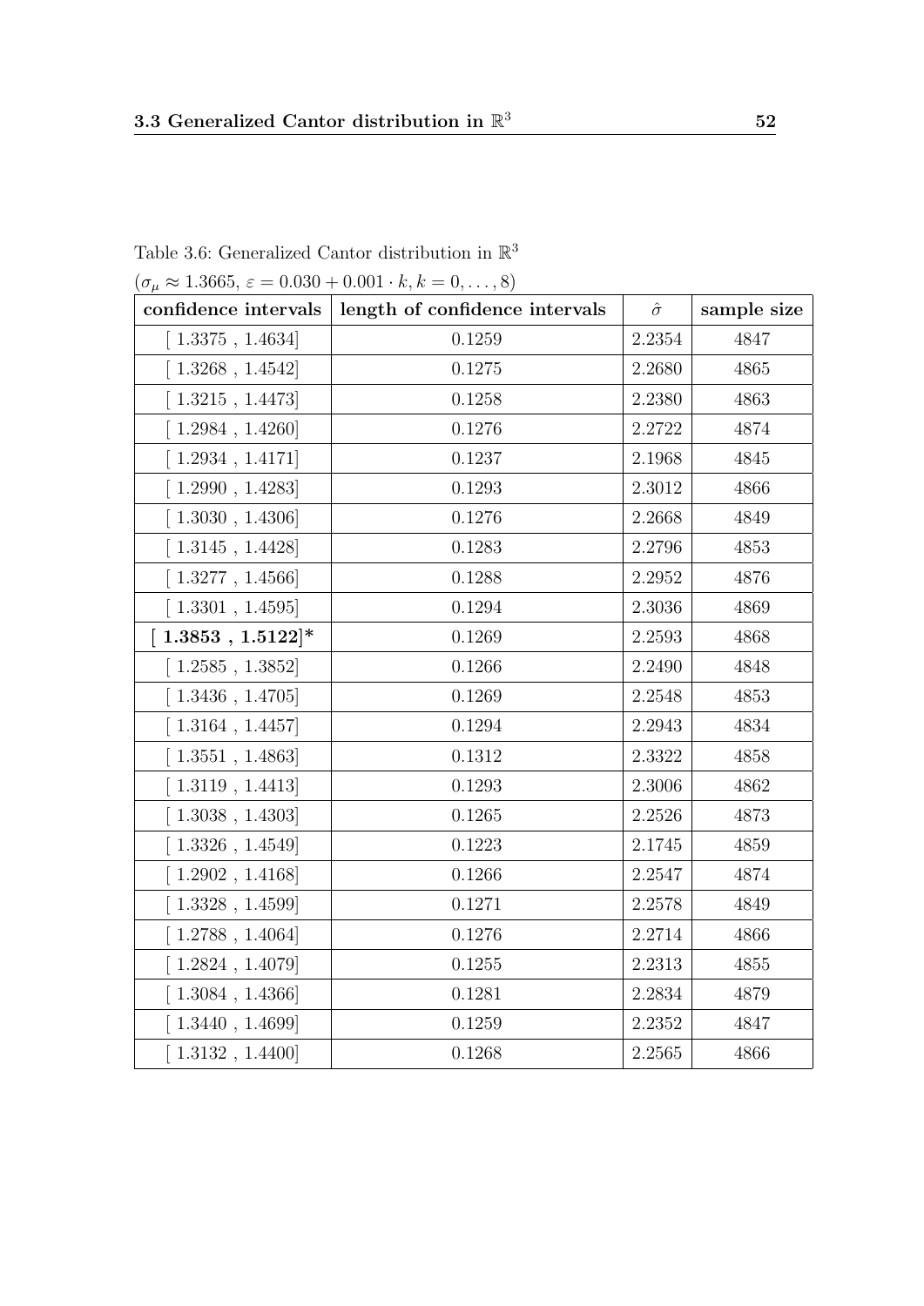Table 3.6: Generalized Cantor distribution in $\mathbb{R}^3$

($\sigma_\mu \approx 1.3665$, $\varepsilon = 0.030 + 0.001 \cdot k, k = 0, \ldots, 8$)

| confidence intervals | length of confidence intervals | $\hat{\sigma}$ | sample size |
|---|---|---|---|
| [ 1.3375 , 1.4634] | 0.1259 | 2.2354 | 4847 |
| [ 1.3268 , 1.4542] | 0.1275 | 2.2680 | 4865 |
| [ 1.3215 , 1.4473] | 0.1258 | 2.2380 | 4863 |
| [ 1.2984 , 1.4260] | 0.1276 | 2.2722 | 4874 |
| [ 1.2934 , 1.4171] | 0.1237 | 2.1968 | 4845 |
| [ 1.2990 , 1.4283] | 0.1293 | 2.3012 | 4866 |
| [ 1.3030 , 1.4306] | 0.1276 | 2.2668 | 4849 |
| [ 1.3145 , 1.4428] | 0.1283 | 2.2796 | 4853 |
| [ 1.3277 , 1.4566] | 0.1288 | 2.2952 | 4876 |
| [ 1.3301 , 1.4595] | 0.1294 | 2.3036 | 4869 |
| **[ 1.3853 , 1.5122]*** | 0.1269 | 2.2593 | 4868 |
| [ 1.2585 , 1.3852] | 0.1266 | 2.2490 | 4848 |
| [ 1.3436 , 1.4705] | 0.1269 | 2.2548 | 4853 |
| [ 1.3164 , 1.4457] | 0.1294 | 2.2943 | 4834 |
| [ 1.3551 , 1.4863] | 0.1312 | 2.3322 | 4858 |
| [ 1.3119 , 1.4413] | 0.1293 | 2.3006 | 4862 |
| [ 1.3038 , 1.4303] | 0.1265 | 2.2526 | 4873 |
| [ 1.3326 , 1.4549] | 0.1223 | 2.1745 | 4859 |
| [ 1.2902 , 1.4168] | 0.1266 | 2.2547 | 4874 |
| [ 1.3328 , 1.4599] | 0.1271 | 2.2578 | 4849 |
| [ 1.2788 , 1.4064] | 0.1276 | 2.2714 | 4866 |
| [ 1.2824 , 1.4079] | 0.1255 | 2.2313 | 4855 |
| [ 1.3084 , 1.4366] | 0.1281 | 2.2834 | 4879 |
| [ 1.3440 , 1.4699] | 0.1259 | 2.2352 | 4847 |
| [ 1.3132 , 1.4400] | 0.1268 | 2.2565 | 4866 |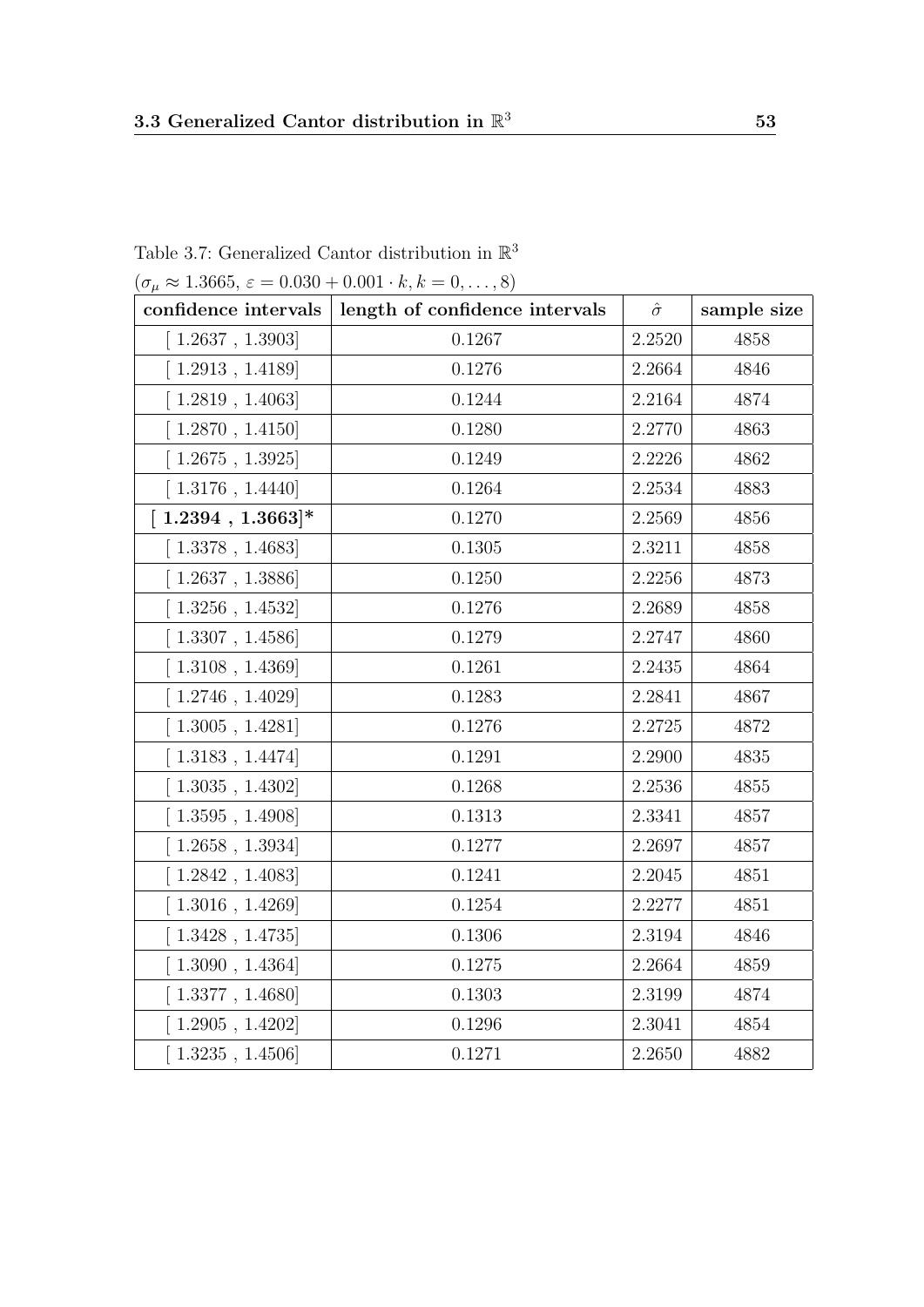Table 3.7: Generalized Cantor distribution in $\mathbb{R}^3$
($\sigma_\mu \approx 1.3665$, $\varepsilon = 0.030 + 0.001 \cdot k, k = 0, \ldots, 8$)

| **confidence intervals** | **length of confidence intervals** | $\hat{\sigma}$ | **sample size** |
|---|---|---|---|
| [ 1.2637 , 1.3903] | 0.1267 | 2.2520 | 4858 |
| [ 1.2913 , 1.4189] | 0.1276 | 2.2664 | 4846 |
| [ 1.2819 , 1.4063] | 0.1244 | 2.2164 | 4874 |
| [ 1.2870 , 1.4150] | 0.1280 | 2.2770 | 4863 |
| [ 1.2675 , 1.3925] | 0.1249 | 2.2226 | 4862 |
| [ 1.3176 , 1.4440] | 0.1264 | 2.2534 | 4883 |
| **[ 1.2394 , 1.3663]*** | 0.1270 | 2.2569 | 4856 |
| [ 1.3378 , 1.4683] | 0.1305 | 2.3211 | 4858 |
| [ 1.2637 , 1.3886] | 0.1250 | 2.2256 | 4873 |
| [ 1.3256 , 1.4532] | 0.1276 | 2.2689 | 4858 |
| [ 1.3307 , 1.4586] | 0.1279 | 2.2747 | 4860 |
| [ 1.3108 , 1.4369] | 0.1261 | 2.2435 | 4864 |
| [ 1.2746 , 1.4029] | 0.1283 | 2.2841 | 4867 |
| [ 1.3005 , 1.4281] | 0.1276 | 2.2725 | 4872 |
| [ 1.3183 , 1.4474] | 0.1291 | 2.2900 | 4835 |
| [ 1.3035 , 1.4302] | 0.1268 | 2.2536 | 4855 |
| [ 1.3595 , 1.4908] | 0.1313 | 2.3341 | 4857 |
| [ 1.2658 , 1.3934] | 0.1277 | 2.2697 | 4857 |
| [ 1.2842 , 1.4083] | 0.1241 | 2.2045 | 4851 |
| [ 1.3016 , 1.4269] | 0.1254 | 2.2277 | 4851 |
| [ 1.3428 , 1.4735] | 0.1306 | 2.3194 | 4846 |
| [ 1.3090 , 1.4364] | 0.1275 | 2.2664 | 4859 |
| [ 1.3377 , 1.4680] | 0.1303 | 2.3199 | 4874 |
| [ 1.2905 , 1.4202] | 0.1296 | 2.3041 | 4854 |
| [ 1.3235 , 1.4506] | 0.1271 | 2.2650 | 4882 |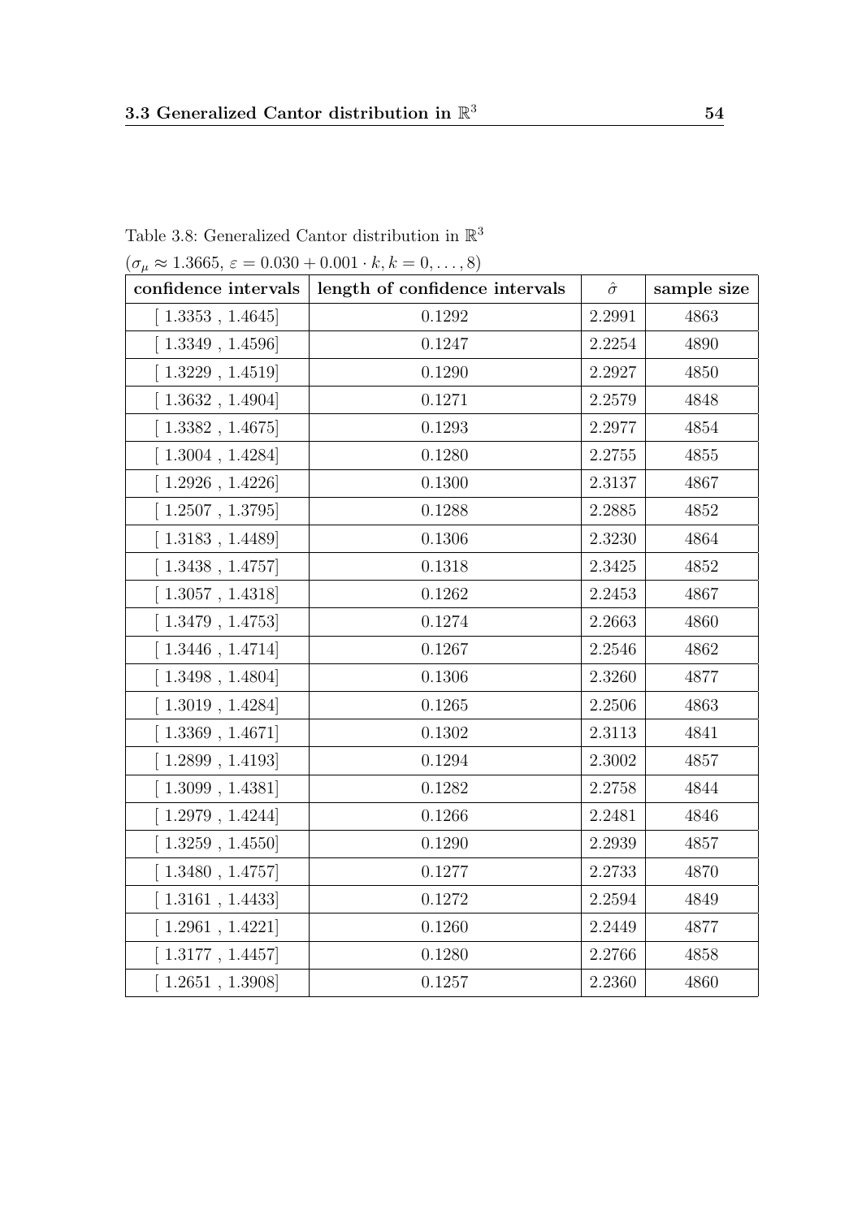Table 3.8: Generalized Cantor distribution in $\mathbb{R}^3$

($\sigma_\mu \approx 1.3665$, $\varepsilon = 0.030 + 0.001 \cdot k, k = 0, \ldots, 8$)

| confidence intervals | length of confidence intervals | $\hat{\sigma}$ | sample size |
|---|---|---|---|
| [ 1.3353 , 1.4645] | 0.1292 | 2.2991 | 4863 |
| [ 1.3349 , 1.4596] | 0.1247 | 2.2254 | 4890 |
| [ 1.3229 , 1.4519] | 0.1290 | 2.2927 | 4850 |
| [ 1.3632 , 1.4904] | 0.1271 | 2.2579 | 4848 |
| [ 1.3382 , 1.4675] | 0.1293 | 2.2977 | 4854 |
| [ 1.3004 , 1.4284] | 0.1280 | 2.2755 | 4855 |
| [ 1.2926 , 1.4226] | 0.1300 | 2.3137 | 4867 |
| [ 1.2507 , 1.3795] | 0.1288 | 2.2885 | 4852 |
| [ 1.3183 , 1.4489] | 0.1306 | 2.3230 | 4864 |
| [ 1.3438 , 1.4757] | 0.1318 | 2.3425 | 4852 |
| [ 1.3057 , 1.4318] | 0.1262 | 2.2453 | 4867 |
| [ 1.3479 , 1.4753] | 0.1274 | 2.2663 | 4860 |
| [ 1.3446 , 1.4714] | 0.1267 | 2.2546 | 4862 |
| [ 1.3498 , 1.4804] | 0.1306 | 2.3260 | 4877 |
| [ 1.3019 , 1.4284] | 0.1265 | 2.2506 | 4863 |
| [ 1.3369 , 1.4671] | 0.1302 | 2.3113 | 4841 |
| [ 1.2899 , 1.4193] | 0.1294 | 2.3002 | 4857 |
| [ 1.3099 , 1.4381] | 0.1282 | 2.2758 | 4844 |
| [ 1.2979 , 1.4244] | 0.1266 | 2.2481 | 4846 |
| [ 1.3259 , 1.4550] | 0.1290 | 2.2939 | 4857 |
| [ 1.3480 , 1.4757] | 0.1277 | 2.2733 | 4870 |
| [ 1.3161 , 1.4433] | 0.1272 | 2.2594 | 4849 |
| [ 1.2961 , 1.4221] | 0.1260 | 2.2449 | 4877 |
| [ 1.3177 , 1.4457] | 0.1280 | 2.2766 | 4858 |
| [ 1.2651 , 1.3908] | 0.1257 | 2.2360 | 4860 |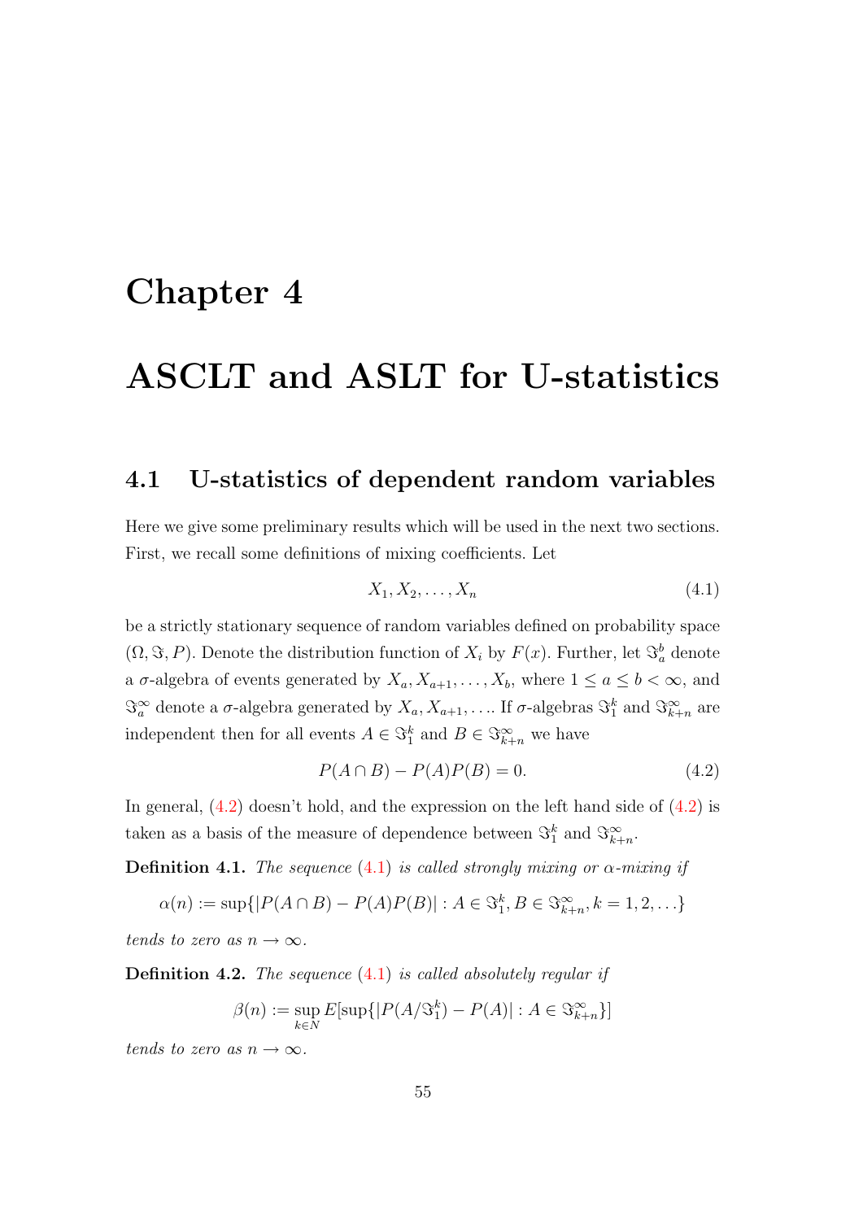# Chapter 4

# ASCLT and ASLT for U-statistics

## 4.1 U-statistics of dependent random variables

Here we give some preliminary results which will be used in the next two sections. First, we recall some definitions of mixing coefficients. Let

$$X_1, X_2, \ldots, X_n \tag{4.1}$$

be a strictly stationary sequence of random variables defined on probability space $(\Omega, \Im, P)$. Denote the distribution function of $X_i$ by $F(x)$. Further, let $\Im_a^b$ denote a $\sigma$-algebra of events generated by $X_a, X_{a+1}, \ldots, X_b$, where $1 \leq a \leq b < \infty$, and $\Im_a^\infty$ denote a $\sigma$-algebra generated by $X_a, X_{a+1}, \ldots$. If $\sigma$-algebras $\Im_1^k$ and $\Im_{k+n}^\infty$ are independent then for all events $A \in \Im_1^k$ and $B \in \Im_{k+n}^\infty$ we have

$$P(A \cap B) - P(A)P(B) = 0. \tag{4.2}$$

In general, (4.2) doesn't hold, and the expression on the left hand side of (4.2) is taken as a basis of the measure of dependence between $\Im_1^k$ and $\Im_{k+n}^\infty$.

**Definition 4.1.** *The sequence (4.1) is called strongly mixing or $\alpha$-mixing if*

$$\alpha(n) := \sup\{|P(A \cap B) - P(A)P(B)| : A \in \Im_1^k, B \in \Im_{k+n}^\infty, k = 1, 2, \ldots\}$$

*tends to zero as $n \to \infty$.*

**Definition 4.2.** *The sequence (4.1) is called absolutely regular if*

$$\beta(n) := \sup_{k \in N} E[\sup\{|P(A/\Im_1^k) - P(A)| : A \in \Im_{k+n}^\infty\}]$$

*tends to zero as $n \to \infty$.*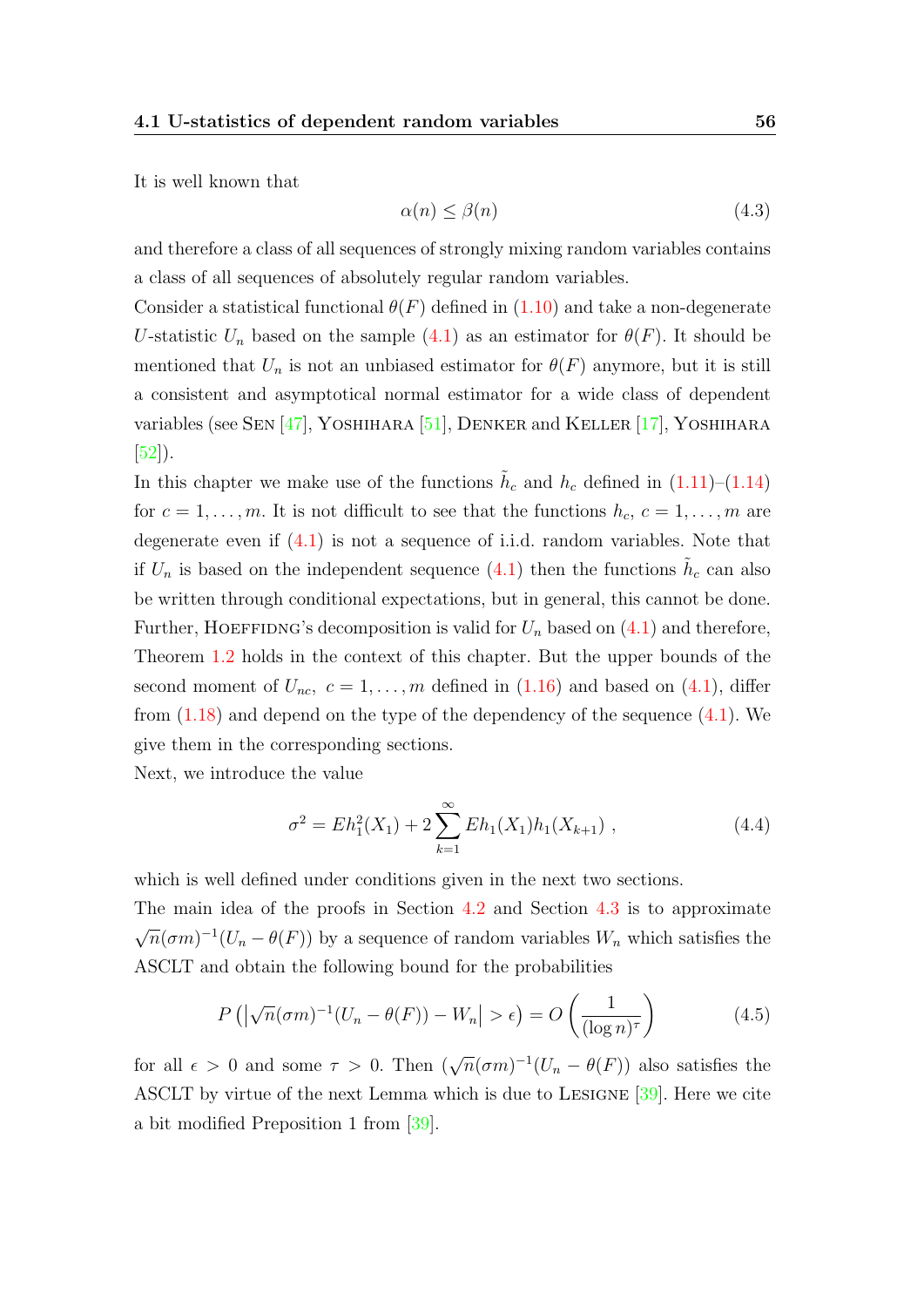It is well known that

$$\alpha(n) \le \beta(n) \tag{4.3}$$

and therefore a class of all sequences of strongly mixing random variables contains a class of all sequences of absolutely regular random variables.

Consider a statistical functional $\theta(F)$ defined in (1.10) and take a non-degenerate $U$-statistic $U_n$ based on the sample (4.1) as an estimator for $\theta(F)$. It should be mentioned that $U_n$ is not an unbiased estimator for $\theta(F)$ anymore, but it is still a consistent and asymptotical normal estimator for a wide class of dependent variables (see Sen [47], Yoshihara [51], Denker and Keller [17], Yoshihara [52]).

In this chapter we make use of the functions $\tilde{h}_c$ and $h_c$ defined in (1.11)–(1.14) for $c = 1, \ldots, m$. It is not difficult to see that the functions $h_c$, $c = 1, \ldots, m$ are degenerate even if (4.1) is not a sequence of i.i.d. random variables. Note that if $U_n$ is based on the independent sequence (4.1) then the functions $\tilde{h}_c$ can also be written through conditional expectations, but in general, this cannot be done. Further, Hoeffidng's decomposition is valid for $U_n$ based on (4.1) and therefore, Theorem 1.2 holds in the context of this chapter. But the upper bounds of the second moment of $U_{nc}$, $c = 1, \ldots, m$ defined in (1.16) and based on (4.1), differ from (1.18) and depend on the type of the dependency of the sequence (4.1). We give them in the corresponding sections.

Next, we introduce the value

$$\sigma^2 = Eh_1^2(X_1) + 2 \sum_{k=1}^{\infty} Eh_1(X_1)h_1(X_{k+1}) \ , \tag{4.4}$$

which is well defined under conditions given in the next two sections.

The main idea of the proofs in Section 4.2 and Section 4.3 is to approximate $\sqrt{n}(\sigma m)^{-1}(U_n - \theta(F))$ by a sequence of random variables $W_n$ which satisfies the ASCLT and obtain the following bound for the probabilities

$$P\left(\left|\sqrt{n}(\sigma m)^{-1}(U_n - \theta(F)) - W_n\right| > \epsilon\right) = O\left(\frac{1}{(\log n)^{\tau}}\right) \tag{4.5}$$

for all $\epsilon > 0$ and some $\tau > 0$. Then $(\sqrt{n}(\sigma m)^{-1}(U_n - \theta(F))$ also satisfies the ASCLT by virtue of the next Lemma which is due to Lesigne [39]. Here we cite a bit modified Preposition 1 from [39].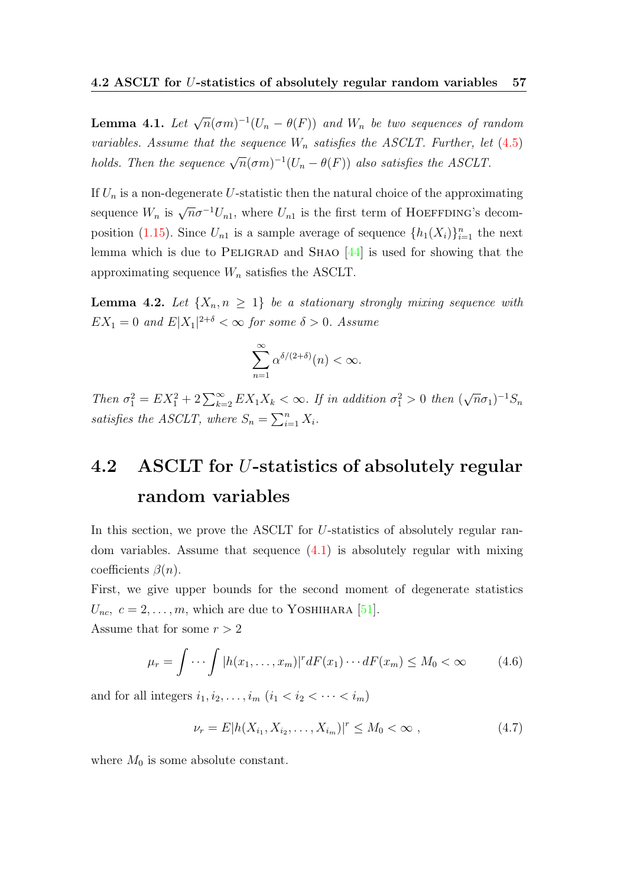**Lemma 4.1.** *Let $\sqrt{n}(\sigma m)^{-1}(U_n - \theta(F))$ and $W_n$ be two sequences of random variables. Assume that the sequence $W_n$ satisfies the ASCLT. Further, let (4.5) holds. Then the sequence $\sqrt{n}(\sigma m)^{-1}(U_n - \theta(F))$ also satisfies the ASCLT.*

If $U_n$ is a non-degenerate $U$-statistic then the natural choice of the approximating sequence $W_n$ is $\sqrt{n}\sigma^{-1}U_{n1}$, where $U_{n1}$ is the first term of Hoeffding's decomposition (1.15). Since $U_{n1}$ is a sample average of sequence $\{h_1(X_i)\}_{i=1}^n$ the next lemma which is due to Peligrad and Shao [44] is used for showing that the approximating sequence $W_n$ satisfies the ASCLT.

**Lemma 4.2.** *Let $\{X_n, n \geq 1\}$ be a stationary strongly mixing sequence with $EX_1 = 0$ and $E|X_1|^{2+\delta} < \infty$ for some $\delta > 0$. Assume*

$$\sum_{n=1}^{\infty} \alpha^{\delta/(2+\delta)}(n) < \infty.$$

*Then $\sigma_1^2 = EX_1^2 + 2\sum_{k=2}^{\infty} EX_1X_k < \infty$. If in addition $\sigma_1^2 > 0$ then $(\sqrt{n}\sigma_1)^{-1}S_n$ satisfies the ASCLT, where $S_n = \sum_{i=1}^n X_i$.*

## 4.2 ASCLT for $U$-statistics of absolutely regular random variables

In this section, we prove the ASCLT for $U$-statistics of absolutely regular random variables. Assume that sequence (4.1) is absolutely regular with mixing coefficients $\beta(n)$.

First, we give upper bounds for the second moment of degenerate statistics $U_{nc}$, $c = 2, \ldots, m$, which are due to Yoshihara [51].

Assume that for some $r > 2$

$$\mu_r = \int \cdots \int |h(x_1, \ldots, x_m)|^r dF(x_1) \cdots dF(x_m) \leq M_0 < \infty \tag{4.6}$$

and for all integers $i_1, i_2, \ldots, i_m$ $(i_1 < i_2 < \cdots < i_m)$

$$\nu_r = E|h(X_{i_1}, X_{i_2}, \ldots, X_{i_m})|^r \leq M_0 < \infty \ , \tag{4.7}$$

where $M_0$ is some absolute constant.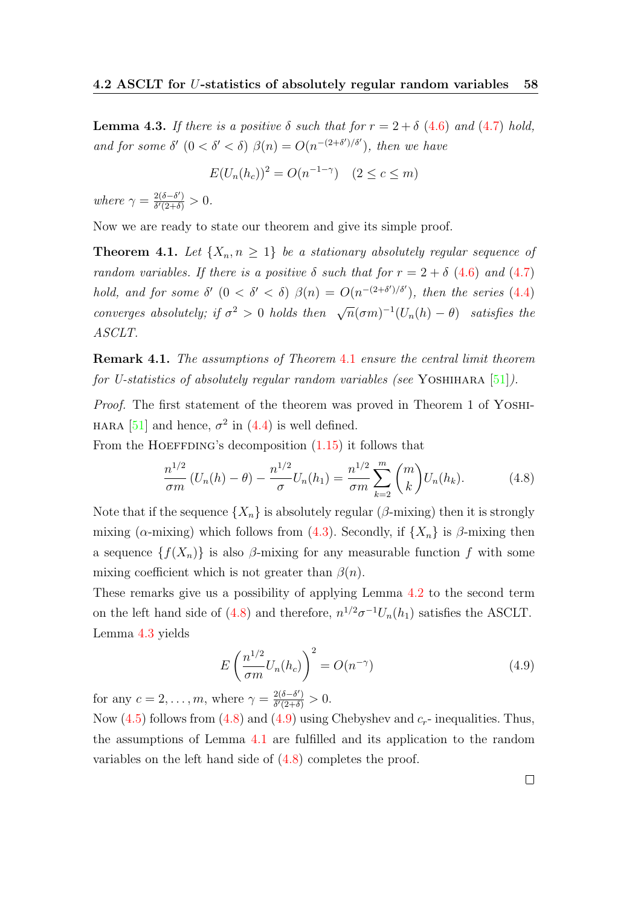**Lemma 4.3.** *If there is a positive $\delta$ such that for $r = 2+\delta$ (4.6) and (4.7) hold, and for some $\delta'$ $(0 < \delta' < \delta)$ $\beta(n) = O(n^{-(2+\delta')/\delta'})$, then we have*

$$E(U_n(h_c))^2 = O(n^{-1-\gamma}) \quad (2 \le c \le m)$$

*where $\gamma = \frac{2(\delta-\delta')}{\delta'(2+\delta)} > 0$.*

Now we are ready to state our theorem and give its simple proof.

**Theorem 4.1.** *Let $\{X_n, n \ge 1\}$ be a stationary absolutely regular sequence of random variables. If there is a positive $\delta$ such that for $r = 2+\delta$ (4.6) and (4.7) hold, and for some $\delta'$ $(0 < \delta' < \delta)$ $\beta(n) = O(n^{-(2+\delta')/\delta'})$, then the series (4.4) converges absolutely; if $\sigma^2 > 0$ holds then $\sqrt{n}(\sigma m)^{-1}(U_n(h) - \theta)$ satisfies the ASCLT.*

**Remark 4.1.** *The assumptions of Theorem 4.1 ensure the central limit theorem for U-statistics of absolutely regular random variables (see* Yoshihara *[51]).*

*Proof.* The first statement of the theorem was proved in Theorem 1 of Yoshihara [51] and hence, $\sigma^2$ in (4.4) is well defined.
From the Hoeffding's decomposition (1.15) it follows that

$$\frac{n^{1/2}}{\sigma m}(U_n(h) - \theta) - \frac{n^{1/2}}{\sigma}U_n(h_1) = \frac{n^{1/2}}{\sigma m}\sum_{k=2}^{m}\binom{m}{k}U_n(h_k). \tag{4.8}$$

Note that if the sequence $\{X_n\}$ is absolutely regular ($\beta$-mixing) then it is strongly mixing ($\alpha$-mixing) which follows from (4.3). Secondly, if $\{X_n\}$ is $\beta$-mixing then a sequence $\{f(X_n)\}$ is also $\beta$-mixing for any measurable function $f$ with some mixing coefficient which is not greater than $\beta(n)$.
These remarks give us a possibility of applying Lemma 4.2 to the second term on the left hand side of (4.8) and therefore, $n^{1/2}\sigma^{-1}U_n(h_1)$ satisfies the ASCLT.
Lemma 4.3 yields

$$E\left(\frac{n^{1/2}}{\sigma m}U_n(h_c)\right)^2 = O(n^{-\gamma}) \tag{4.9}$$

for any $c = 2, \ldots, m$, where $\gamma = \frac{2(\delta-\delta')}{\delta'(2+\delta)} > 0$.
Now (4.5) follows from (4.8) and (4.9) using Chebyshev and $c_r$- inequalities. Thus, the assumptions of Lemma 4.1 are fulfilled and its application to the random variables on the left hand side of (4.8) completes the proof.

□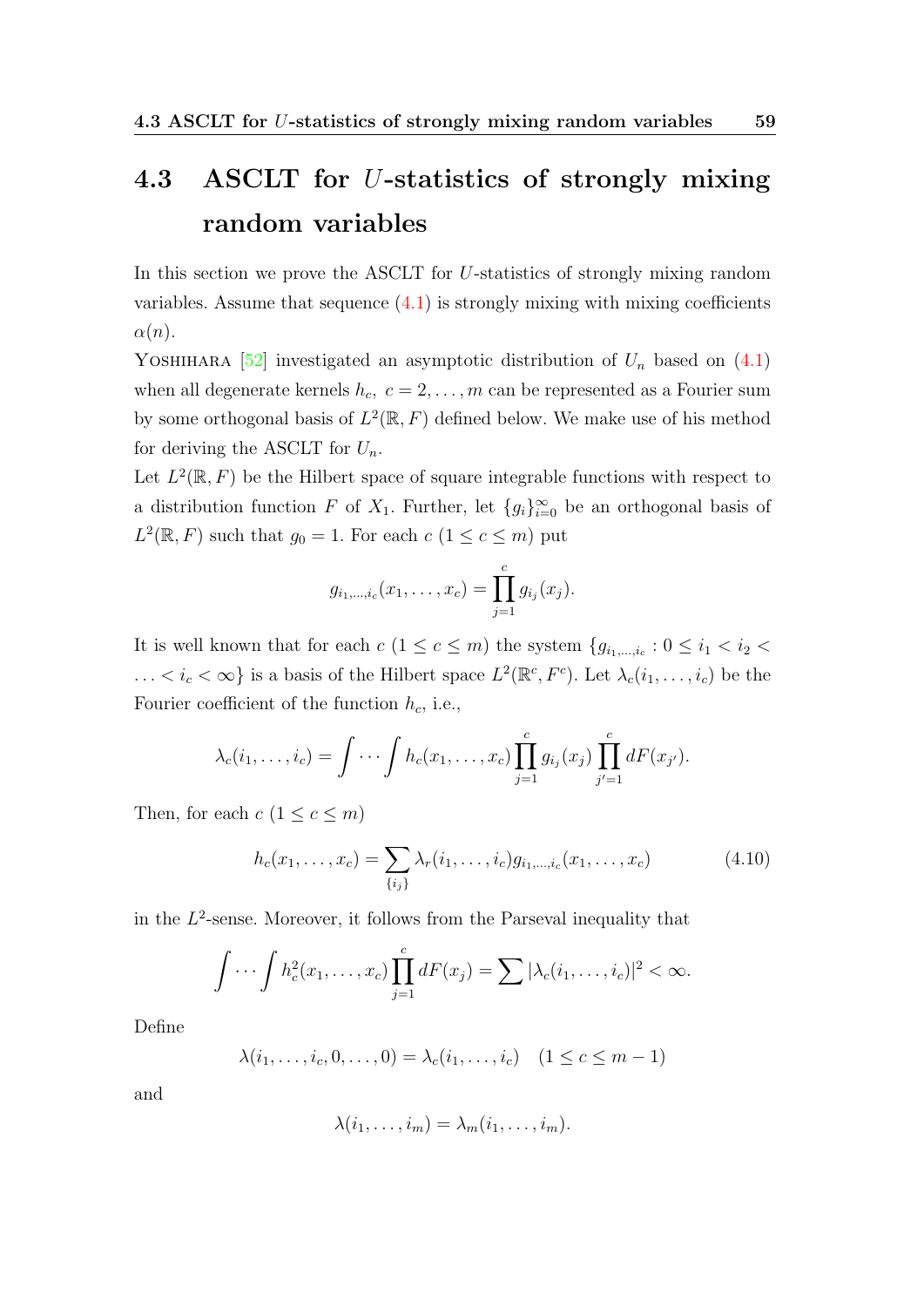## 4.3 ASCLT for $U$-statistics of strongly mixing random variables

In this section we prove the ASCLT for $U$-statistics of strongly mixing random variables. Assume that sequence (4.1) is strongly mixing with mixing coefficients $\alpha(n)$.

YOSHIHARA [52] investigated an asymptotic distribution of $U_n$ based on (4.1) when all degenerate kernels $h_c,\ c = 2, \ldots, m$ can be represented as a Fourier sum by some orthogonal basis of $L^2(\mathbb{R}, F)$ defined below. We make use of his method for deriving the ASCLT for $U_n$.

Let $L^2(\mathbb{R}, F)$ be the Hilbert space of square integrable functions with respect to a distribution function $F$ of $X_1$. Further, let $\{g_i\}_{i=0}^{\infty}$ be an orthogonal basis of $L^2(\mathbb{R}, F)$ such that $g_0 = 1$. For each $c$ $(1 \le c \le m)$ put

$$g_{i_1,\ldots,i_c}(x_1, \ldots, x_c) = \prod_{j=1}^{c} g_{i_j}(x_j).$$

It is well known that for each $c$ $(1 \le c \le m)$ the system $\{g_{i_1,\ldots,i_c} : 0 \le i_1 < i_2 < \ldots < i_c < \infty\}$ is a basis of the Hilbert space $L^2(\mathbb{R}^c, F^c)$. Let $\lambda_c(i_1, \ldots, i_c)$ be the Fourier coefficient of the function $h_c$, i.e.,

$$\lambda_c(i_1, \ldots, i_c) = \int \cdots \int h_c(x_1, \ldots, x_c) \prod_{j=1}^{c} g_{i_j}(x_j) \prod_{j'=1}^{c} dF(x_{j'}).$$

Then, for each $c$ $(1 \le c \le m)$

$$h_c(x_1, \ldots, x_c) = \sum_{\{i_j\}} \lambda_r(i_1, \ldots, i_c) g_{i_1,\ldots,i_c}(x_1, \ldots, x_c) \tag{4.10}$$

in the $L^2$-sense. Moreover, it follows from the Parseval inequality that

$$\int \cdots \int h_c^2(x_1, \ldots, x_c) \prod_{j=1}^{c} dF(x_j) = \sum |\lambda_c(i_1, \ldots, i_c)|^2 < \infty.$$

Define

$$\lambda(i_1, \ldots, i_c, 0, \ldots, 0) = \lambda_c(i_1, \ldots, i_c) \quad (1 \le c \le m-1)$$

and

$$\lambda(i_1, \ldots, i_m) = \lambda_m(i_1, \ldots, i_m).$$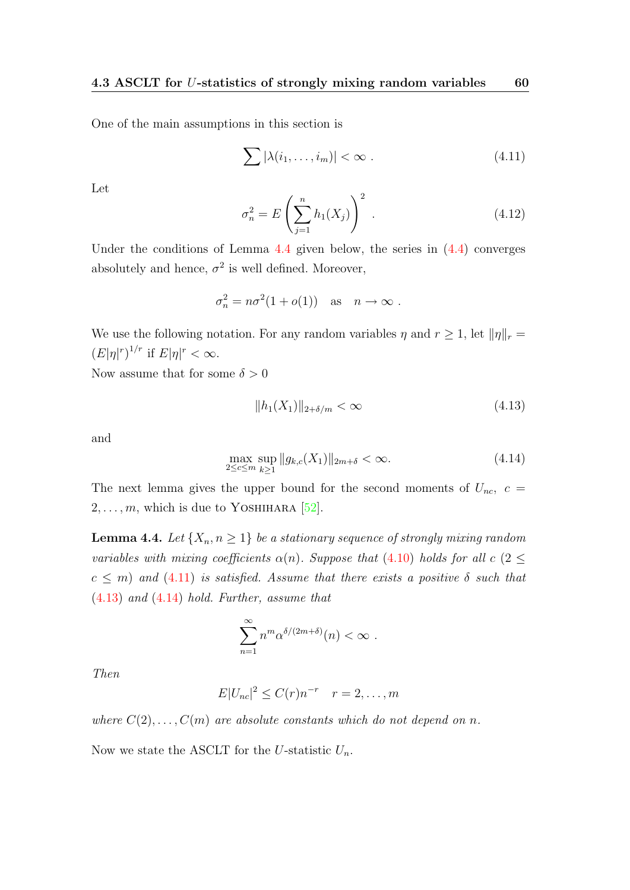One of the main assumptions in this section is

$$\sum |\lambda(i_1, \ldots, i_m)| < \infty \ . \tag{4.11}$$

Let

$$\sigma_n^2 = E\left(\sum_{j=1}^{n} h_1(X_j)\right)^2 \ . \tag{4.12}$$

Under the conditions of Lemma 4.4 given below, the series in (4.4) converges absolutely and hence, $\sigma^2$ is well defined. Moreover,

$$\sigma_n^2 = n\sigma^2(1 + o(1)) \quad \text{as} \quad n \to \infty \ .$$

We use the following notation. For any random variables $\eta$ and $r \geq 1$, let $\|\eta\|_r = (E|\eta|^r)^{1/r}$ if $E|\eta|^r < \infty$.

Now assume that for some $\delta > 0$

$$\|h_1(X_1)\|_{2+\delta/m} < \infty \tag{4.13}$$

and

$$\max_{2 \leq c \leq m} \sup_{k \geq 1} \|g_{k,c}(X_1)\|_{2m+\delta} < \infty. \tag{4.14}$$

The next lemma gives the upper bound for the second moments of $U_{nc}$, $c = 2, \ldots, m$, which is due to Yoshihara [52].

**Lemma 4.4.** *Let $\{X_n, n \geq 1\}$ be a stationary sequence of strongly mixing random variables with mixing coefficients $\alpha(n)$. Suppose that (4.10) holds for all $c$ ($2 \leq c \leq m$) and (4.11) is satisfied. Assume that there exists a positive $\delta$ such that (4.13) and (4.14) hold. Further, assume that*

$$\sum_{n=1}^{\infty} n^m \alpha^{\delta/(2m+\delta)}(n) < \infty \ .$$

*Then*

$$E|U_{nc}|^2 \leq C(r) n^{-r} \quad r = 2, \ldots, m$$

*where $C(2), \ldots, C(m)$ are absolute constants which do not depend on $n$.*

Now we state the ASCLT for the $U$-statistic $U_n$.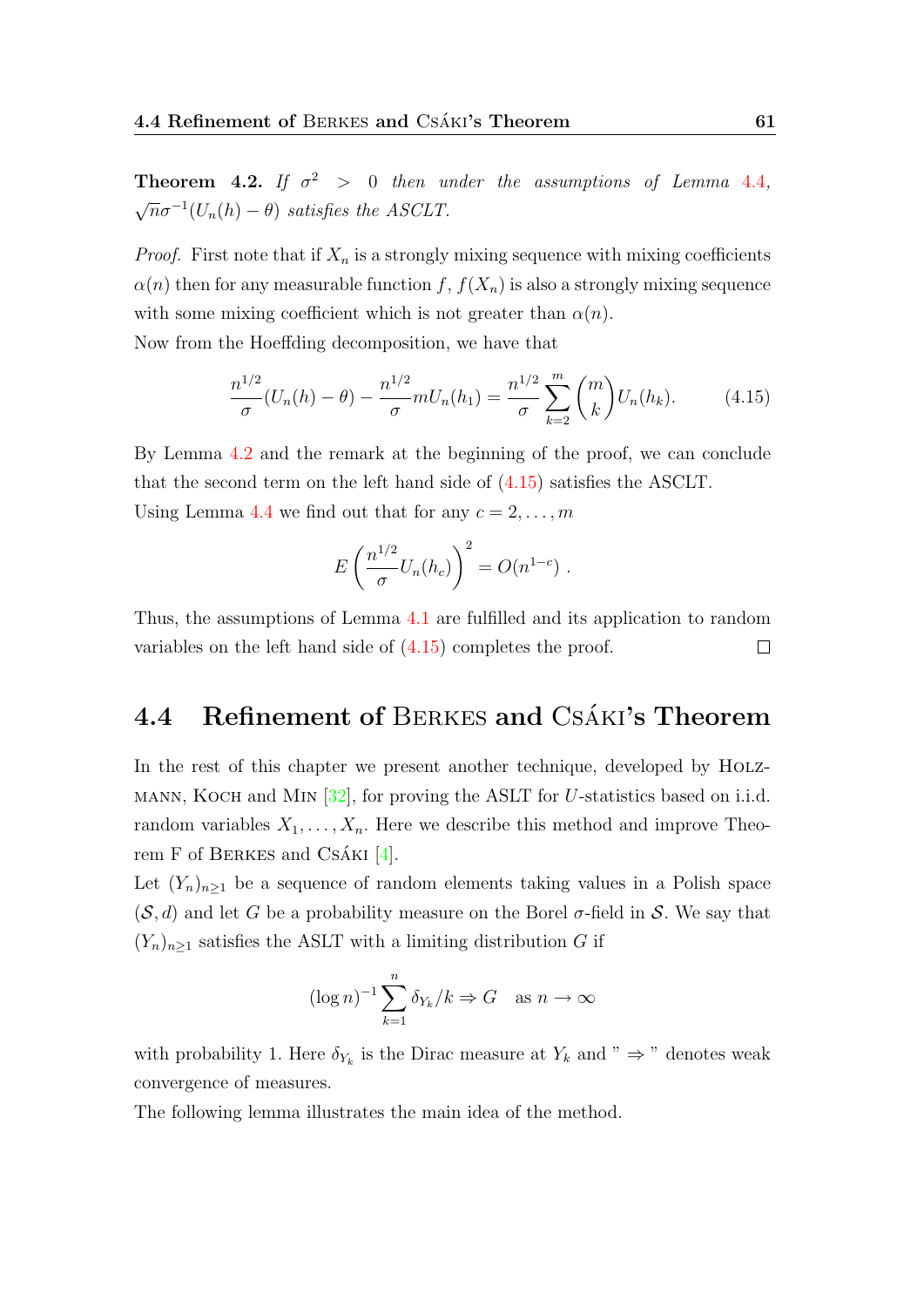**Theorem 4.2.** *If $\sigma^2 > 0$ then under the assumptions of Lemma 4.4, $\sqrt{n}\sigma^{-1}(U_n(h) - \theta)$ satisfies the ASCLT.*

*Proof.* First note that if $X_n$ is a strongly mixing sequence with mixing coefficients $\alpha(n)$ then for any measurable function $f$, $f(X_n)$ is also a strongly mixing sequence with some mixing coefficient which is not greater than $\alpha(n)$.
Now from the Hoeffding decomposition, we have that

$$\frac{n^{1/2}}{\sigma}(U_n(h) - \theta) - \frac{n^{1/2}}{\sigma} m U_n(h_1) = \frac{n^{1/2}}{\sigma} \sum_{k=2}^{m} \binom{m}{k} U_n(h_k). \tag{4.15}$$

By Lemma 4.2 and the remark at the beginning of the proof, we can conclude that the second term on the left hand side of (4.15) satisfies the ASCLT.
Using Lemma 4.4 we find out that for any $c = 2, \ldots, m$

$$E\left(\frac{n^{1/2}}{\sigma} U_n(h_c)\right)^2 = O(n^{1-c}) \; .$$

Thus, the assumptions of Lemma 4.1 are fulfilled and its application to random variables on the left hand side of (4.15) completes the proof. $\square$

## 4.4 Refinement of Berkes and Csáki's Theorem

In the rest of this chapter we present another technique, developed by Holzmann, Koch and Min [32], for proving the ASLT for $U$-statistics based on i.i.d. random variables $X_1, \ldots, X_n$. Here we describe this method and improve Theorem F of Berkes and Csáki [4].
Let $(Y_n)_{n\geq 1}$ be a sequence of random elements taking values in a Polish space $(\mathcal{S}, d)$ and let $G$ be a probability measure on the Borel $\sigma$-field in $\mathcal{S}$. We say that $(Y_n)_{n\geq 1}$ satisfies the ASLT with a limiting distribution $G$ if

$$(\log n)^{-1} \sum_{k=1}^{n} \delta_{Y_k}/k \Rightarrow G \quad \text{as } n \to \infty$$

with probability 1. Here $\delta_{Y_k}$ is the Dirac measure at $Y_k$ and " $\Rightarrow$ " denotes weak convergence of measures.
The following lemma illustrates the main idea of the method.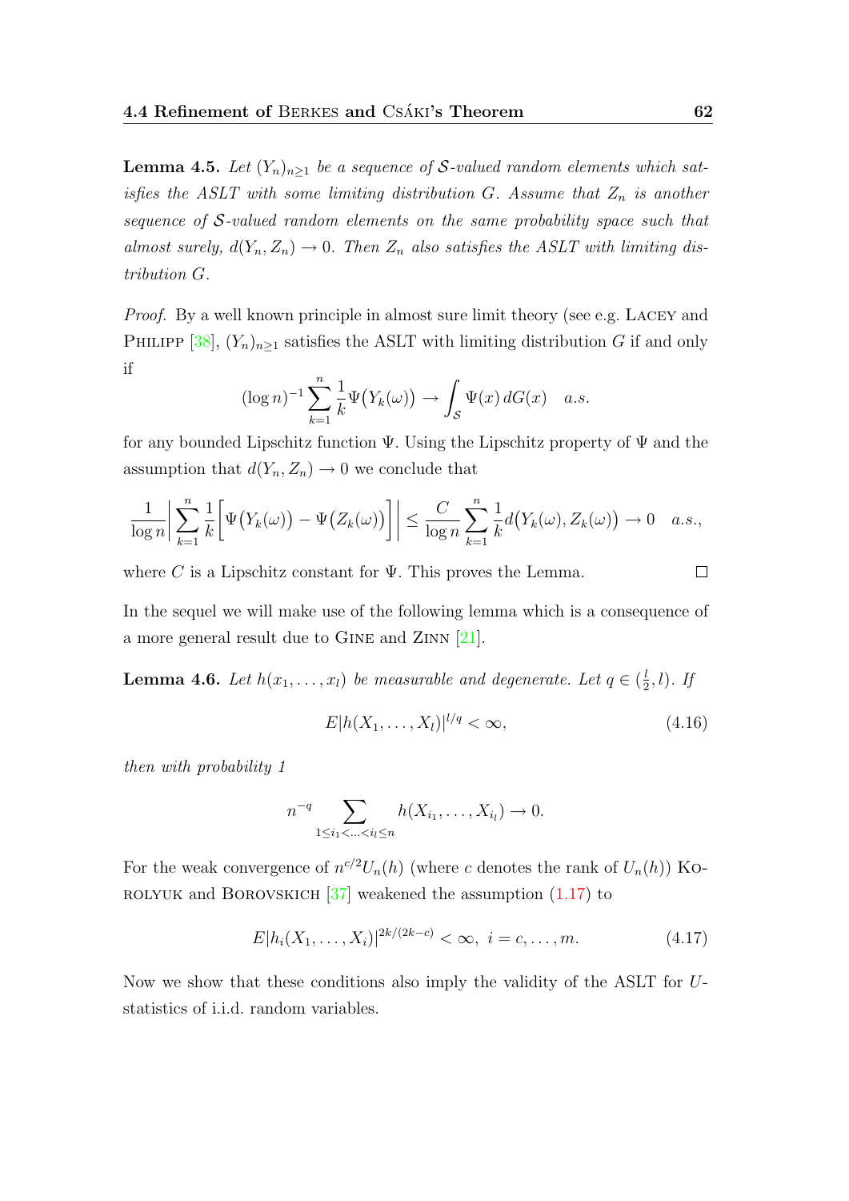**Lemma 4.5.** *Let $(Y_n)_{n\geq 1}$ be a sequence of $\mathcal{S}$-valued random elements which satisfies the ASLT with some limiting distribution $G$. Assume that $Z_n$ is another sequence of $\mathcal{S}$-valued random elements on the same probability space such that almost surely, $d(Y_n, Z_n) \to 0$. Then $Z_n$ also satisfies the ASLT with limiting distribution $G$.*

*Proof.* By a well known principle in almost sure limit theory (see e.g. Lacey and Philipp [38], $(Y_n)_{n\geq 1}$ satisfies the ASLT with limiting distribution $G$ if and only if

$$(\log n)^{-1} \sum_{k=1}^{n} \frac{1}{k} \Psi\big(Y_k(\omega)\big) \to \int_{\mathcal{S}} \Psi(x)\, dG(x) \quad a.s.$$

for any bounded Lipschitz function $\Psi$. Using the Lipschitz property of $\Psi$ and the assumption that $d(Y_n, Z_n) \to 0$ we conclude that

$$\frac{1}{\log n} \left| \sum_{k=1}^{n} \frac{1}{k} \Big[ \Psi\big(Y_k(\omega)\big) - \Psi\big(Z_k(\omega)\big) \Big] \right| \leq \frac{C}{\log n} \sum_{k=1}^{n} \frac{1}{k} d\big(Y_k(\omega), Z_k(\omega)\big) \to 0 \quad a.s.,$$

where $C$ is a Lipschitz constant for $\Psi$. This proves the Lemma. $\square$

In the sequel we will make use of the following lemma which is a consequence of a more general result due to Gine and Zinn [21].

**Lemma 4.6.** *Let $h(x_1, \ldots, x_l)$ be measurable and degenerate. Let $q \in (\frac{l}{2}, l)$. If*

$$E|h(X_1, \ldots, X_l)|^{l/q} < \infty, \tag{4.16}$$

*then with probability 1*

$$n^{-q} \sum_{1 \leq i_1 < \ldots < i_l \leq n} h(X_{i_1}, \ldots, X_{i_l}) \to 0.$$

For the weak convergence of $n^{c/2} U_n(h)$ (where $c$ denotes the rank of $U_n(h)$) Korolyuk and Borovskich [37] weakened the assumption (1.17) to

$$E|h_i(X_1, \ldots, X_i)|^{2k/(2k-c)} < \infty, \ i = c, \ldots, m. \tag{4.17}$$

Now we show that these conditions also imply the validity of the ASLT for $U$-statistics of i.i.d. random variables.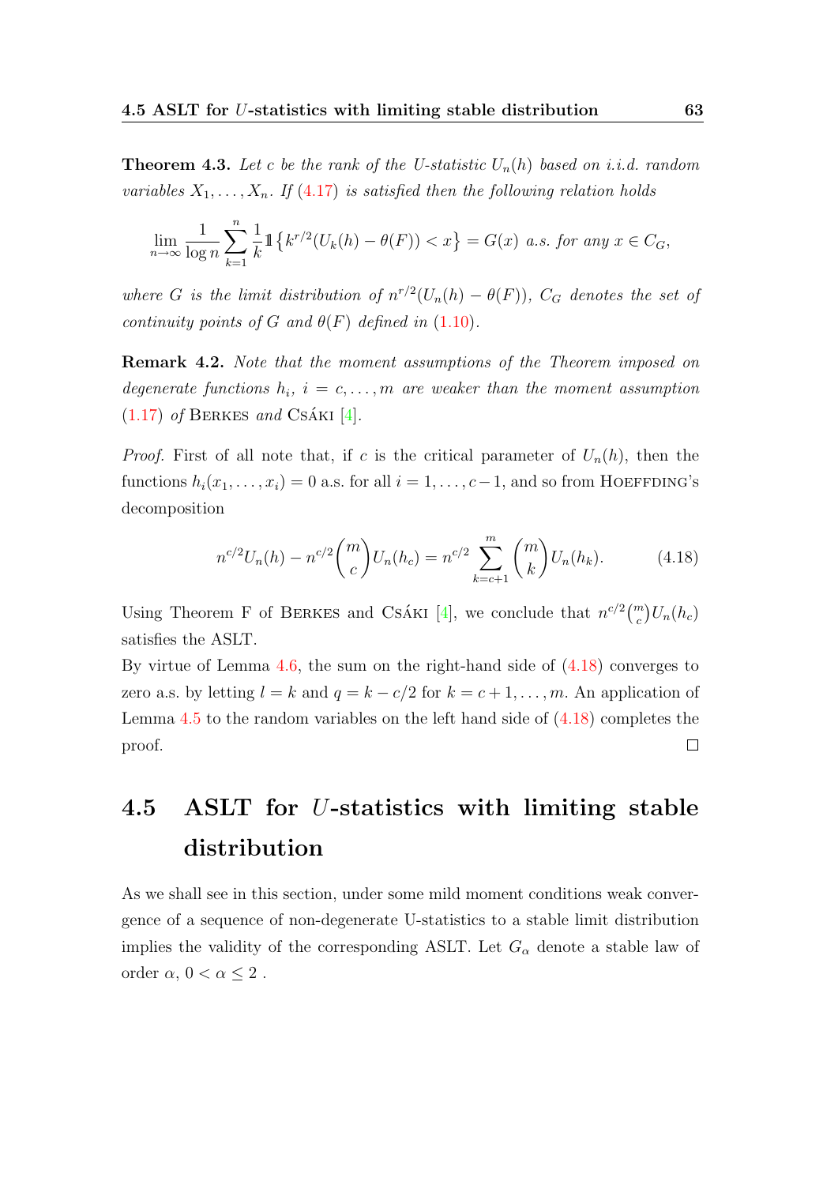**Theorem 4.3.** *Let $c$ be the rank of the U-statistic $U_n(h)$ based on i.i.d. random variables $X_1, \ldots, X_n$. If (4.17) is satisfied then the following relation holds*

$$\lim_{n\to\infty} \frac{1}{\log n} \sum_{k=1}^{n} \frac{1}{k} \mathbb{1}\left\{ k^{r/2}(U_k(h) - \theta(F)) < x \right\} = G(x) \text{ a.s. for any } x \in C_G,$$

*where $G$ is the limit distribution of $n^{r/2}(U_n(h) - \theta(F))$, $C_G$ denotes the set of continuity points of $G$ and $\theta(F)$ defined in (1.10).*

**Remark 4.2.** *Note that the moment assumptions of the Theorem imposed on degenerate functions $h_i$, $i = c, \ldots, m$ are weaker than the moment assumption (1.17) of* Berkes *and* Csáki *[4].*

*Proof.* First of all note that, if $c$ is the critical parameter of $U_n(h)$, then the functions $h_i(x_1, \ldots, x_i) = 0$ a.s. for all $i = 1, \ldots, c-1$, and so from Hoeffding's decomposition

$$n^{c/2} U_n(h) - n^{c/2} \binom{m}{c} U_n(h_c) = n^{c/2} \sum_{k=c+1}^{m} \binom{m}{k} U_n(h_k). \tag{4.18}$$

Using Theorem F of Berkes and Csáki [4], we conclude that $n^{c/2}\binom{m}{c}U_n(h_c)$ satisfies the ASLT.

By virtue of Lemma 4.6, the sum on the right-hand side of (4.18) converges to zero a.s. by letting $l = k$ and $q = k - c/2$ for $k = c+1, \ldots, m$. An application of Lemma 4.5 to the random variables on the left hand side of (4.18) completes the proof. $\square$

## 4.5 ASLT for $U$-statistics with limiting stable distribution

As we shall see in this section, under some mild moment conditions weak convergence of a sequence of non-degenerate U-statistics to a stable limit distribution implies the validity of the corresponding ASLT. Let $G_\alpha$ denote a stable law of order $\alpha$, $0 < \alpha \leq 2$ .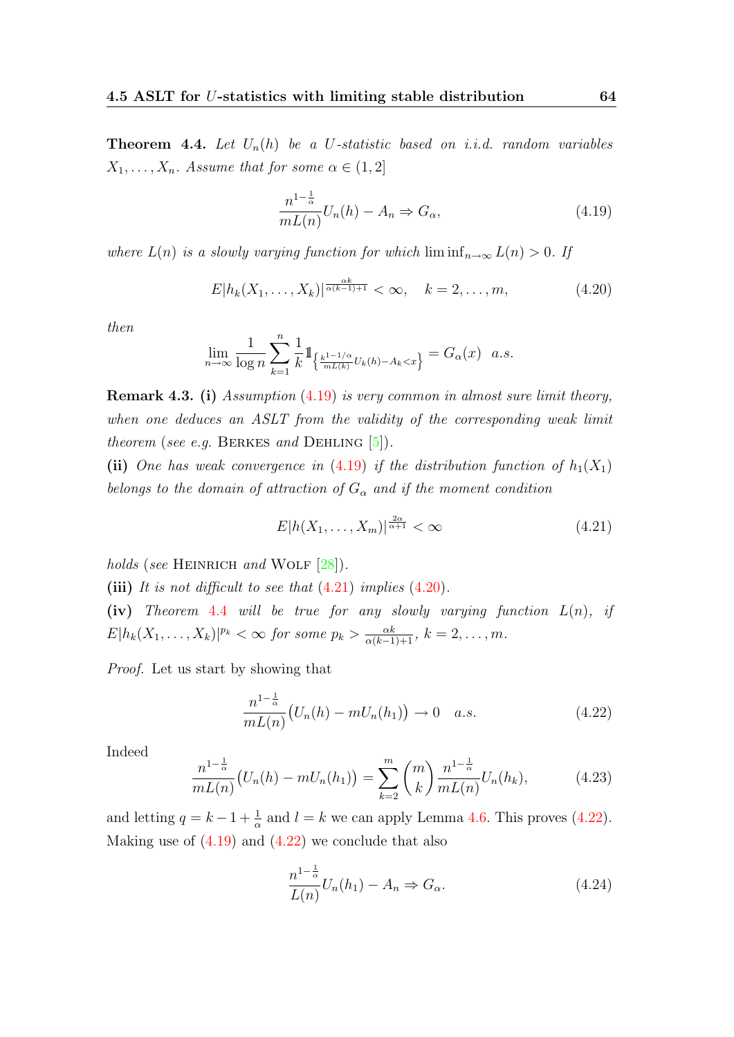**Theorem 4.4.** *Let $U_n(h)$ be a $U$-statistic based on i.i.d. random variables $X_1, \ldots, X_n$. Assume that for some $\alpha \in (1, 2]$*

$$\frac{n^{1-\frac{1}{\alpha}}}{mL(n)} U_n(h) - A_n \Rightarrow G_\alpha, \tag{4.19}$$

*where $L(n)$ is a slowly varying function for which $\liminf_{n\to\infty} L(n) > 0$. If*

$$E|h_k(X_1, \ldots, X_k)|^{\frac{\alpha k}{\alpha(k-1)+1}} < \infty, \quad k = 2, \ldots, m, \tag{4.20}$$

*then*

$$\lim_{n\to\infty} \frac{1}{\log n} \sum_{k=1}^{n} \frac{1}{k} \mathbb{1}_{\left\{\frac{k^{1-1/\alpha}}{mL(k)} U_k(h) - A_k < x\right\}} = G_\alpha(x) \quad a.s.$$

**Remark 4.3.** **(i)** *Assumption (4.19) is very common in almost sure limit theory, when one deduces an ASLT from the validity of the corresponding weak limit theorem (see e.g.* Berkes *and* Dehling *[5]).*

**(ii)** *One has weak convergence in (4.19) if the distribution function of $h_1(X_1)$ belongs to the domain of attraction of $G_\alpha$ and if the moment condition*

$$E|h(X_1, \ldots, X_m)|^{\frac{2\alpha}{\alpha+1}} < \infty \tag{4.21}$$

*holds (see* Heinrich *and* Wolf *[28]).*

**(iii)** *It is not difficult to see that (4.21) implies (4.20).*

**(iv)** *Theorem 4.4 will be true for any slowly varying function $L(n)$, if $E|h_k(X_1, \ldots, X_k)|^{p_k} < \infty$ for some $p_k > \frac{\alpha k}{\alpha(k-1)+1}$, $k = 2, \ldots, m$.*

*Proof.* Let us start by showing that

$$\frac{n^{1-\frac{1}{\alpha}}}{mL(n)} \big(U_n(h) - mU_n(h_1)\big) \to 0 \quad a.s. \tag{4.22}$$

Indeed

$$\frac{n^{1-\frac{1}{\alpha}}}{mL(n)} \big(U_n(h) - mU_n(h_1)\big) = \sum_{k=2}^{m} \binom{m}{k} \frac{n^{1-\frac{1}{\alpha}}}{mL(n)} U_n(h_k), \tag{4.23}$$

and letting $q = k - 1 + \frac{1}{\alpha}$ and $l = k$ we can apply Lemma 4.6. This proves (4.22). Making use of (4.19) and (4.22) we conclude that also

$$\frac{n^{1-\frac{1}{\alpha}}}{L(n)} U_n(h_1) - A_n \Rightarrow G_\alpha. \tag{4.24}$$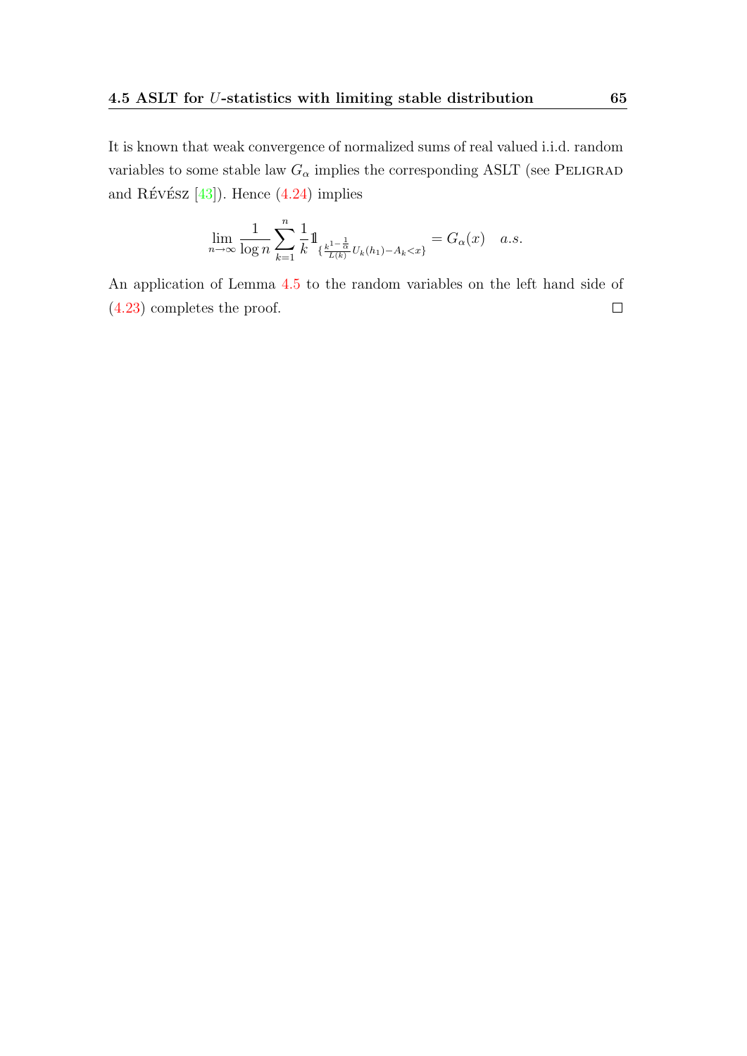It is known that weak convergence of normalized sums of real valued i.i.d. random variables to some stable law $G_\alpha$ implies the corresponding ASLT (see Peligrad and Révész [43]). Hence (4.24) implies

$$\lim_{n\to\infty} \frac{1}{\log n} \sum_{k=1}^{n} \frac{1}{k} \mathbb{1}_{\{\frac{k^{1-\frac{1}{\alpha}}}{L(k)} U_k(h_1) - A_k < x\}} = G_\alpha(x) \quad a.s.$$

An application of Lemma 4.5 to the random variables on the left hand side of (4.23) completes the proof. $\square$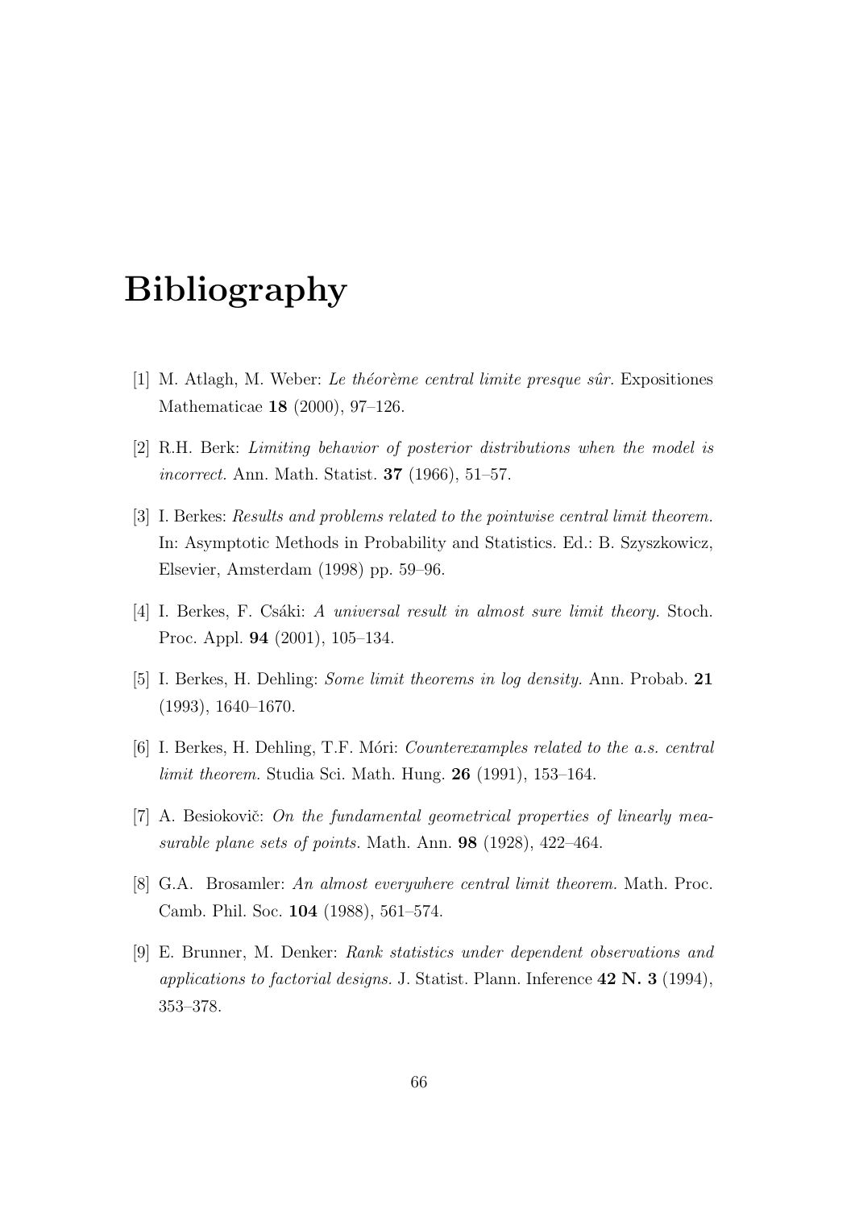# Bibliography

[1] M. Atlagh, M. Weber: *Le théorème central limite presque sûr.* Expositiones Mathematicae **18** (2000), 97–126.

[2] R.H. Berk: *Limiting behavior of posterior distributions when the model is incorrect.* Ann. Math. Statist. **37** (1966), 51–57.

[3] I. Berkes: *Results and problems related to the pointwise central limit theorem.* In: Asymptotic Methods in Probability and Statistics. Ed.: B. Szyszkowicz, Elsevier, Amsterdam (1998) pp. 59–96.

[4] I. Berkes, F. Csáki: *A universal result in almost sure limit theory.* Stoch. Proc. Appl. **94** (2001), 105–134.

[5] I. Berkes, H. Dehling: *Some limit theorems in log density.* Ann. Probab. **21** (1993), 1640–1670.

[6] I. Berkes, H. Dehling, T.F. Móri: *Counterexamples related to the a.s. central limit theorem.* Studia Sci. Math. Hung. **26** (1991), 153–164.

[7] A. Besiokovič: *On the fundamental geometrical properties of linearly measurable plane sets of points.* Math. Ann. **98** (1928), 422–464.

[8] G.A. Brosamler: *An almost everywhere central limit theorem.* Math. Proc. Camb. Phil. Soc. **104** (1988), 561–574.

[9] E. Brunner, M. Denker: *Rank statistics under dependent observations and applications to factorial designs.* J. Statist. Plann. Inference **42 N. 3** (1994), 353–378.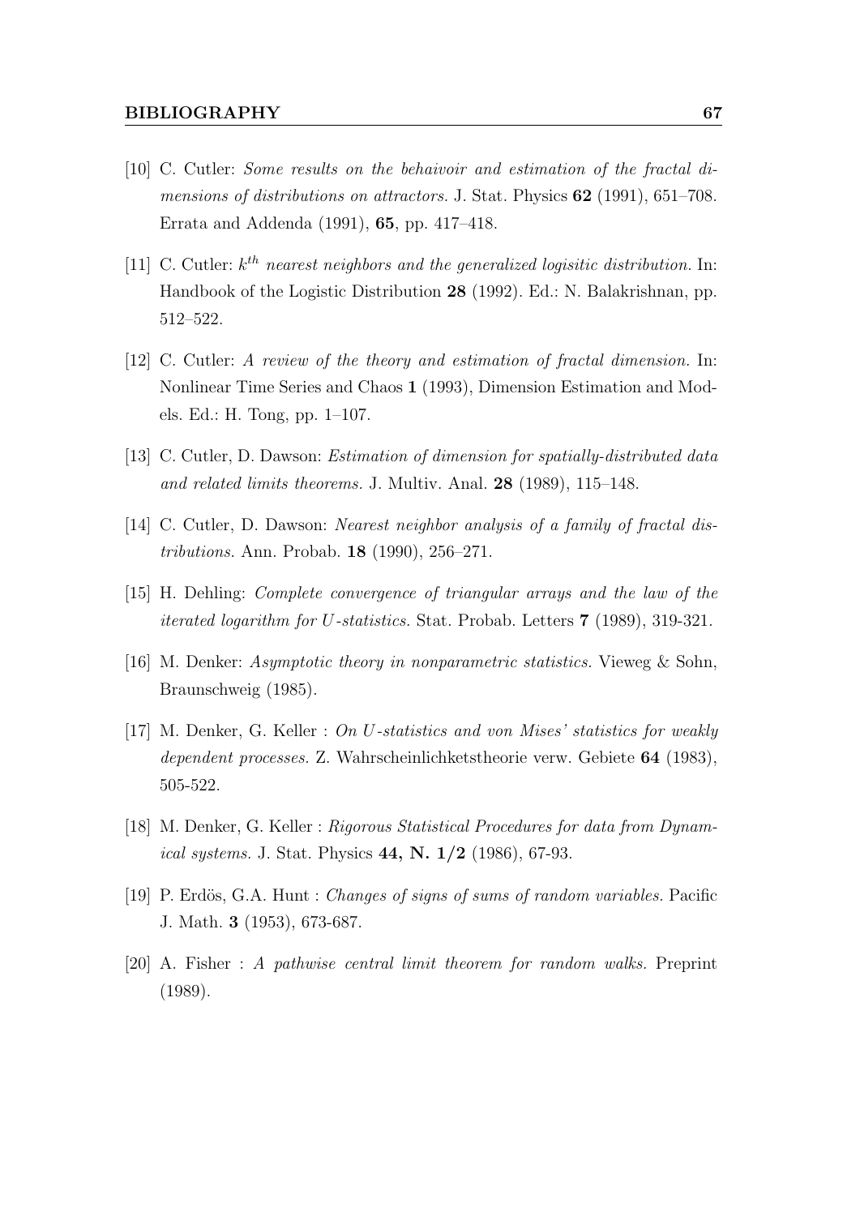[10] C. Cutler: *Some results on the behaivoir and estimation of the fractal dimensions of distributions on attractors.* J. Stat. Physics **62** (1991), 651–708. Errata and Addenda (1991), **65**, pp. 417–418.

[11] C. Cutler: *$k^{th}$ nearest neighbors and the generalized logisitic distribution.* In: Handbook of the Logistic Distribution **28** (1992). Ed.: N. Balakrishnan, pp. 512–522.

[12] C. Cutler: *A review of the theory and estimation of fractal dimension.* In: Nonlinear Time Series and Chaos **1** (1993), Dimension Estimation and Models. Ed.: H. Tong, pp. 1–107.

[13] C. Cutler, D. Dawson: *Estimation of dimension for spatially-distributed data and related limits theorems.* J. Multiv. Anal. **28** (1989), 115–148.

[14] C. Cutler, D. Dawson: *Nearest neighbor analysis of a family of fractal distributions.* Ann. Probab. **18** (1990), 256–271.

[15] H. Dehling: *Complete convergence of triangular arrays and the law of the iterated logarithm for $U$-statistics.* Stat. Probab. Letters **7** (1989), 319-321.

[16] M. Denker: *Asymptotic theory in nonparametric statistics.* Vieweg & Sohn, Braunschweig (1985).

[17] M. Denker, G. Keller : *On $U$-statistics and von Mises' statistics for weakly dependent processes.* Z. Wahrscheinlichketstheorie verw. Gebiete **64** (1983), 505-522.

[18] M. Denker, G. Keller : *Rigorous Statistical Procedures for data from Dynamical systems.* J. Stat. Physics **44, N. 1/2** (1986), 67-93.

[19] P. Erdös, G.A. Hunt : *Changes of signs of sums of random variables.* Pacific J. Math. **3** (1953), 673-687.

[20] A. Fisher : *A pathwise central limit theorem for random walks.* Preprint (1989).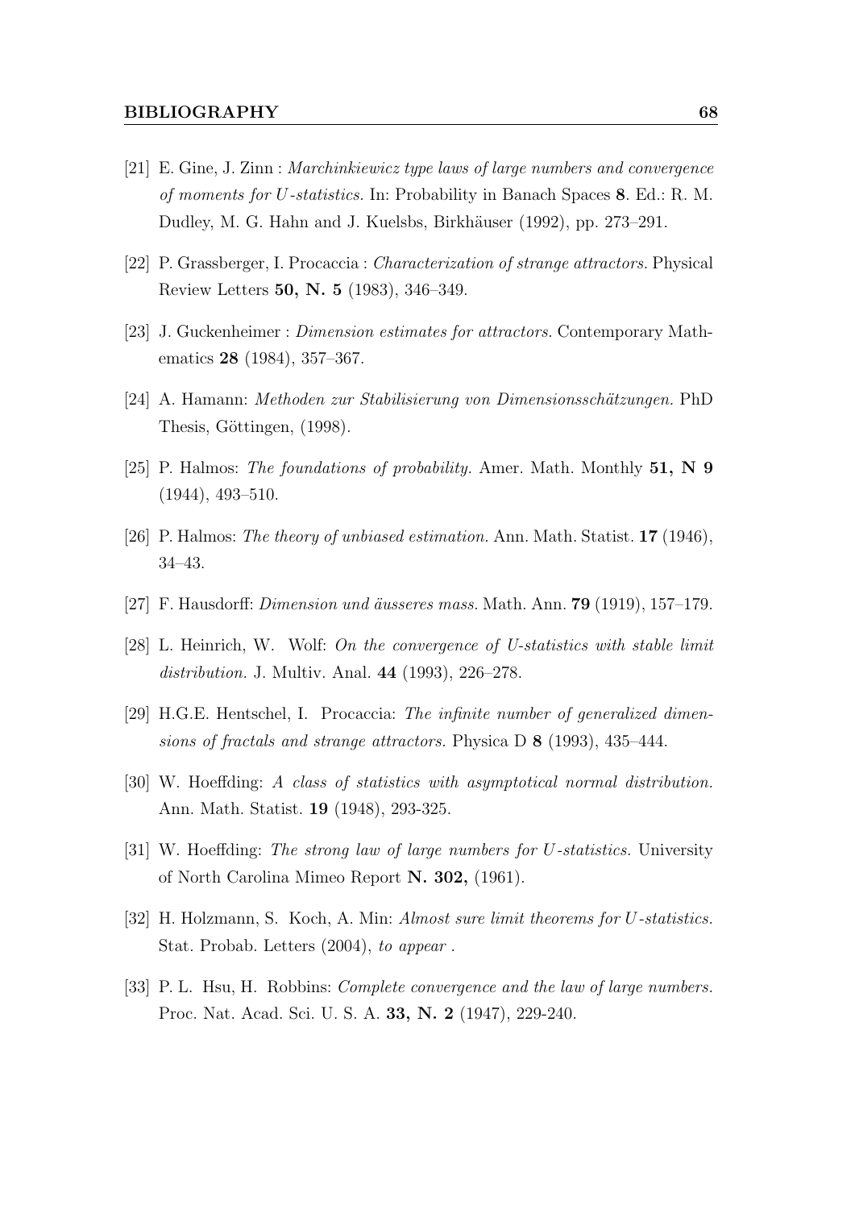[21] E. Gine, J. Zinn : *Marchinkiewicz type laws of large numbers and convergence of moments for U-statistics.* In: Probability in Banach Spaces **8**. Ed.: R. M. Dudley, M. G. Hahn and J. Kuelsbs, Birkhäuser (1992), pp. 273–291.

[22] P. Grassberger, I. Procaccia : *Characterization of strange attractors.* Physical Review Letters **50, N. 5** (1983), 346–349.

[23] J. Guckenheimer : *Dimension estimates for attractors.* Contemporary Mathematics **28** (1984), 357–367.

[24] A. Hamann: *Methoden zur Stabilisierung von Dimensionsschätzungen.* PhD Thesis, Göttingen, (1998).

[25] P. Halmos: *The foundations of probability.* Amer. Math. Monthly **51, N 9** (1944), 493–510.

[26] P. Halmos: *The theory of unbiased estimation.* Ann. Math. Statist. **17** (1946), 34–43.

[27] F. Hausdorff: *Dimension und äusseres mass.* Math. Ann. **79** (1919), 157–179.

[28] L. Heinrich, W. Wolf: *On the convergence of U-statistics with stable limit distribution.* J. Multiv. Anal. **44** (1993), 226–278.

[29] H.G.E. Hentschel, I. Procaccia: *The infinite number of generalized dimensions of fractals and strange attractors.* Physica D **8** (1993), 435–444.

[30] W. Hoeffding: *A class of statistics with asymptotical normal distribution.* Ann. Math. Statist. **19** (1948), 293-325.

[31] W. Hoeffding: *The strong law of large numbers for U-statistics.* University of North Carolina Mimeo Report **N. 302,** (1961).

[32] H. Holzmann, S. Koch, A. Min: *Almost sure limit theorems for U-statistics.* Stat. Probab. Letters (2004), *to appear* .

[33] P. L. Hsu, H. Robbins: *Complete convergence and the law of large numbers.* Proc. Nat. Acad. Sci. U. S. A. **33, N. 2** (1947), 229-240.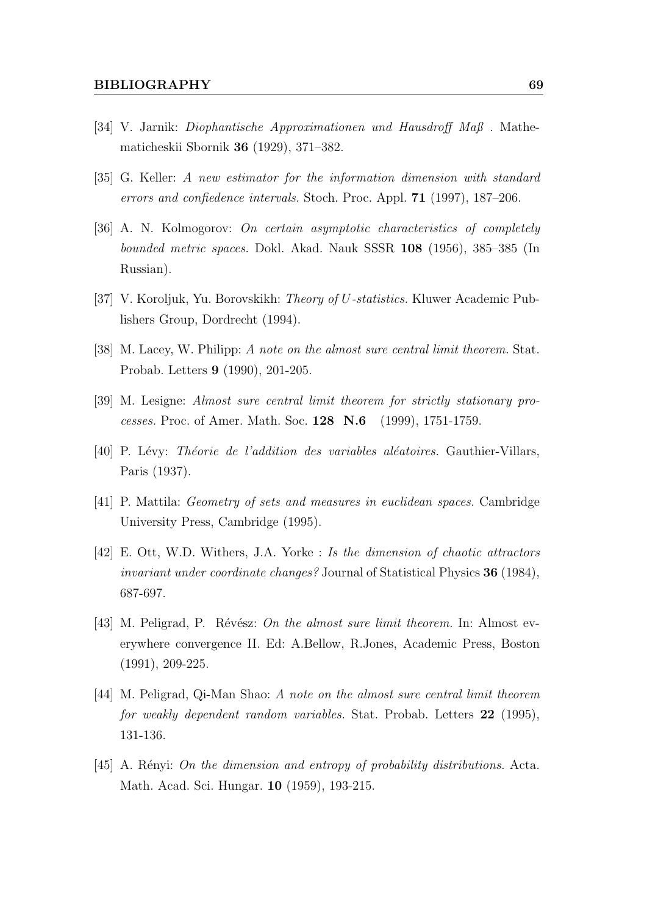[34] V. Jarnik: *Diophantische Approximationen und Hausdroff Maß* . Mathematicheskii Sbornik **36** (1929), 371–382.

[35] G. Keller: *A new estimator for the information dimension with standard errors and confiedence intervals.* Stoch. Proc. Appl. **71** (1997), 187–206.

[36] A. N. Kolmogorov: *On certain asymptotic characteristics of completely bounded metric spaces.* Dokl. Akad. Nauk SSSR **108** (1956), 385–385 (In Russian).

[37] V. Koroljuk, Yu. Borovskikh: *Theory of $U$-statistics.* Kluwer Academic Publishers Group, Dordrecht (1994).

[38] M. Lacey, W. Philipp: *A note on the almost sure central limit theorem.* Stat. Probab. Letters **9** (1990), 201-205.

[39] M. Lesigne: *Almost sure central limit theorem for strictly stationary processes.* Proc. of Amer. Math. Soc. **128 N.6** (1999), 1751-1759.

[40] P. Lévy: *Théorie de l'addition des variables aléatoires.* Gauthier-Villars, Paris (1937).

[41] P. Mattila: *Geometry of sets and measures in euclidean spaces.* Cambridge University Press, Cambridge (1995).

[42] E. Ott, W.D. Withers, J.A. Yorke : *Is the dimension of chaotic attractors invariant under coordinate changes?* Journal of Statistical Physics **36** (1984), 687-697.

[43] M. Peligrad, P. Révész: *On the almost sure limit theorem.* In: Almost everywhere convergence II. Ed: A.Bellow, R.Jones, Academic Press, Boston (1991), 209-225.

[44] M. Peligrad, Qi-Man Shao: *A note on the almost sure central limit theorem for weakly dependent random variables.* Stat. Probab. Letters **22** (1995), 131-136.

[45] A. Rényi: *On the dimension and entropy of probability distributions.* Acta. Math. Acad. Sci. Hungar. **10** (1959), 193-215.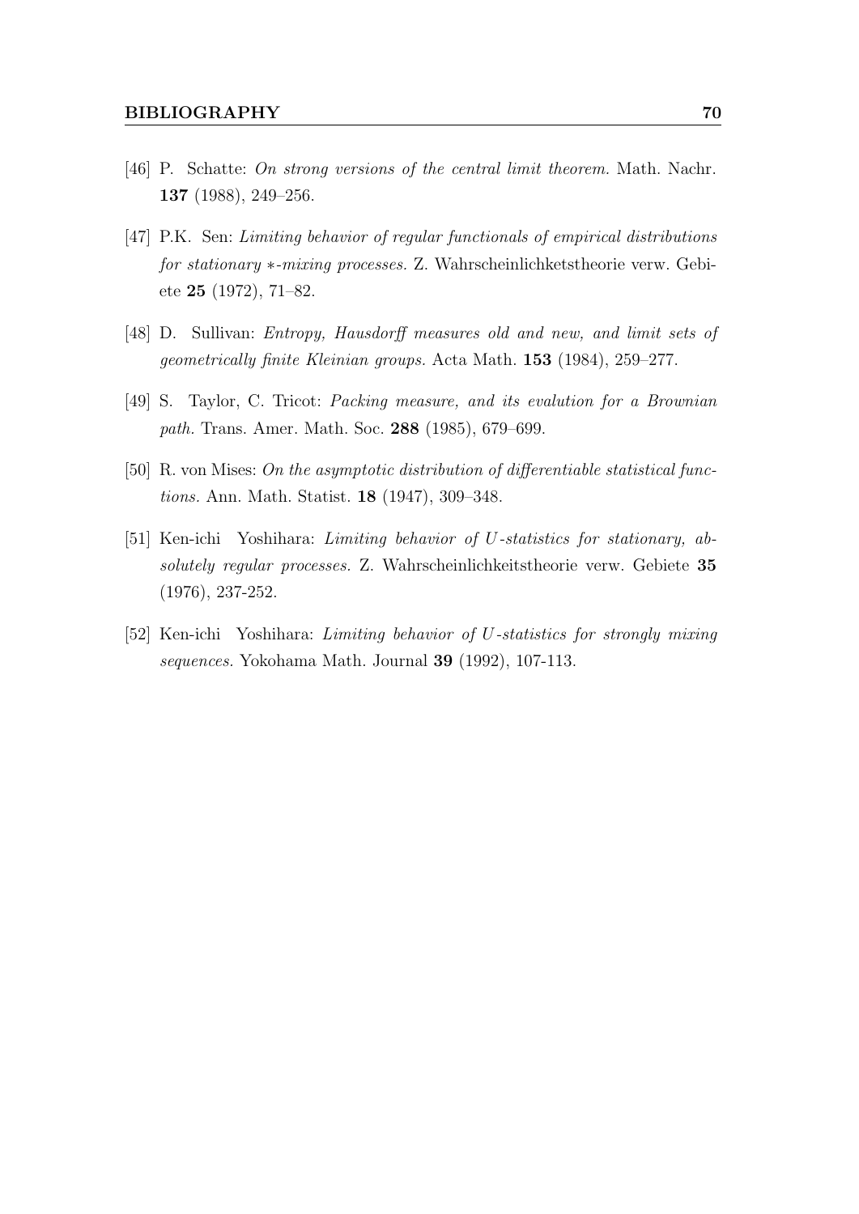[46] P. Schatte: *On strong versions of the central limit theorem.* Math. Nachr. **137** (1988), 249–256.

[47] P.K. Sen: *Limiting behavior of regular functionals of empirical distributions for stationary ∗-mixing processes.* Z. Wahrscheinlichketstheorie verw. Gebiete **25** (1972), 71–82.

[48] D. Sullivan: *Entropy, Hausdorff measures old and new, and limit sets of geometrically finite Kleinian groups.* Acta Math. **153** (1984), 259–277.

[49] S. Taylor, C. Tricot: *Packing measure, and its evalution for a Brownian path.* Trans. Amer. Math. Soc. **288** (1985), 679–699.

[50] R. von Mises: *On the asymptotic distribution of differentiable statistical functions.* Ann. Math. Statist. **18** (1947), 309–348.

[51] Ken-ichi Yoshihara: *Limiting behavior of $U$-statistics for stationary, absolutely regular processes.* Z. Wahrscheinlichkeitstheorie verw. Gebiete **35** (1976), 237-252.

[52] Ken-ichi Yoshihara: *Limiting behavior of $U$-statistics for strongly mixing sequences.* Yokohama Math. Journal **39** (1992), 107-113.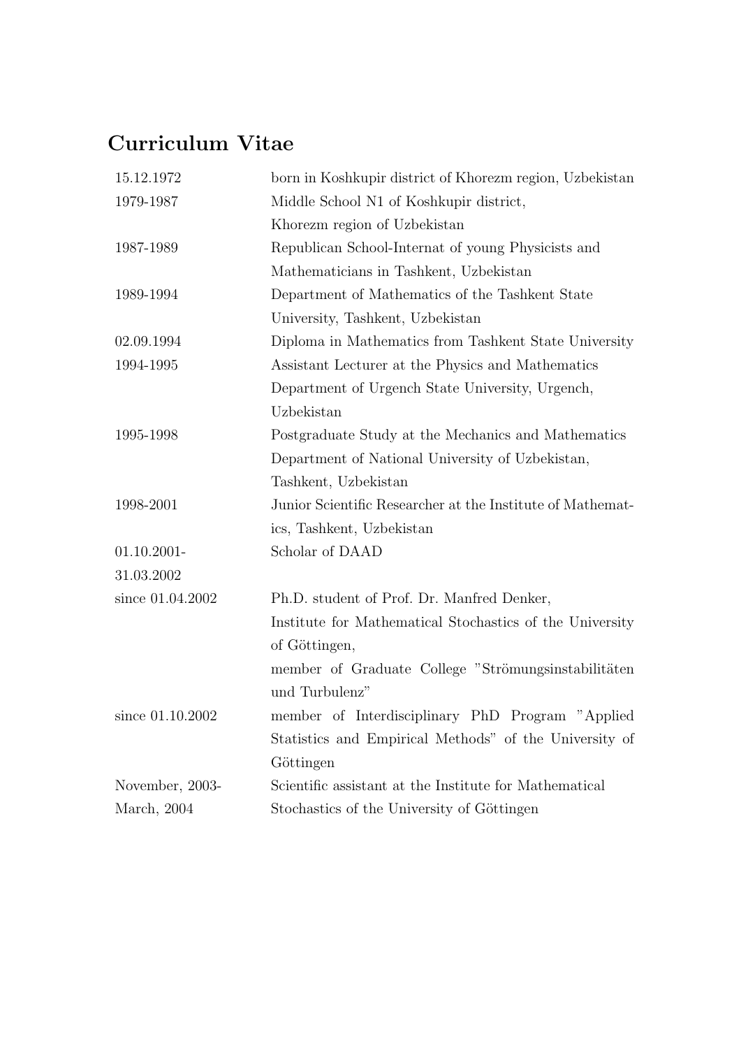# Curriculum Vitae

| | |
|---|---|
| 15.12.1972 | born in Koshkupir district of Khorezm region, Uzbekistan |
| 1979-1987 | Middle School N1 of Koshkupir district, Khorezm region of Uzbekistan |
| 1987-1989 | Republican School-Internat of young Physicists and Mathematicians in Tashkent, Uzbekistan |
| 1989-1994 | Department of Mathematics of the Tashkent State University, Tashkent, Uzbekistan |
| 02.09.1994 | Diploma in Mathematics from Tashkent State University |
| 1994-1995 | Assistant Lecturer at the Physics and Mathematics Department of Urgench State University, Urgench, Uzbekistan |
| 1995-1998 | Postgraduate Study at the Mechanics and Mathematics Department of National University of Uzbekistan, Tashkent, Uzbekistan |
| 1998-2001 | Junior Scientific Researcher at the Institute of Mathematics, Tashkent, Uzbekistan |
| 01.10.2001-31.03.2002 | Scholar of DAAD |
| since 01.04.2002 | Ph.D. student of Prof. Dr. Manfred Denker, Institute for Mathematical Stochastics of the University of Göttingen, member of Graduate College "Strömungsinstabilitäten und Turbulenz" |
| since 01.10.2002 | member of Interdisciplinary PhD Program "Applied Statistics and Empirical Methods" of the University of Göttingen |
| November, 2003-March, 2004 | Scientific assistant at the Institute for Mathematical Stochastics of the University of Göttingen |